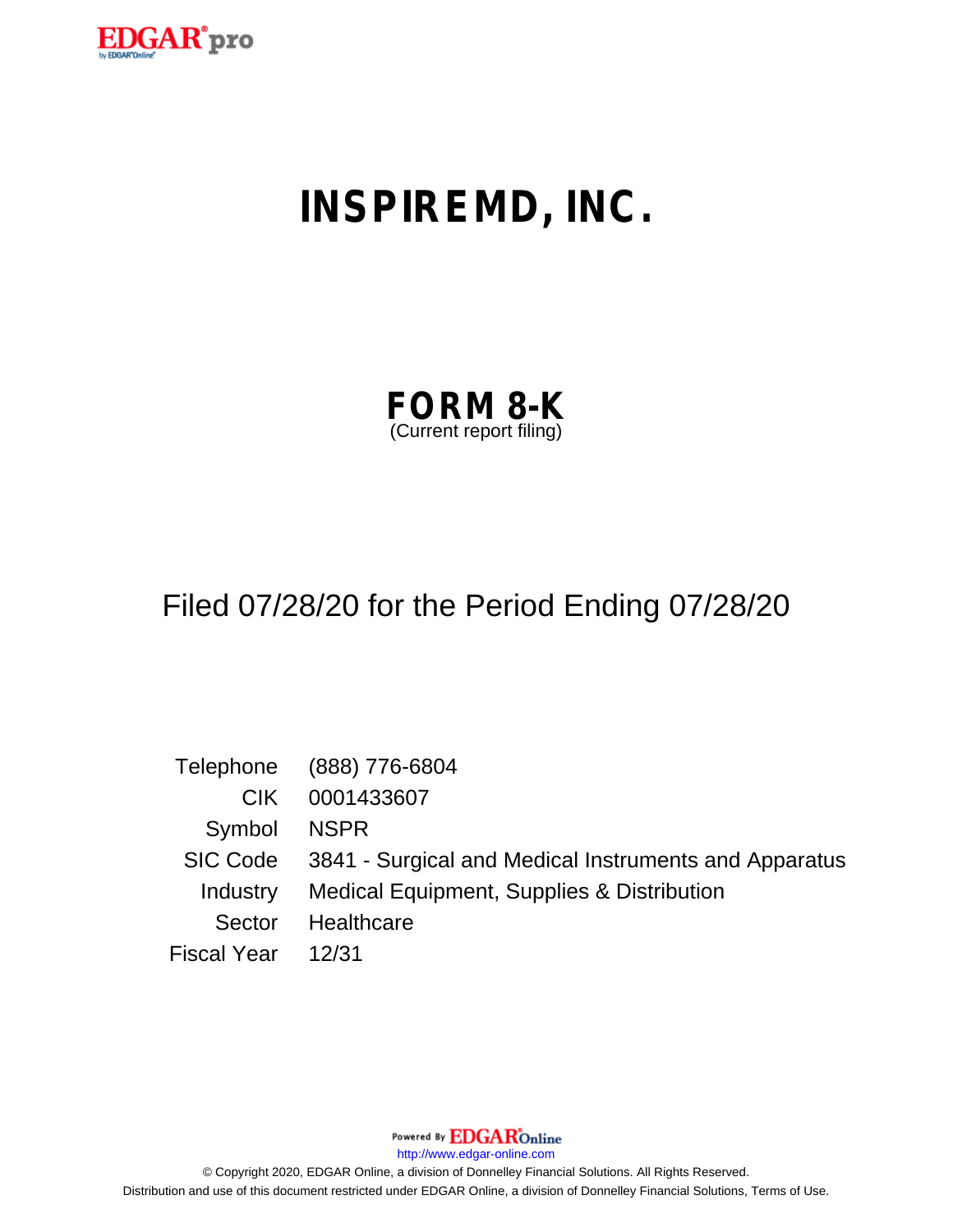# INSPIREMD, INC.

## FORM 8-K

(Current report filing)

Filed 07/28/20 for the Period Ending 07/28/20

| | |
|---|---|
| Telephone | (888) 776-6804 |
| CIK | 0001433607 |
| Symbol | NSPR |
| SIC Code | 3841 - Surgical and Medical Instruments and Apparatus |
| Industry | Medical Equipment, Supplies & Distribution |
| Sector | Healthcare |
| Fiscal Year | 12/31 |

Powered By EDGAR Online

http://www.edgar-online.com

© Copyright 2020, EDGAR Online, a division of Donnelley Financial Solutions. All Rights Reserved.
Distribution and use of this document restricted under EDGAR Online, a division of Donnelley Financial Solutions, Terms of Use.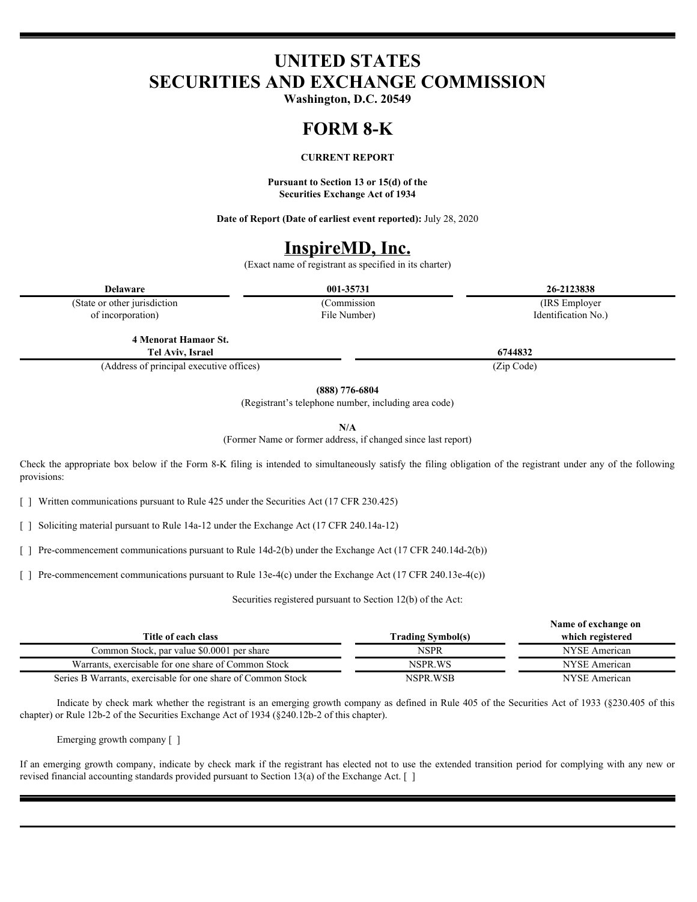# UNITED STATES
# SECURITIES AND EXCHANGE COMMISSION

**Washington, D.C. 20549**

# FORM 8-K

**CURRENT REPORT**

**Pursuant to Section 13 or 15(d) of the Securities Exchange Act of 1934**

**Date of Report (Date of earliest event reported):** July 28, 2020

# InspireMD, Inc.

(Exact name of registrant as specified in its charter)

| **Delaware** | **001-35731** | **26-2123838** |
|---|---|---|
| (State or other jurisdiction of incorporation) | (Commission File Number) | (IRS Employer Identification No.) |

| **4 Menorat Hamaor St. Tel Aviv, Israel** | **6744832** |
|---|---|
| (Address of principal executive offices) | (Zip Code) |

**(888) 776-6804**

(Registrant's telephone number, including area code)

**N/A**

(Former Name or former address, if changed since last report)

Check the appropriate box below if the Form 8-K filing is intended to simultaneously satisfy the filing obligation of the registrant under any of the following provisions:

[ ] Written communications pursuant to Rule 425 under the Securities Act (17 CFR 230.425)

[ ] Soliciting material pursuant to Rule 14a-12 under the Exchange Act (17 CFR 240.14a-12)

[ ] Pre-commencement communications pursuant to Rule 14d-2(b) under the Exchange Act (17 CFR 240.14d-2(b))

[ ] Pre-commencement communications pursuant to Rule 13e-4(c) under the Exchange Act (17 CFR 240.13e-4(c))

Securities registered pursuant to Section 12(b) of the Act:

| Title of each class | Trading Symbol(s) | Name of exchange on which registered |
|---|---|---|
| Common Stock, par value $0.0001 per share | NSPR | NYSE American |
| Warrants, exercisable for one share of Common Stock | NSPR.WS | NYSE American |
| Series B Warrants, exercisable for one share of Common Stock | NSPR.WSB | NYSE American |

Indicate by check mark whether the registrant is an emerging growth company as defined in Rule 405 of the Securities Act of 1933 (§230.405 of this chapter) or Rule 12b-2 of the Securities Exchange Act of 1934 (§240.12b-2 of this chapter).

Emerging growth company [ ]

If an emerging growth company, indicate by check mark if the registrant has elected not to use the extended transition period for complying with any new or revised financial accounting standards provided pursuant to Section 13(a) of the Exchange Act. [ ]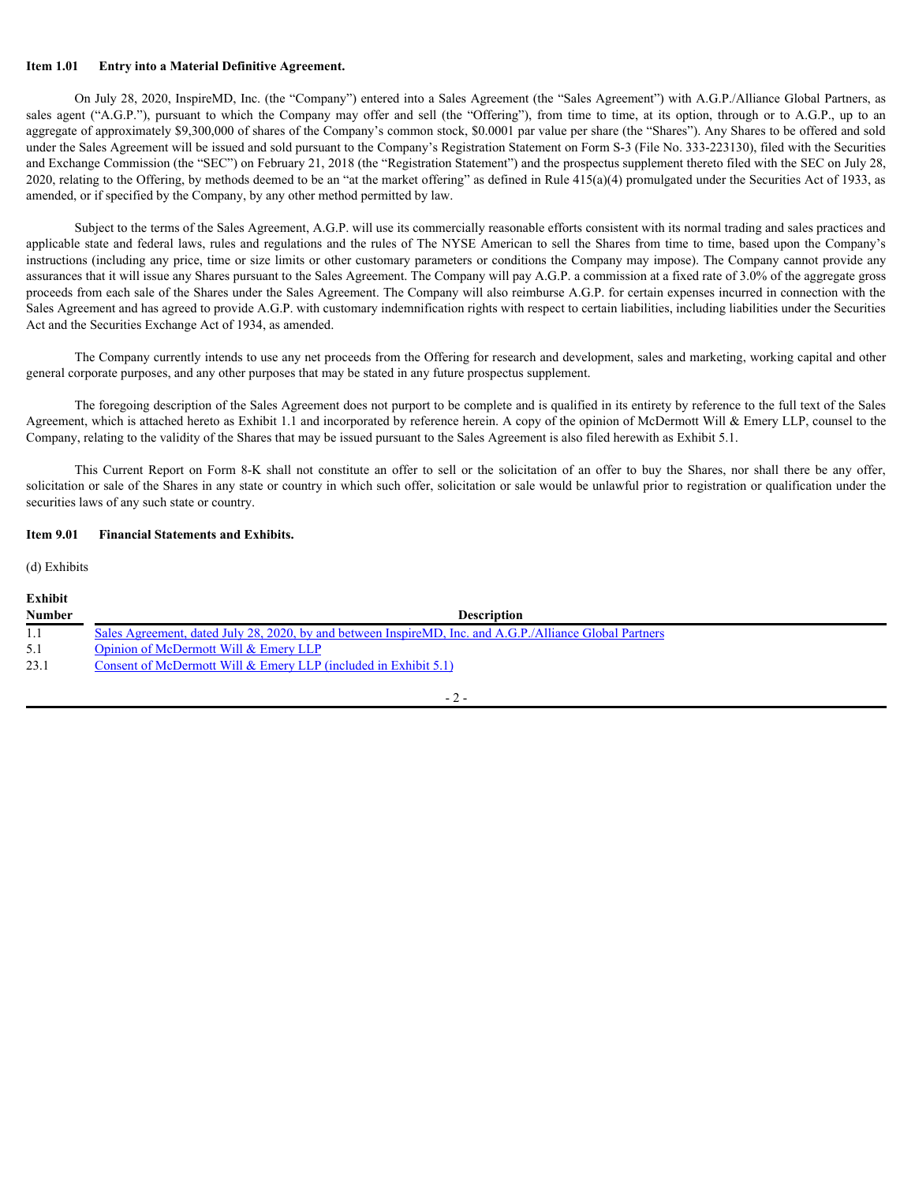**Item 1.01 Entry into a Material Definitive Agreement.**

On July 28, 2020, InspireMD, Inc. (the "Company") entered into a Sales Agreement (the "Sales Agreement") with A.G.P./Alliance Global Partners, as sales agent ("A.G.P."), pursuant to which the Company may offer and sell (the "Offering"), from time to time, at its option, through or to A.G.P., up to an aggregate of approximately $9,300,000 of shares of the Company's common stock, $0.0001 par value per share (the "Shares"). Any Shares to be offered and sold under the Sales Agreement will be issued and sold pursuant to the Company's Registration Statement on Form S-3 (File No. 333-223130), filed with the Securities and Exchange Commission (the "SEC") on February 21, 2018 (the "Registration Statement") and the prospectus supplement thereto filed with the SEC on July 28, 2020, relating to the Offering, by methods deemed to be an "at the market offering" as defined in Rule 415(a)(4) promulgated under the Securities Act of 1933, as amended, or if specified by the Company, by any other method permitted by law.

Subject to the terms of the Sales Agreement, A.G.P. will use its commercially reasonable efforts consistent with its normal trading and sales practices and applicable state and federal laws, rules and regulations and the rules of The NYSE American to sell the Shares from time to time, based upon the Company's instructions (including any price, time or size limits or other customary parameters or conditions the Company may impose). The Company cannot provide any assurances that it will issue any Shares pursuant to the Sales Agreement. The Company will pay A.G.P. a commission at a fixed rate of 3.0% of the aggregate gross proceeds from each sale of the Shares under the Sales Agreement. The Company will also reimburse A.G.P. for certain expenses incurred in connection with the Sales Agreement and has agreed to provide A.G.P. with customary indemnification rights with respect to certain liabilities, including liabilities under the Securities Act and the Securities Exchange Act of 1934, as amended.

The Company currently intends to use any net proceeds from the Offering for research and development, sales and marketing, working capital and other general corporate purposes, and any other purposes that may be stated in any future prospectus supplement.

The foregoing description of the Sales Agreement does not purport to be complete and is qualified in its entirety by reference to the full text of the Sales Agreement, which is attached hereto as Exhibit 1.1 and incorporated by reference herein. A copy of the opinion of McDermott Will & Emery LLP, counsel to the Company, relating to the validity of the Shares that may be issued pursuant to the Sales Agreement is also filed herewith as Exhibit 5.1.

This Current Report on Form 8-K shall not constitute an offer to sell or the solicitation of an offer to buy the Shares, nor shall there be any offer, solicitation or sale of the Shares in any state or country in which such offer, solicitation or sale would be unlawful prior to registration or qualification under the securities laws of any such state or country.

**Item 9.01 Financial Statements and Exhibits.**

(d) Exhibits

| Exhibit Number | Description |
|---|---|
| 1.1 | Sales Agreement, dated July 28, 2020, by and between InspireMD, Inc. and A.G.P./Alliance Global Partners |
| 5.1 | Opinion of McDermott Will & Emery LLP |
| 23.1 | Consent of McDermott Will & Emery LLP (included in Exhibit 5.1) |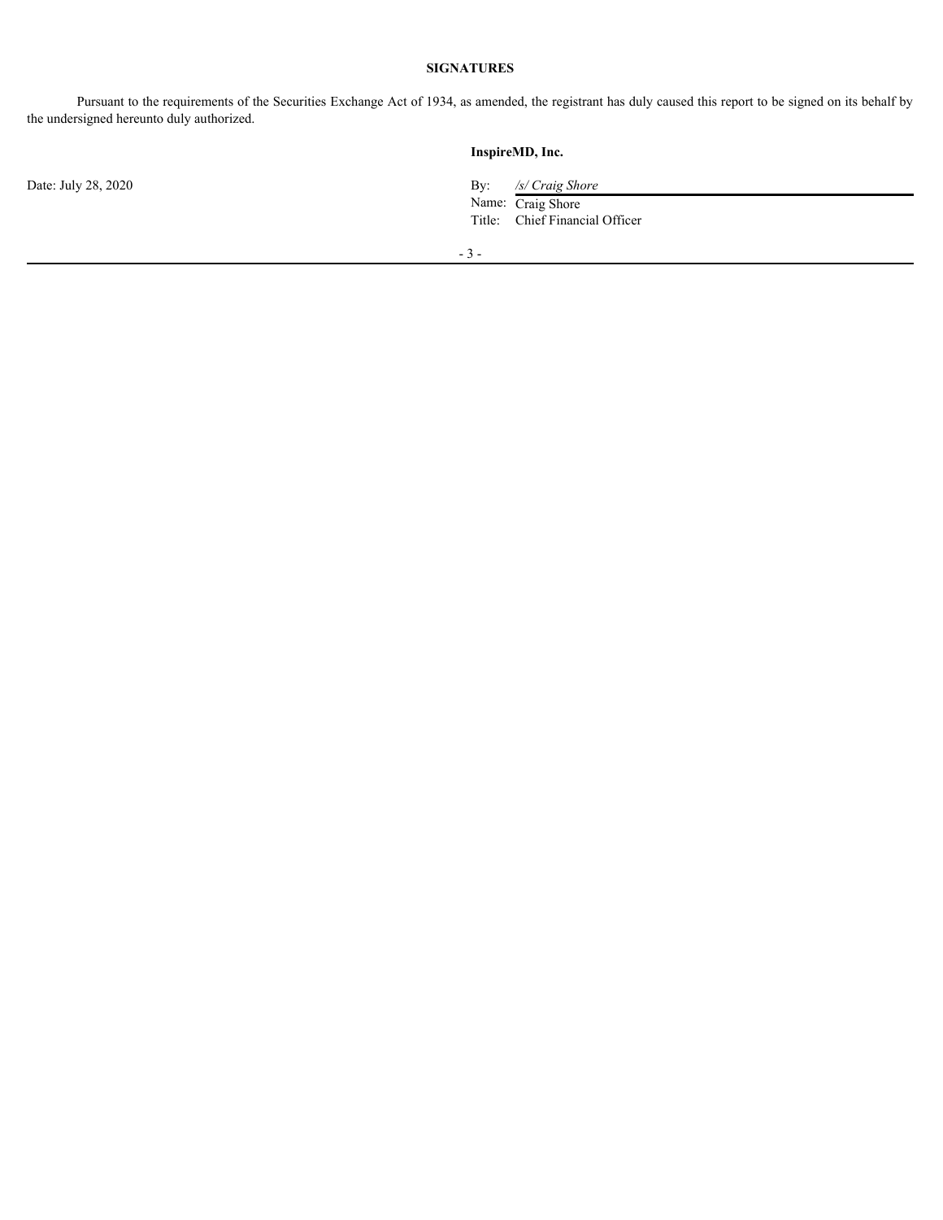**SIGNATURES**

Pursuant to the requirements of the Securities Exchange Act of 1934, as amended, the registrant has duly caused this report to be signed on its behalf by the undersigned hereunto duly authorized.

**InspireMD, Inc.**

Date: July 28, 2020

By: */s/ Craig Shore*
Name: Craig Shore
Title: Chief Financial Officer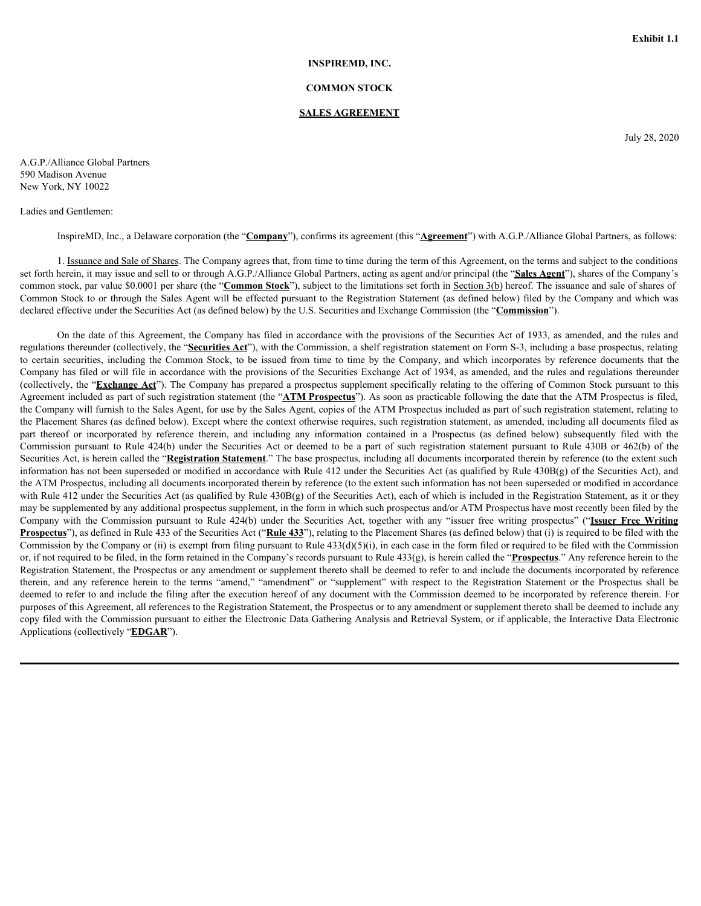**Exhibit 1.1**

**INSPIREMD, INC.**

**COMMON STOCK**

**SALES AGREEMENT**

July 28, 2020

A.G.P./Alliance Global Partners
590 Madison Avenue
New York, NY 10022

Ladies and Gentlemen:

InspireMD, Inc., a Delaware corporation (the "**Company**"), confirms its agreement (this "**Agreement**") with A.G.P./Alliance Global Partners, as follows:

1. Issuance and Sale of Shares. The Company agrees that, from time to time during the term of this Agreement, on the terms and subject to the conditions set forth herein, it may issue and sell to or through A.G.P./Alliance Global Partners, acting as agent and/or principal (the "**Sales Agent**"), shares of the Company's common stock, par value $0.0001 per share (the "**Common Stock**"), subject to the limitations set forth in Section 3(b) hereof. The issuance and sale of shares of Common Stock to or through the Sales Agent will be effected pursuant to the Registration Statement (as defined below) filed by the Company and which was declared effective under the Securities Act (as defined below) by the U.S. Securities and Exchange Commission (the "**Commission**").

On the date of this Agreement, the Company has filed in accordance with the provisions of the Securities Act of 1933, as amended, and the rules and regulations thereunder (collectively, the "**Securities Act**"), with the Commission, a shelf registration statement on Form S-3, including a base prospectus, relating to certain securities, including the Common Stock, to be issued from time to time by the Company, and which incorporates by reference documents that the Company has filed or will file in accordance with the provisions of the Securities Exchange Act of 1934, as amended, and the rules and regulations thereunder (collectively, the "**Exchange Act**"). The Company has prepared a prospectus supplement specifically relating to the offering of Common Stock pursuant to this Agreement included as part of such registration statement (the "**ATM Prospectus**"). As soon as practicable following the date that the ATM Prospectus is filed, the Company will furnish to the Sales Agent, for use by the Sales Agent, copies of the ATM Prospectus included as part of such registration statement, relating to the Placement Shares (as defined below). Except where the context otherwise requires, such registration statement, as amended, including all documents filed as part thereof or incorporated by reference therein, and including any information contained in a Prospectus (as defined below) subsequently filed with the Commission pursuant to Rule 424(b) under the Securities Act or deemed to be a part of such registration statement pursuant to Rule 430B or 462(b) of the Securities Act, is herein called the "**Registration Statement**." The base prospectus, including all documents incorporated therein by reference (to the extent such information has not been superseded or modified in accordance with Rule 412 under the Securities Act (as qualified by Rule 430B(g) of the Securities Act), and the ATM Prospectus, including all documents incorporated therein by reference (to the extent such information has not been superseded or modified in accordance with Rule 412 under the Securities Act (as qualified by Rule 430B(g) of the Securities Act), each of which is included in the Registration Statement, as it or they may be supplemented by any additional prospectus supplement, in the form in which such prospectus and/or ATM Prospectus have most recently been filed by the Company with the Commission pursuant to Rule 424(b) under the Securities Act, together with any "issuer free writing prospectus" ("**Issuer Free Writing Prospectus**"), as defined in Rule 433 of the Securities Act ("**Rule 433**"), relating to the Placement Shares (as defined below) that (i) is required to be filed with the Commission by the Company or (ii) is exempt from filing pursuant to Rule 433(d)(5)(i), in each case in the form filed or required to be filed with the Commission or, if not required to be filed, in the form retained in the Company's records pursuant to Rule 433(g), is herein called the "**Prospectus**." Any reference herein to the Registration Statement, the Prospectus or any amendment or supplement thereto shall be deemed to refer to and include the documents incorporated by reference therein, and any reference herein to the terms "amend," "amendment" or "supplement" with respect to the Registration Statement or the Prospectus shall be deemed to refer to and include the filing after the execution hereof of any document with the Commission deemed to be incorporated by reference therein. For purposes of this Agreement, all references to the Registration Statement, the Prospectus or to any amendment or supplement thereto shall be deemed to include any copy filed with the Commission pursuant to either the Electronic Data Gathering Analysis and Retrieval System, or if applicable, the Interactive Data Electronic Applications (collectively "**EDGAR**").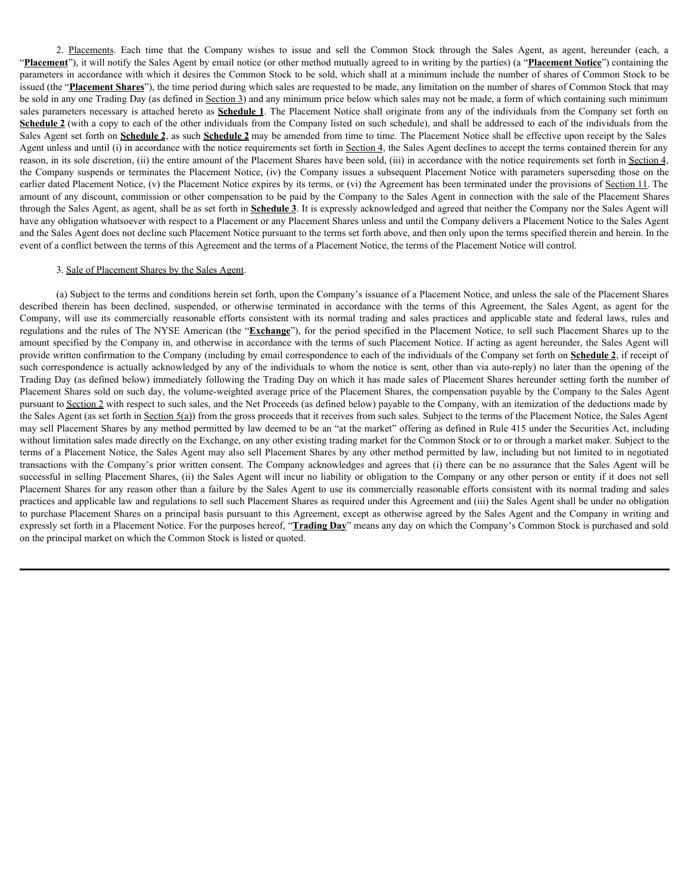2. Placements. Each time that the Company wishes to issue and sell the Common Stock through the Sales Agent, as agent, hereunder (each, a "**Placement**"), it will notify the Sales Agent by email notice (or other method mutually agreed to in writing by the parties) (a "**Placement Notice**") containing the parameters in accordance with which it desires the Common Stock to be sold, which shall at a minimum include the number of shares of Common Stock to be issued (the "**Placement Shares**"), the time period during which sales are requested to be made, any limitation on the number of shares of Common Stock that may be sold in any one Trading Day (as defined in Section 3) and any minimum price below which sales may not be made, a form of which containing such minimum sales parameters necessary is attached hereto as **Schedule 1**. The Placement Notice shall originate from any of the individuals from the Company set forth on **Schedule 2** (with a copy to each of the other individuals from the Company listed on such schedule), and shall be addressed to each of the individuals from the Sales Agent set forth on **Schedule 2**, as such **Schedule 2** may be amended from time to time. The Placement Notice shall be effective upon receipt by the Sales Agent unless and until (i) in accordance with the notice requirements set forth in Section 4, the Sales Agent declines to accept the terms contained therein for any reason, in its sole discretion, (ii) the entire amount of the Placement Shares have been sold, (iii) in accordance with the notice requirements set forth in Section 4, the Company suspends or terminates the Placement Notice, (iv) the Company issues a subsequent Placement Notice with parameters superseding those on the earlier dated Placement Notice, (v) the Placement Notice expires by its terms, or (vi) the Agreement has been terminated under the provisions of Section 11. The amount of any discount, commission or other compensation to be paid by the Company to the Sales Agent in connection with the sale of the Placement Shares through the Sales Agent, as agent, shall be as set forth in **Schedule 3**. It is expressly acknowledged and agreed that neither the Company nor the Sales Agent will have any obligation whatsoever with respect to a Placement or any Placement Shares unless and until the Company delivers a Placement Notice to the Sales Agent and the Sales Agent does not decline such Placement Notice pursuant to the terms set forth above, and then only upon the terms specified therein and herein. In the event of a conflict between the terms of this Agreement and the terms of a Placement Notice, the terms of the Placement Notice will control.

3. Sale of Placement Shares by the Sales Agent.

(a) Subject to the terms and conditions herein set forth, upon the Company's issuance of a Placement Notice, and unless the sale of the Placement Shares described therein has been declined, suspended, or otherwise terminated in accordance with the terms of this Agreement, the Sales Agent, as agent for the Company, will use its commercially reasonable efforts consistent with its normal trading and sales practices and applicable state and federal laws, rules and regulations and the rules of The NYSE American (the "**Exchange**"), for the period specified in the Placement Notice, to sell such Placement Shares up to the amount specified by the Company in, and otherwise in accordance with the terms of such Placement Notice. If acting as agent hereunder, the Sales Agent will provide written confirmation to the Company (including by email correspondence to each of the individuals of the Company set forth on **Schedule 2**, if receipt of such correspondence is actually acknowledged by any of the individuals to whom the notice is sent, other than via auto-reply) no later than the opening of the Trading Day (as defined below) immediately following the Trading Day on which it has made sales of Placement Shares hereunder setting forth the number of Placement Shares sold on such day, the volume-weighted average price of the Placement Shares, the compensation payable by the Company to the Sales Agent pursuant to Section 2 with respect to such sales, and the Net Proceeds (as defined below) payable to the Company, with an itemization of the deductions made by the Sales Agent (as set forth in Section 5(a)) from the gross proceeds that it receives from such sales. Subject to the terms of the Placement Notice, the Sales Agent may sell Placement Shares by any method permitted by law deemed to be an "at the market" offering as defined in Rule 415 under the Securities Act, including without limitation sales made directly on the Exchange, on any other existing trading market for the Common Stock or to or through a market maker. Subject to the terms of a Placement Notice, the Sales Agent may also sell Placement Shares by any other method permitted by law, including but not limited to in negotiated transactions with the Company's prior written consent. The Company acknowledges and agrees that (i) there can be no assurance that the Sales Agent will be successful in selling Placement Shares, (ii) the Sales Agent will incur no liability or obligation to the Company or any other person or entity if it does not sell Placement Shares for any reason other than a failure by the Sales Agent to use its commercially reasonable efforts consistent with its normal trading and sales practices and applicable law and regulations to sell such Placement Shares as required under this Agreement and (iii) the Sales Agent shall be under no obligation to purchase Placement Shares on a principal basis pursuant to this Agreement, except as otherwise agreed by the Sales Agent and the Company in writing and expressly set forth in a Placement Notice. For the purposes hereof, "**Trading Day**" means any day on which the Company's Common Stock is purchased and sold on the principal market on which the Common Stock is listed or quoted.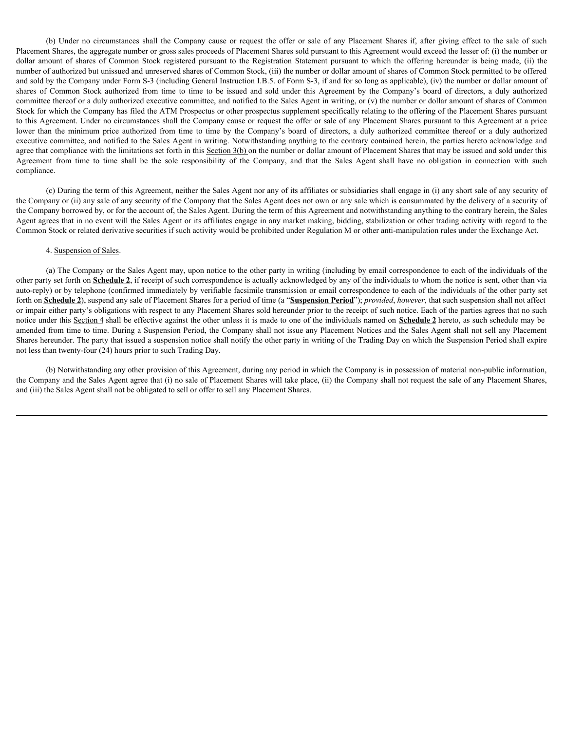(b) Under no circumstances shall the Company cause or request the offer or sale of any Placement Shares if, after giving effect to the sale of such Placement Shares, the aggregate number or gross sales proceeds of Placement Shares sold pursuant to this Agreement would exceed the lesser of: (i) the number or dollar amount of shares of Common Stock registered pursuant to the Registration Statement pursuant to which the offering hereunder is being made, (ii) the number of authorized but unissued and unreserved shares of Common Stock, (iii) the number or dollar amount of shares of Common Stock permitted to be offered and sold by the Company under Form S-3 (including General Instruction I.B.5. of Form S-3, if and for so long as applicable), (iv) the number or dollar amount of shares of Common Stock authorized from time to time to be issued and sold under this Agreement by the Company's board of directors, a duly authorized committee thereof or a duly authorized executive committee, and notified to the Sales Agent in writing, or (v) the number or dollar amount of shares of Common Stock for which the Company has filed the ATM Prospectus or other prospectus supplement specifically relating to the offering of the Placement Shares pursuant to this Agreement. Under no circumstances shall the Company cause or request the offer or sale of any Placement Shares pursuant to this Agreement at a price lower than the minimum price authorized from time to time by the Company's board of directors, a duly authorized committee thereof or a duly authorized executive committee, and notified to the Sales Agent in writing. Notwithstanding anything to the contrary contained herein, the parties hereto acknowledge and agree that compliance with the limitations set forth in this Section 3(b) on the number or dollar amount of Placement Shares that may be issued and sold under this Agreement from time to time shall be the sole responsibility of the Company, and that the Sales Agent shall have no obligation in connection with such compliance.

(c) During the term of this Agreement, neither the Sales Agent nor any of its affiliates or subsidiaries shall engage in (i) any short sale of any security of the Company or (ii) any sale of any security of the Company that the Sales Agent does not own or any sale which is consummated by the delivery of a security of the Company borrowed by, or for the account of, the Sales Agent. During the term of this Agreement and notwithstanding anything to the contrary herein, the Sales Agent agrees that in no event will the Sales Agent or its affiliates engage in any market making, bidding, stabilization or other trading activity with regard to the Common Stock or related derivative securities if such activity would be prohibited under Regulation M or other anti-manipulation rules under the Exchange Act.

4. Suspension of Sales.

(a) The Company or the Sales Agent may, upon notice to the other party in writing (including by email correspondence to each of the individuals of the other party set forth on **Schedule 2**, if receipt of such correspondence is actually acknowledged by any of the individuals to whom the notice is sent, other than via auto-reply) or by telephone (confirmed immediately by verifiable facsimile transmission or email correspondence to each of the individuals of the other party set forth on **Schedule 2**), suspend any sale of Placement Shares for a period of time (a "**Suspension Period**"); *provided*, *however*, that such suspension shall not affect or impair either party's obligations with respect to any Placement Shares sold hereunder prior to the receipt of such notice. Each of the parties agrees that no such notice under this Section 4 shall be effective against the other unless it is made to one of the individuals named on **Schedule 2** hereto, as such schedule may be amended from time to time. During a Suspension Period, the Company shall not issue any Placement Notices and the Sales Agent shall not sell any Placement Shares hereunder. The party that issued a suspension notice shall notify the other party in writing of the Trading Day on which the Suspension Period shall expire not less than twenty-four (24) hours prior to such Trading Day.

(b) Notwithstanding any other provision of this Agreement, during any period in which the Company is in possession of material non-public information, the Company and the Sales Agent agree that (i) no sale of Placement Shares will take place, (ii) the Company shall not request the sale of any Placement Shares, and (iii) the Sales Agent shall not be obligated to sell or offer to sell any Placement Shares.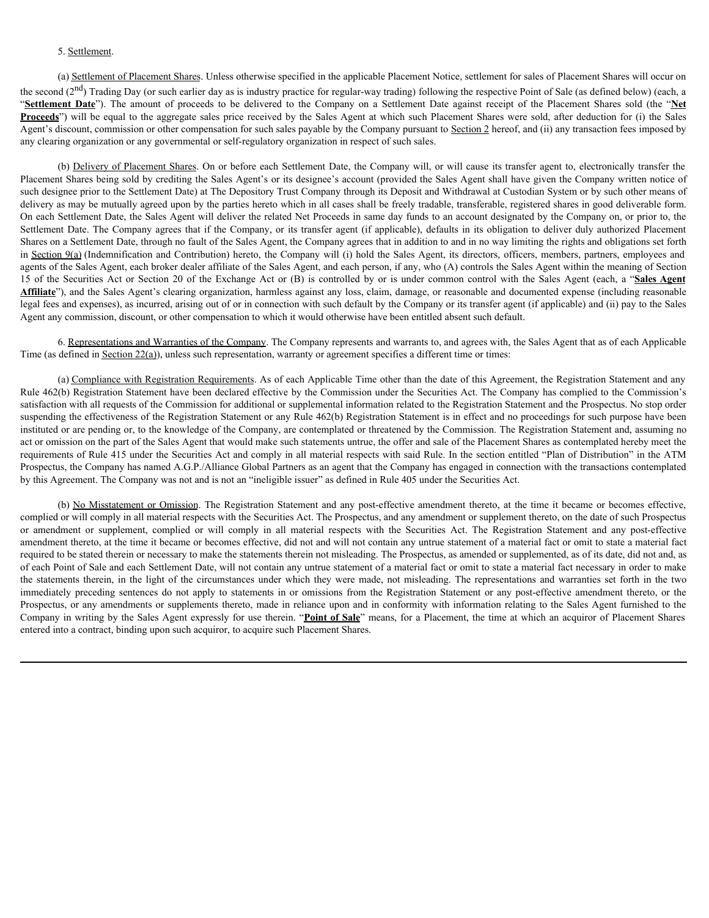5. Settlement.

(a) Settlement of Placement Shares. Unless otherwise specified in the applicable Placement Notice, settlement for sales of Placement Shares will occur on the second (2nd) Trading Day (or such earlier day as is industry practice for regular-way trading) following the respective Point of Sale (as defined below) (each, a "**Settlement Date**"). The amount of proceeds to be delivered to the Company on a Settlement Date against receipt of the Placement Shares sold (the "**Net Proceeds**") will be equal to the aggregate sales price received by the Sales Agent at which such Placement Shares were sold, after deduction for (i) the Sales Agent's discount, commission or other compensation for such sales payable by the Company pursuant to Section 2 hereof, and (ii) any transaction fees imposed by any clearing organization or any governmental or self-regulatory organization in respect of such sales.

(b) Delivery of Placement Shares. On or before each Settlement Date, the Company will, or will cause its transfer agent to, electronically transfer the Placement Shares being sold by crediting the Sales Agent's or its designee's account (provided the Sales Agent shall have given the Company written notice of such designee prior to the Settlement Date) at The Depository Trust Company through its Deposit and Withdrawal at Custodian System or by such other means of delivery as may be mutually agreed upon by the parties hereto which in all cases shall be freely tradable, transferable, registered shares in good deliverable form. On each Settlement Date, the Sales Agent will deliver the related Net Proceeds in same day funds to an account designated by the Company on, or prior to, the Settlement Date. The Company agrees that if the Company, or its transfer agent (if applicable), defaults in its obligation to deliver duly authorized Placement Shares on a Settlement Date, through no fault of the Sales Agent, the Company agrees that in addition to and in no way limiting the rights and obligations set forth in Section 9(a) (Indemnification and Contribution) hereto, the Company will (i) hold the Sales Agent, its directors, officers, members, partners, employees and agents of the Sales Agent, each broker dealer affiliate of the Sales Agent, and each person, if any, who (A) controls the Sales Agent within the meaning of Section 15 of the Securities Act or Section 20 of the Exchange Act or (B) is controlled by or is under common control with the Sales Agent (each, a "**Sales Agent Affiliate**"), and the Sales Agent's clearing organization, harmless against any loss, claim, damage, or reasonable and documented expense (including reasonable legal fees and expenses), as incurred, arising out of or in connection with such default by the Company or its transfer agent (if applicable) and (ii) pay to the Sales Agent any commission, discount, or other compensation to which it would otherwise have been entitled absent such default.

6. Representations and Warranties of the Company. The Company represents and warrants to, and agrees with, the Sales Agent that as of each Applicable Time (as defined in Section 22(a)), unless such representation, warranty or agreement specifies a different time or times:

(a) Compliance with Registration Requirements. As of each Applicable Time other than the date of this Agreement, the Registration Statement and any Rule 462(b) Registration Statement have been declared effective by the Commission under the Securities Act. The Company has complied to the Commission's satisfaction with all requests of the Commission for additional or supplemental information related to the Registration Statement and the Prospectus. No stop order suspending the effectiveness of the Registration Statement or any Rule 462(b) Registration Statement is in effect and no proceedings for such purpose have been instituted or are pending or, to the knowledge of the Company, are contemplated or threatened by the Commission. The Registration Statement and, assuming no act or omission on the part of the Sales Agent that would make such statements untrue, the offer and sale of the Placement Shares as contemplated hereby meet the requirements of Rule 415 under the Securities Act and comply in all material respects with said Rule. In the section entitled "Plan of Distribution" in the ATM Prospectus, the Company has named A.G.P./Alliance Global Partners as an agent that the Company has engaged in connection with the transactions contemplated by this Agreement. The Company was not and is not an "ineligible issuer" as defined in Rule 405 under the Securities Act.

(b) No Misstatement or Omission. The Registration Statement and any post-effective amendment thereto, at the time it became or becomes effective, complied or will comply in all material respects with the Securities Act. The Prospectus, and any amendment or supplement thereto, on the date of such Prospectus or amendment or supplement, complied or will comply in all material respects with the Securities Act. The Registration Statement and any post-effective amendment thereto, at the time it became or becomes effective, did not and will not contain any untrue statement of a material fact or omit to state a material fact required to be stated therein or necessary to make the statements therein not misleading. The Prospectus, as amended or supplemented, as of its date, did not and, as of each Point of Sale and each Settlement Date, will not contain any untrue statement of a material fact or omit to state a material fact necessary in order to make the statements therein, in the light of the circumstances under which they were made, not misleading. The representations and warranties set forth in the two immediately preceding sentences do not apply to statements in or omissions from the Registration Statement or any post-effective amendment thereto, or the Prospectus, or any amendments or supplements thereto, made in reliance upon and in conformity with information relating to the Sales Agent furnished to the Company in writing by the Sales Agent expressly for use therein. "**Point of Sale**" means, for a Placement, the time at which an acquiror of Placement Shares entered into a contract, binding upon such acquiror, to acquire such Placement Shares.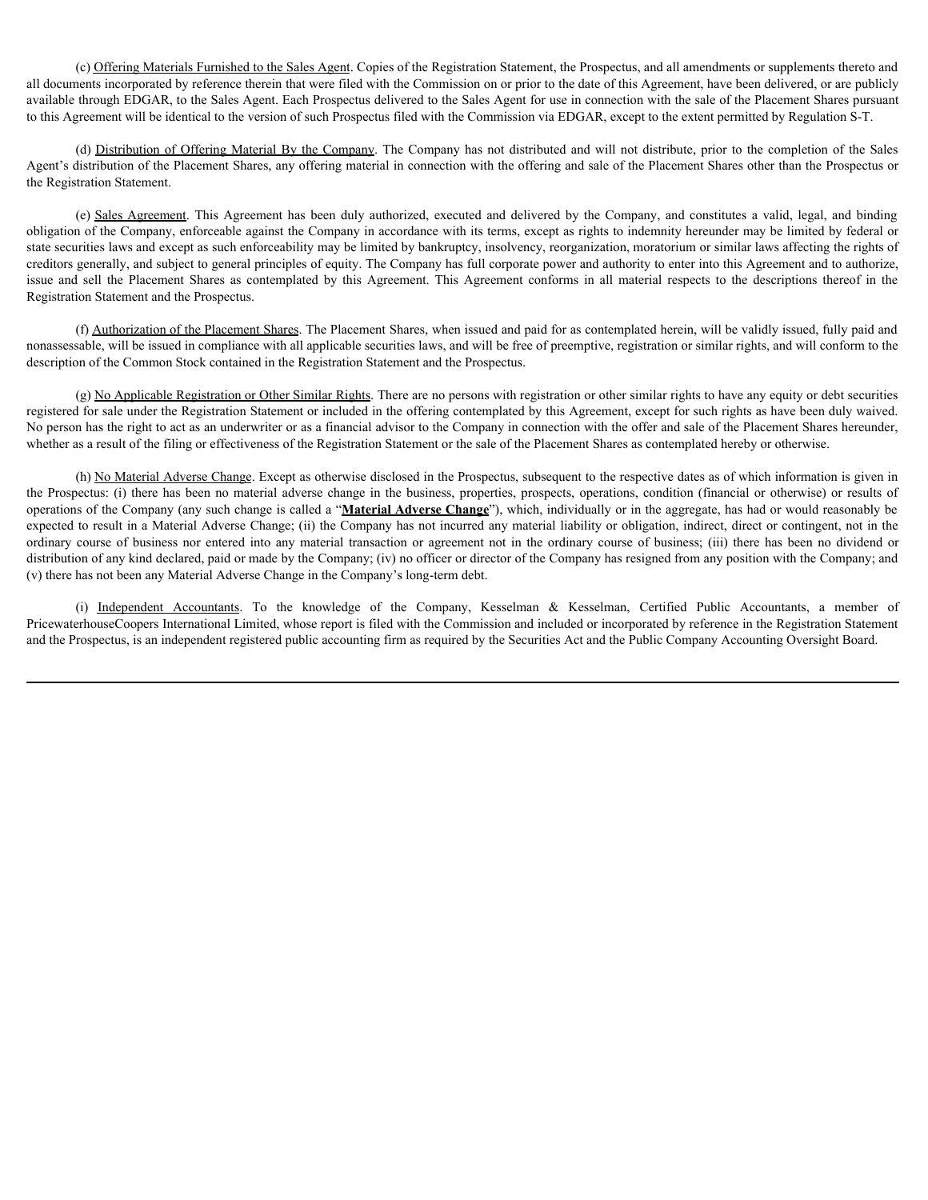(c) Offering Materials Furnished to the Sales Agent. Copies of the Registration Statement, the Prospectus, and all amendments or supplements thereto and all documents incorporated by reference therein that were filed with the Commission on or prior to the date of this Agreement, have been delivered, or are publicly available through EDGAR, to the Sales Agent. Each Prospectus delivered to the Sales Agent for use in connection with the sale of the Placement Shares pursuant to this Agreement will be identical to the version of such Prospectus filed with the Commission via EDGAR, except to the extent permitted by Regulation S-T.

(d) Distribution of Offering Material By the Company. The Company has not distributed and will not distribute, prior to the completion of the Sales Agent's distribution of the Placement Shares, any offering material in connection with the offering and sale of the Placement Shares other than the Prospectus or the Registration Statement.

(e) Sales Agreement. This Agreement has been duly authorized, executed and delivered by the Company, and constitutes a valid, legal, and binding obligation of the Company, enforceable against the Company in accordance with its terms, except as rights to indemnity hereunder may be limited by federal or state securities laws and except as such enforceability may be limited by bankruptcy, insolvency, reorganization, moratorium or similar laws affecting the rights of creditors generally, and subject to general principles of equity. The Company has full corporate power and authority to enter into this Agreement and to authorize, issue and sell the Placement Shares as contemplated by this Agreement. This Agreement conforms in all material respects to the descriptions thereof in the Registration Statement and the Prospectus.

(f) Authorization of the Placement Shares. The Placement Shares, when issued and paid for as contemplated herein, will be validly issued, fully paid and nonassessable, will be issued in compliance with all applicable securities laws, and will be free of preemptive, registration or similar rights, and will conform to the description of the Common Stock contained in the Registration Statement and the Prospectus.

(g) No Applicable Registration or Other Similar Rights. There are no persons with registration or other similar rights to have any equity or debt securities registered for sale under the Registration Statement or included in the offering contemplated by this Agreement, except for such rights as have been duly waived. No person has the right to act as an underwriter or as a financial advisor to the Company in connection with the offer and sale of the Placement Shares hereunder, whether as a result of the filing or effectiveness of the Registration Statement or the sale of the Placement Shares as contemplated hereby or otherwise.

(h) No Material Adverse Change. Except as otherwise disclosed in the Prospectus, subsequent to the respective dates as of which information is given in the Prospectus: (i) there has been no material adverse change in the business, properties, prospects, operations, condition (financial or otherwise) or results of operations of the Company (any such change is called a "**Material Adverse Change**"), which, individually or in the aggregate, has had or would reasonably be expected to result in a Material Adverse Change; (ii) the Company has not incurred any material liability or obligation, indirect, direct or contingent, not in the ordinary course of business nor entered into any material transaction or agreement not in the ordinary course of business; (iii) there has been no dividend or distribution of any kind declared, paid or made by the Company; (iv) no officer or director of the Company has resigned from any position with the Company; and (v) there has not been any Material Adverse Change in the Company's long-term debt.

(i) Independent Accountants. To the knowledge of the Company, Kesselman & Kesselman, Certified Public Accountants, a member of PricewaterhouseCoopers International Limited, whose report is filed with the Commission and included or incorporated by reference in the Registration Statement and the Prospectus, is an independent registered public accounting firm as required by the Securities Act and the Public Company Accounting Oversight Board.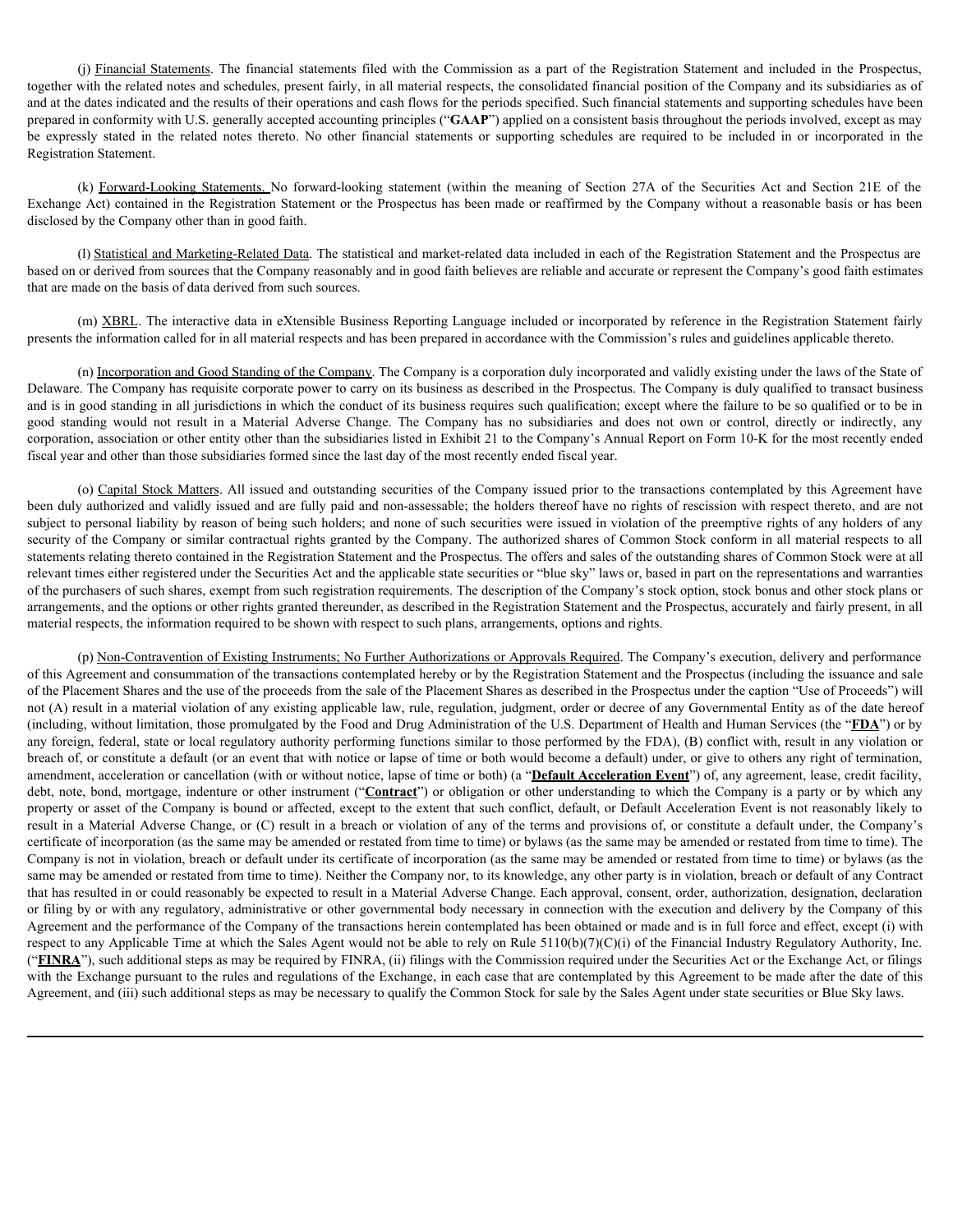(j) Financial Statements. The financial statements filed with the Commission as a part of the Registration Statement and included in the Prospectus, together with the related notes and schedules, present fairly, in all material respects, the consolidated financial position of the Company and its subsidiaries as of and at the dates indicated and the results of their operations and cash flows for the periods specified. Such financial statements and supporting schedules have been prepared in conformity with U.S. generally accepted accounting principles ("**GAAP**") applied on a consistent basis throughout the periods involved, except as may be expressly stated in the related notes thereto. No other financial statements or supporting schedules are required to be included in or incorporated in the Registration Statement.

(k) Forward-Looking Statements. No forward-looking statement (within the meaning of Section 27A of the Securities Act and Section 21E of the Exchange Act) contained in the Registration Statement or the Prospectus has been made or reaffirmed by the Company without a reasonable basis or has been disclosed by the Company other than in good faith.

(l) Statistical and Marketing-Related Data. The statistical and market-related data included in each of the Registration Statement and the Prospectus are based on or derived from sources that the Company reasonably and in good faith believes are reliable and accurate or represent the Company's good faith estimates that are made on the basis of data derived from such sources.

(m) XBRL. The interactive data in eXtensible Business Reporting Language included or incorporated by reference in the Registration Statement fairly presents the information called for in all material respects and has been prepared in accordance with the Commission's rules and guidelines applicable thereto.

(n) Incorporation and Good Standing of the Company. The Company is a corporation duly incorporated and validly existing under the laws of the State of Delaware. The Company has requisite corporate power to carry on its business as described in the Prospectus. The Company is duly qualified to transact business and is in good standing in all jurisdictions in which the conduct of its business requires such qualification; except where the failure to be so qualified or to be in good standing would not result in a Material Adverse Change. The Company has no subsidiaries and does not own or control, directly or indirectly, any corporation, association or other entity other than the subsidiaries listed in Exhibit 21 to the Company's Annual Report on Form 10-K for the most recently ended fiscal year and other than those subsidiaries formed since the last day of the most recently ended fiscal year.

(o) Capital Stock Matters. All issued and outstanding securities of the Company issued prior to the transactions contemplated by this Agreement have been duly authorized and validly issued and are fully paid and non-assessable; the holders thereof have no rights of rescission with respect thereto, and are not subject to personal liability by reason of being such holders; and none of such securities were issued in violation of the preemptive rights of any holders of any security of the Company or similar contractual rights granted by the Company. The authorized shares of Common Stock conform in all material respects to all statements relating thereto contained in the Registration Statement and the Prospectus. The offers and sales of the outstanding shares of Common Stock were at all relevant times either registered under the Securities Act and the applicable state securities or "blue sky" laws or, based in part on the representations and warranties of the purchasers of such shares, exempt from such registration requirements. The description of the Company's stock option, stock bonus and other stock plans or arrangements, and the options or other rights granted thereunder, as described in the Registration Statement and the Prospectus, accurately and fairly present, in all material respects, the information required to be shown with respect to such plans, arrangements, options and rights.

(p) Non-Contravention of Existing Instruments; No Further Authorizations or Approvals Required. The Company's execution, delivery and performance of this Agreement and consummation of the transactions contemplated hereby or by the Registration Statement and the Prospectus (including the issuance and sale of the Placement Shares and the use of the proceeds from the sale of the Placement Shares as described in the Prospectus under the caption "Use of Proceeds") will not (A) result in a material violation of any existing applicable law, rule, regulation, judgment, order or decree of any Governmental Entity as of the date hereof (including, without limitation, those promulgated by the Food and Drug Administration of the U.S. Department of Health and Human Services (the "**FDA**") or by any foreign, federal, state or local regulatory authority performing functions similar to those performed by the FDA), (B) conflict with, result in any violation or breach of, or constitute a default (or an event that with notice or lapse of time or both would become a default) under, or give to others any right of termination, amendment, acceleration or cancellation (with or without notice, lapse of time or both) (a "**Default Acceleration Event**") of, any agreement, lease, credit facility, debt, note, bond, mortgage, indenture or other instrument ("**Contract**") or obligation or other understanding to which the Company is a party or by which any property or asset of the Company is bound or affected, except to the extent that such conflict, default, or Default Acceleration Event is not reasonably likely to result in a Material Adverse Change, or (C) result in a breach or violation of any of the terms and provisions of, or constitute a default under, the Company's certificate of incorporation (as the same may be amended or restated from time to time) or bylaws (as the same may be amended or restated from time to time). The Company is not in violation, breach or default under its certificate of incorporation (as the same may be amended or restated from time to time) or bylaws (as the same may be amended or restated from time to time). Neither the Company nor, to its knowledge, any other party is in violation, breach or default of any Contract that has resulted in or could reasonably be expected to result in a Material Adverse Change. Each approval, consent, order, authorization, designation, declaration or filing by or with any regulatory, administrative or other governmental body necessary in connection with the execution and delivery by the Company of this Agreement and the performance of the Company of the transactions herein contemplated has been obtained or made and is in full force and effect, except (i) with respect to any Applicable Time at which the Sales Agent would not be able to rely on Rule 5110(b)(7)(C)(i) of the Financial Industry Regulatory Authority, Inc. ("**FINRA**"), such additional steps as may be required by FINRA, (ii) filings with the Commission required under the Securities Act or the Exchange Act, or filings with the Exchange pursuant to the rules and regulations of the Exchange, in each case that are contemplated by this Agreement to be made after the date of this Agreement, and (iii) such additional steps as may be necessary to qualify the Common Stock for sale by the Sales Agent under state securities or Blue Sky laws.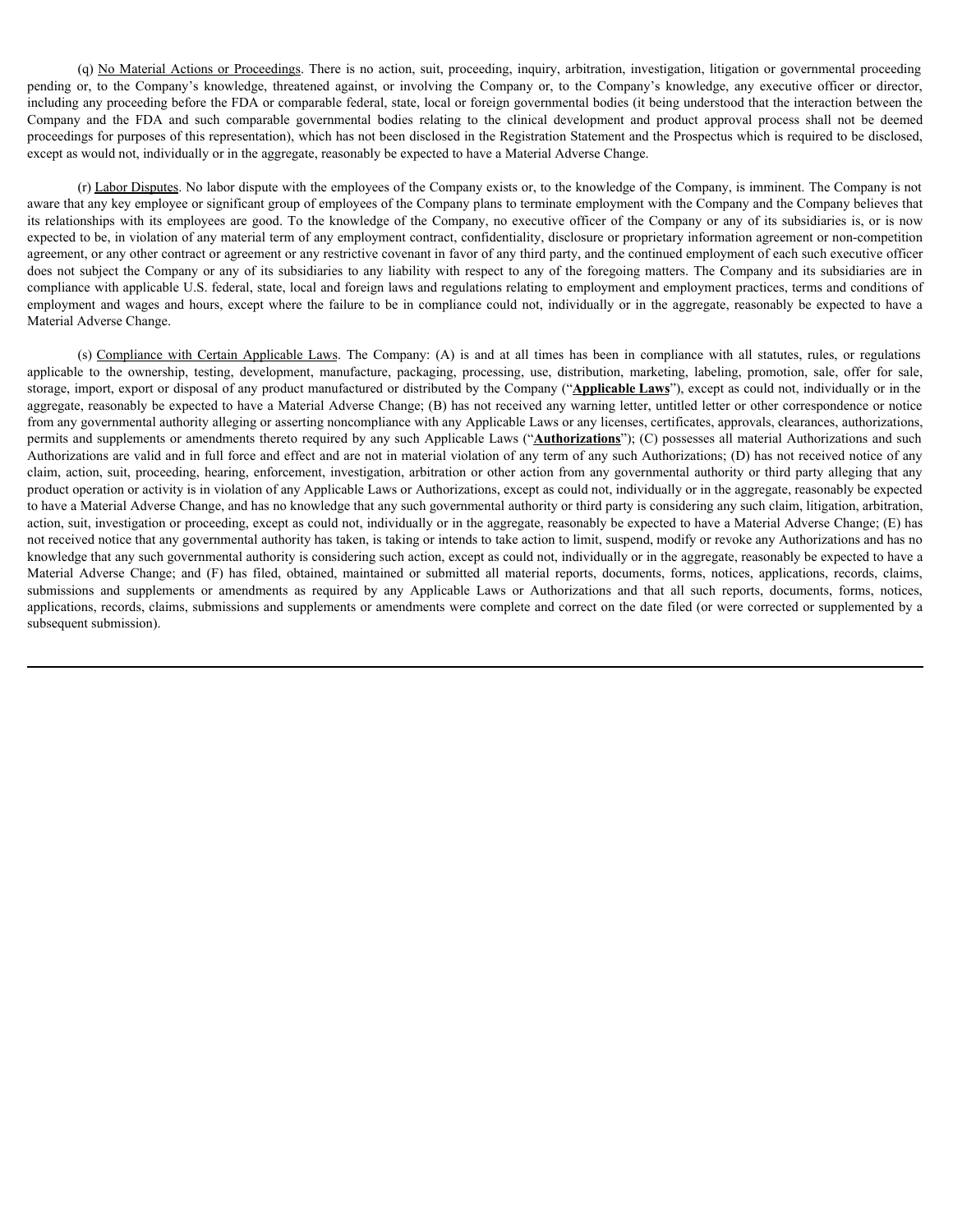(q) No Material Actions or Proceedings. There is no action, suit, proceeding, inquiry, arbitration, investigation, litigation or governmental proceeding pending or, to the Company's knowledge, threatened against, or involving the Company or, to the Company's knowledge, any executive officer or director, including any proceeding before the FDA or comparable federal, state, local or foreign governmental bodies (it being understood that the interaction between the Company and the FDA and such comparable governmental bodies relating to the clinical development and product approval process shall not be deemed proceedings for purposes of this representation), which has not been disclosed in the Registration Statement and the Prospectus which is required to be disclosed, except as would not, individually or in the aggregate, reasonably be expected to have a Material Adverse Change.

(r) Labor Disputes. No labor dispute with the employees of the Company exists or, to the knowledge of the Company, is imminent. The Company is not aware that any key employee or significant group of employees of the Company plans to terminate employment with the Company and the Company believes that its relationships with its employees are good. To the knowledge of the Company, no executive officer of the Company or any of its subsidiaries is, or is now expected to be, in violation of any material term of any employment contract, confidentiality, disclosure or proprietary information agreement or non-competition agreement, or any other contract or agreement or any restrictive covenant in favor of any third party, and the continued employment of each such executive officer does not subject the Company or any of its subsidiaries to any liability with respect to any of the foregoing matters. The Company and its subsidiaries are in compliance with applicable U.S. federal, state, local and foreign laws and regulations relating to employment and employment practices, terms and conditions of employment and wages and hours, except where the failure to be in compliance could not, individually or in the aggregate, reasonably be expected to have a Material Adverse Change.

(s) Compliance with Certain Applicable Laws. The Company: (A) is and at all times has been in compliance with all statutes, rules, or regulations applicable to the ownership, testing, development, manufacture, packaging, processing, use, distribution, marketing, labeling, promotion, sale, offer for sale, storage, import, export or disposal of any product manufactured or distributed by the Company ("**Applicable Laws**"), except as could not, individually or in the aggregate, reasonably be expected to have a Material Adverse Change; (B) has not received any warning letter, untitled letter or other correspondence or notice from any governmental authority alleging or asserting noncompliance with any Applicable Laws or any licenses, certificates, approvals, clearances, authorizations, permits and supplements or amendments thereto required by any such Applicable Laws ("**Authorizations**"); (C) possesses all material Authorizations and such Authorizations are valid and in full force and effect and are not in material violation of any term of any such Authorizations; (D) has not received notice of any claim, action, suit, proceeding, hearing, enforcement, investigation, arbitration or other action from any governmental authority or third party alleging that any product operation or activity is in violation of any Applicable Laws or Authorizations, except as could not, individually or in the aggregate, reasonably be expected to have a Material Adverse Change, and has no knowledge that any such governmental authority or third party is considering any such claim, litigation, arbitration, action, suit, investigation or proceeding, except as could not, individually or in the aggregate, reasonably be expected to have a Material Adverse Change; (E) has not received notice that any governmental authority has taken, is taking or intends to take action to limit, suspend, modify or revoke any Authorizations and has no knowledge that any such governmental authority is considering such action, except as could not, individually or in the aggregate, reasonably be expected to have a Material Adverse Change; and (F) has filed, obtained, maintained or submitted all material reports, documents, forms, notices, applications, records, claims, submissions and supplements or amendments as required by any Applicable Laws or Authorizations and that all such reports, documents, forms, notices, applications, records, claims, submissions and supplements or amendments were complete and correct on the date filed (or were corrected or supplemented by a subsequent submission).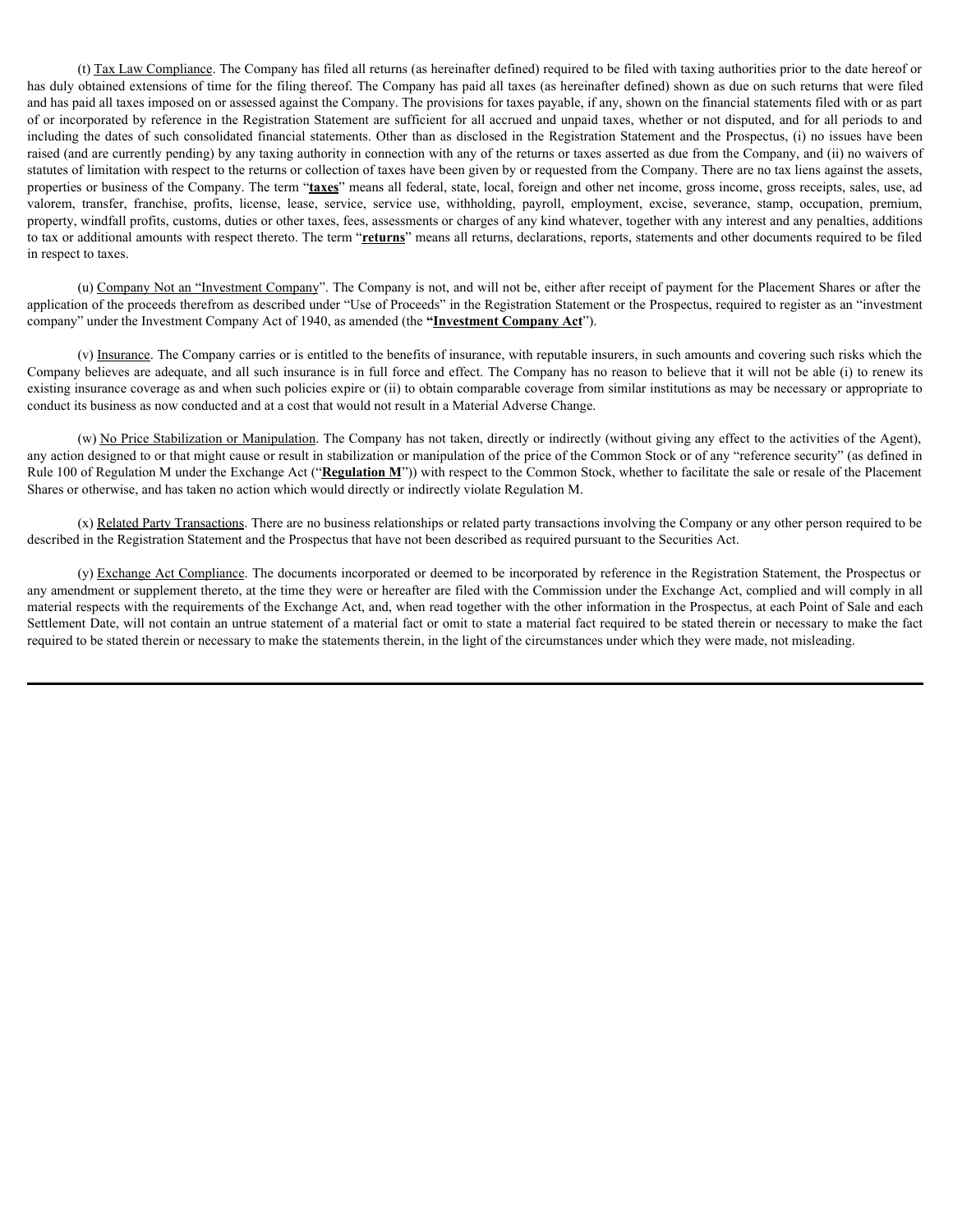(t) Tax Law Compliance. The Company has filed all returns (as hereinafter defined) required to be filed with taxing authorities prior to the date hereof or has duly obtained extensions of time for the filing thereof. The Company has paid all taxes (as hereinafter defined) shown as due on such returns that were filed and has paid all taxes imposed on or assessed against the Company. The provisions for taxes payable, if any, shown on the financial statements filed with or as part of or incorporated by reference in the Registration Statement are sufficient for all accrued and unpaid taxes, whether or not disputed, and for all periods to and including the dates of such consolidated financial statements. Other than as disclosed in the Registration Statement and the Prospectus, (i) no issues have been raised (and are currently pending) by any taxing authority in connection with any of the returns or taxes asserted as due from the Company, and (ii) no waivers of statutes of limitation with respect to the returns or collection of taxes have been given by or requested from the Company. There are no tax liens against the assets, properties or business of the Company. The term "**taxes**" means all federal, state, local, foreign and other net income, gross income, gross receipts, sales, use, ad valorem, transfer, franchise, profits, license, lease, service, service use, withholding, payroll, employment, excise, severance, stamp, occupation, premium, property, windfall profits, customs, duties or other taxes, fees, assessments or charges of any kind whatever, together with any interest and any penalties, additions to tax or additional amounts with respect thereto. The term "**returns**" means all returns, declarations, reports, statements and other documents required to be filed in respect to taxes.

(u) Company Not an "Investment Company". The Company is not, and will not be, either after receipt of payment for the Placement Shares or after the application of the proceeds therefrom as described under "Use of Proceeds" in the Registration Statement or the Prospectus, required to register as an "investment company" under the Investment Company Act of 1940, as amended (the "**Investment Company Act**").

(v) Insurance. The Company carries or is entitled to the benefits of insurance, with reputable insurers, in such amounts and covering such risks which the Company believes are adequate, and all such insurance is in full force and effect. The Company has no reason to believe that it will not be able (i) to renew its existing insurance coverage as and when such policies expire or (ii) to obtain comparable coverage from similar institutions as may be necessary or appropriate to conduct its business as now conducted and at a cost that would not result in a Material Adverse Change.

(w) No Price Stabilization or Manipulation. The Company has not taken, directly or indirectly (without giving any effect to the activities of the Agent), any action designed to or that might cause or result in stabilization or manipulation of the price of the Common Stock or of any "reference security" (as defined in Rule 100 of Regulation M under the Exchange Act ("**Regulation M**")) with respect to the Common Stock, whether to facilitate the sale or resale of the Placement Shares or otherwise, and has taken no action which would directly or indirectly violate Regulation M.

(x) Related Party Transactions. There are no business relationships or related party transactions involving the Company or any other person required to be described in the Registration Statement and the Prospectus that have not been described as required pursuant to the Securities Act.

(y) Exchange Act Compliance. The documents incorporated or deemed to be incorporated by reference in the Registration Statement, the Prospectus or any amendment or supplement thereto, at the time they were or hereafter are filed with the Commission under the Exchange Act, complied and will comply in all material respects with the requirements of the Exchange Act, and, when read together with the other information in the Prospectus, at each Point of Sale and each Settlement Date, will not contain an untrue statement of a material fact or omit to state a material fact required to be stated therein or necessary to make the fact required to be stated therein or necessary to make the statements therein, in the light of the circumstances under which they were made, not misleading.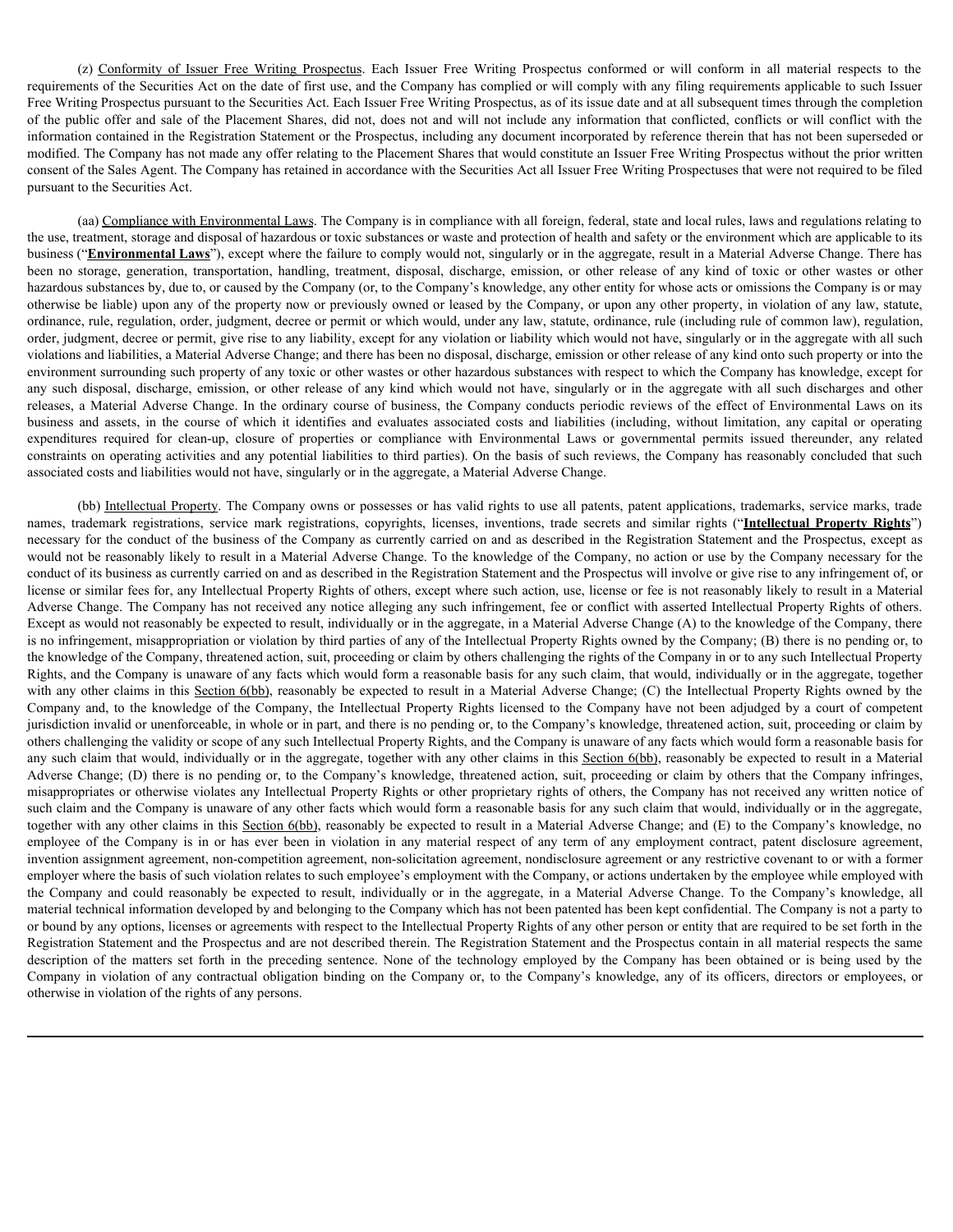(z) Conformity of Issuer Free Writing Prospectus. Each Issuer Free Writing Prospectus conformed or will conform in all material respects to the requirements of the Securities Act on the date of first use, and the Company has complied or will comply with any filing requirements applicable to such Issuer Free Writing Prospectus pursuant to the Securities Act. Each Issuer Free Writing Prospectus, as of its issue date and at all subsequent times through the completion of the public offer and sale of the Placement Shares, did not, does not and will not include any information that conflicted, conflicts or will conflict with the information contained in the Registration Statement or the Prospectus, including any document incorporated by reference therein that has not been superseded or modified. The Company has not made any offer relating to the Placement Shares that would constitute an Issuer Free Writing Prospectus without the prior written consent of the Sales Agent. The Company has retained in accordance with the Securities Act all Issuer Free Writing Prospectuses that were not required to be filed pursuant to the Securities Act.

(aa) Compliance with Environmental Laws. The Company is in compliance with all foreign, federal, state and local rules, laws and regulations relating to the use, treatment, storage and disposal of hazardous or toxic substances or waste and protection of health and safety or the environment which are applicable to its business ("**Environmental Laws**"), except where the failure to comply would not, singularly or in the aggregate, result in a Material Adverse Change. There has been no storage, generation, transportation, handling, treatment, disposal, discharge, emission, or other release of any kind of toxic or other wastes or other hazardous substances by, due to, or caused by the Company (or, to the Company's knowledge, any other entity for whose acts or omissions the Company is or may otherwise be liable) upon any of the property now or previously owned or leased by the Company, or upon any other property, in violation of any law, statute, ordinance, rule, regulation, order, judgment, decree or permit or which would, under any law, statute, ordinance, rule (including rule of common law), regulation, order, judgment, decree or permit, give rise to any liability, except for any violation or liability which would not have, singularly or in the aggregate with all such violations and liabilities, a Material Adverse Change; and there has been no disposal, discharge, emission or other release of any kind onto such property or into the environment surrounding such property of any toxic or other wastes or other hazardous substances with respect to which the Company has knowledge, except for any such disposal, discharge, emission, or other release of any kind which would not have, singularly or in the aggregate with all such discharges and other releases, a Material Adverse Change. In the ordinary course of business, the Company conducts periodic reviews of the effect of Environmental Laws on its business and assets, in the course of which it identifies and evaluates associated costs and liabilities (including, without limitation, any capital or operating expenditures required for clean-up, closure of properties or compliance with Environmental Laws or governmental permits issued thereunder, any related constraints on operating activities and any potential liabilities to third parties). On the basis of such reviews, the Company has reasonably concluded that such associated costs and liabilities would not have, singularly or in the aggregate, a Material Adverse Change.

(bb) Intellectual Property. The Company owns or possesses or has valid rights to use all patents, patent applications, trademarks, service marks, trade names, trademark registrations, service mark registrations, copyrights, licenses, inventions, trade secrets and similar rights ("**Intellectual Property Rights**") necessary for the conduct of the business of the Company as currently carried on and as described in the Registration Statement and the Prospectus, except as would not be reasonably likely to result in a Material Adverse Change. To the knowledge of the Company, no action or use by the Company necessary for the conduct of its business as currently carried on and as described in the Registration Statement and the Prospectus will involve or give rise to any infringement of, or license or similar fees for, any Intellectual Property Rights of others, except where such action, use, license or fee is not reasonably likely to result in a Material Adverse Change. The Company has not received any notice alleging any such infringement, fee or conflict with asserted Intellectual Property Rights of others. Except as would not reasonably be expected to result, individually or in the aggregate, in a Material Adverse Change (A) to the knowledge of the Company, there is no infringement, misappropriation or violation by third parties of any of the Intellectual Property Rights owned by the Company; (B) there is no pending or, to the knowledge of the Company, threatened action, suit, proceeding or claim by others challenging the rights of the Company in or to any such Intellectual Property Rights, and the Company is unaware of any facts which would form a reasonable basis for any such claim, that would, individually or in the aggregate, together with any other claims in this Section 6(bb), reasonably be expected to result in a Material Adverse Change; (C) the Intellectual Property Rights owned by the Company and, to the knowledge of the Company, the Intellectual Property Rights licensed to the Company have not been adjudged by a court of competent jurisdiction invalid or unenforceable, in whole or in part, and there is no pending or, to the Company's knowledge, threatened action, suit, proceeding or claim by others challenging the validity or scope of any such Intellectual Property Rights, and the Company is unaware of any facts which would form a reasonable basis for any such claim that would, individually or in the aggregate, together with any other claims in this Section 6(bb), reasonably be expected to result in a Material Adverse Change; (D) there is no pending or, to the Company's knowledge, threatened action, suit, proceeding or claim by others that the Company infringes, misappropriates or otherwise violates any Intellectual Property Rights or other proprietary rights of others, the Company has not received any written notice of such claim and the Company is unaware of any other facts which would form a reasonable basis for any such claim that would, individually or in the aggregate, together with any other claims in this Section 6(bb), reasonably be expected to result in a Material Adverse Change; and (E) to the Company's knowledge, no employee of the Company is in or has ever been in violation in any material respect of any term of any employment contract, patent disclosure agreement, invention assignment agreement, non-competition agreement, non-solicitation agreement, nondisclosure agreement or any restrictive covenant to or with a former employer where the basis of such violation relates to such employee's employment with the Company, or actions undertaken by the employee while employed with the Company and could reasonably be expected to result, individually or in the aggregate, in a Material Adverse Change. To the Company's knowledge, all material technical information developed by and belonging to the Company which has not been patented has been kept confidential. The Company is not a party to or bound by any options, licenses or agreements with respect to the Intellectual Property Rights of any other person or entity that are required to be set forth in the Registration Statement and the Prospectus and are not described therein. The Registration Statement and the Prospectus contain in all material respects the same description of the matters set forth in the preceding sentence. None of the technology employed by the Company has been obtained or is being used by the Company in violation of any contractual obligation binding on the Company or, to the Company's knowledge, any of its officers, directors or employees, or otherwise in violation of the rights of any persons.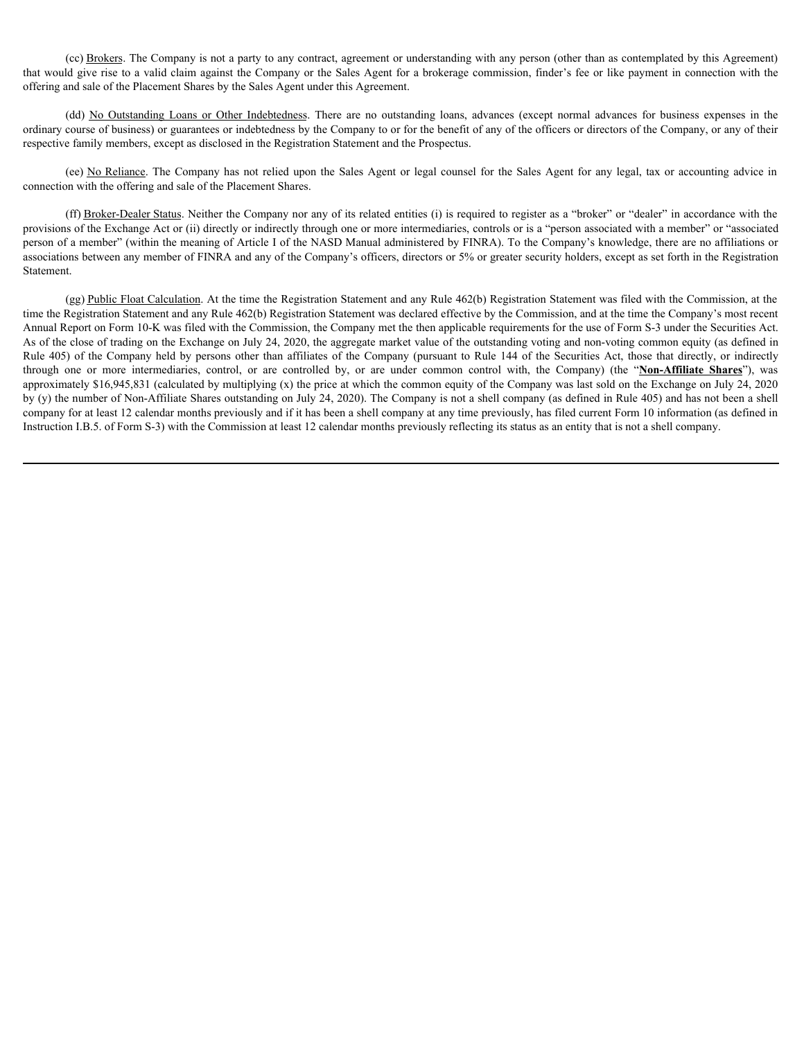(cc) Brokers. The Company is not a party to any contract, agreement or understanding with any person (other than as contemplated by this Agreement) that would give rise to a valid claim against the Company or the Sales Agent for a brokerage commission, finder's fee or like payment in connection with the offering and sale of the Placement Shares by the Sales Agent under this Agreement.

(dd) No Outstanding Loans or Other Indebtedness. There are no outstanding loans, advances (except normal advances for business expenses in the ordinary course of business) or guarantees or indebtedness by the Company to or for the benefit of any of the officers or directors of the Company, or any of their respective family members, except as disclosed in the Registration Statement and the Prospectus.

(ee) No Reliance. The Company has not relied upon the Sales Agent or legal counsel for the Sales Agent for any legal, tax or accounting advice in connection with the offering and sale of the Placement Shares.

(ff) Broker-Dealer Status. Neither the Company nor any of its related entities (i) is required to register as a "broker" or "dealer" in accordance with the provisions of the Exchange Act or (ii) directly or indirectly through one or more intermediaries, controls or is a "person associated with a member" or "associated person of a member" (within the meaning of Article I of the NASD Manual administered by FINRA). To the Company's knowledge, there are no affiliations or associations between any member of FINRA and any of the Company's officers, directors or 5% or greater security holders, except as set forth in the Registration Statement.

(gg) Public Float Calculation. At the time the Registration Statement and any Rule 462(b) Registration Statement was filed with the Commission, at the time the Registration Statement and any Rule 462(b) Registration Statement was declared effective by the Commission, and at the time the Company's most recent Annual Report on Form 10-K was filed with the Commission, the Company met the then applicable requirements for the use of Form S-3 under the Securities Act. As of the close of trading on the Exchange on July 24, 2020, the aggregate market value of the outstanding voting and non-voting common equity (as defined in Rule 405) of the Company held by persons other than affiliates of the Company (pursuant to Rule 144 of the Securities Act, those that directly, or indirectly through one or more intermediaries, control, or are controlled by, or are under common control with, the Company) (the "**Non-Affiliate Shares**"), was approximately $16,945,831 (calculated by multiplying (x) the price at which the common equity of the Company was last sold on the Exchange on July 24, 2020 by (y) the number of Non-Affiliate Shares outstanding on July 24, 2020). The Company is not a shell company (as defined in Rule 405) and has not been a shell company for at least 12 calendar months previously and if it has been a shell company at any time previously, has filed current Form 10 information (as defined in Instruction I.B.5. of Form S-3) with the Commission at least 12 calendar months previously reflecting its status as an entity that is not a shell company.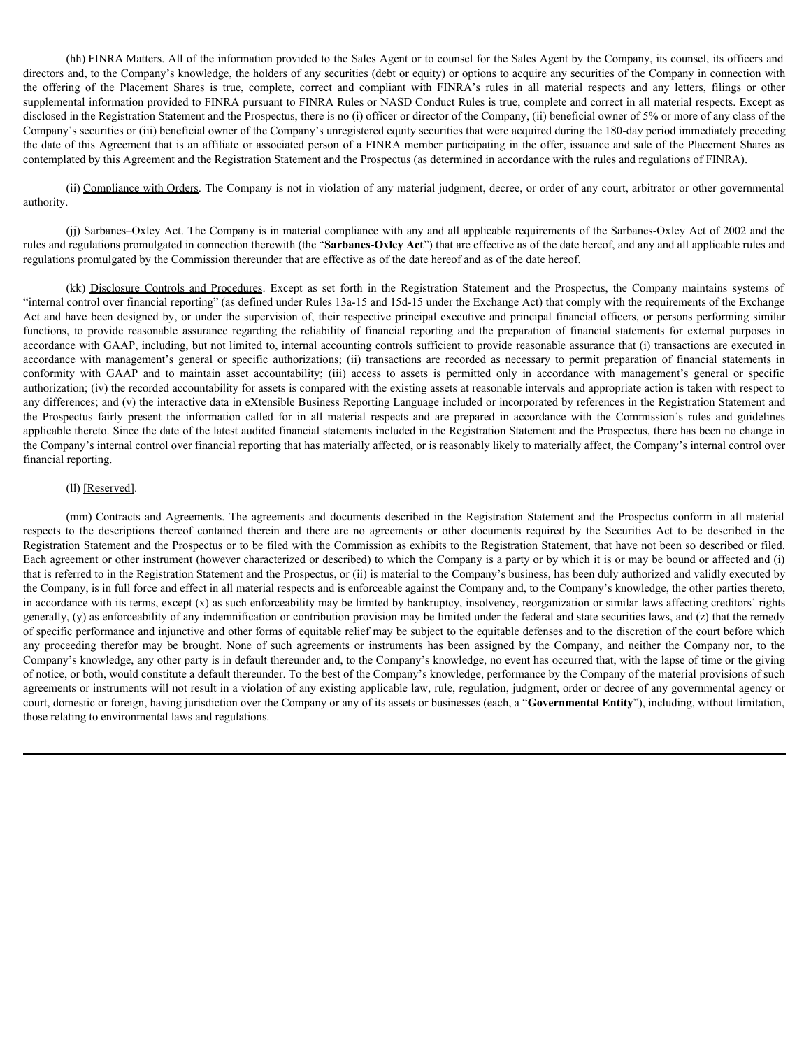(hh) FINRA Matters. All of the information provided to the Sales Agent or to counsel for the Sales Agent by the Company, its counsel, its officers and directors and, to the Company's knowledge, the holders of any securities (debt or equity) or options to acquire any securities of the Company in connection with the offering of the Placement Shares is true, complete, correct and compliant with FINRA's rules in all material respects and any letters, filings or other supplemental information provided to FINRA pursuant to FINRA Rules or NASD Conduct Rules is true, complete and correct in all material respects. Except as disclosed in the Registration Statement and the Prospectus, there is no (i) officer or director of the Company, (ii) beneficial owner of 5% or more of any class of the Company's securities or (iii) beneficial owner of the Company's unregistered equity securities that were acquired during the 180-day period immediately preceding the date of this Agreement that is an affiliate or associated person of a FINRA member participating in the offer, issuance and sale of the Placement Shares as contemplated by this Agreement and the Registration Statement and the Prospectus (as determined in accordance with the rules and regulations of FINRA).

(ii) Compliance with Orders. The Company is not in violation of any material judgment, decree, or order of any court, arbitrator or other governmental authority.

(jj) Sarbanes–Oxley Act. The Company is in material compliance with any and all applicable requirements of the Sarbanes-Oxley Act of 2002 and the rules and regulations promulgated in connection therewith (the "**Sarbanes-Oxley Act**") that are effective as of the date hereof, and any and all applicable rules and regulations promulgated by the Commission thereunder that are effective as of the date hereof and as of the date hereof.

(kk) Disclosure Controls and Procedures. Except as set forth in the Registration Statement and the Prospectus, the Company maintains systems of "internal control over financial reporting" (as defined under Rules 13a-15 and 15d-15 under the Exchange Act) that comply with the requirements of the Exchange Act and have been designed by, or under the supervision of, their respective principal executive and principal financial officers, or persons performing similar functions, to provide reasonable assurance regarding the reliability of financial reporting and the preparation of financial statements for external purposes in accordance with GAAP, including, but not limited to, internal accounting controls sufficient to provide reasonable assurance that (i) transactions are executed in accordance with management's general or specific authorizations; (ii) transactions are recorded as necessary to permit preparation of financial statements in conformity with GAAP and to maintain asset accountability; (iii) access to assets is permitted only in accordance with management's general or specific authorization; (iv) the recorded accountability for assets is compared with the existing assets at reasonable intervals and appropriate action is taken with respect to any differences; and (v) the interactive data in eXtensible Business Reporting Language included or incorporated by references in the Registration Statement and the Prospectus fairly present the information called for in all material respects and are prepared in accordance with the Commission's rules and guidelines applicable thereto. Since the date of the latest audited financial statements included in the Registration Statement and the Prospectus, there has been no change in the Company's internal control over financial reporting that has materially affected, or is reasonably likely to materially affect, the Company's internal control over financial reporting.

(ll) [Reserved].

(mm) Contracts and Agreements. The agreements and documents described in the Registration Statement and the Prospectus conform in all material respects to the descriptions thereof contained therein and there are no agreements or other documents required by the Securities Act to be described in the Registration Statement and the Prospectus or to be filed with the Commission as exhibits to the Registration Statement, that have not been so described or filed. Each agreement or other instrument (however characterized or described) to which the Company is a party or by which it is or may be bound or affected and (i) that is referred to in the Registration Statement and the Prospectus, or (ii) is material to the Company's business, has been duly authorized and validly executed by the Company, is in full force and effect in all material respects and is enforceable against the Company and, to the Company's knowledge, the other parties thereto, in accordance with its terms, except (x) as such enforceability may be limited by bankruptcy, insolvency, reorganization or similar laws affecting creditors' rights generally, (y) as enforceability of any indemnification or contribution provision may be limited under the federal and state securities laws, and (z) that the remedy of specific performance and injunctive and other forms of equitable relief may be subject to the equitable defenses and to the discretion of the court before which any proceeding therefor may be brought. None of such agreements or instruments has been assigned by the Company, and neither the Company nor, to the Company's knowledge, any other party is in default thereunder and, to the Company's knowledge, no event has occurred that, with the lapse of time or the giving of notice, or both, would constitute a default thereunder. To the best of the Company's knowledge, performance by the Company of the material provisions of such agreements or instruments will not result in a violation of any existing applicable law, rule, regulation, judgment, order or decree of any governmental agency or court, domestic or foreign, having jurisdiction over the Company or any of its assets or businesses (each, a "**Governmental Entity**"), including, without limitation, those relating to environmental laws and regulations.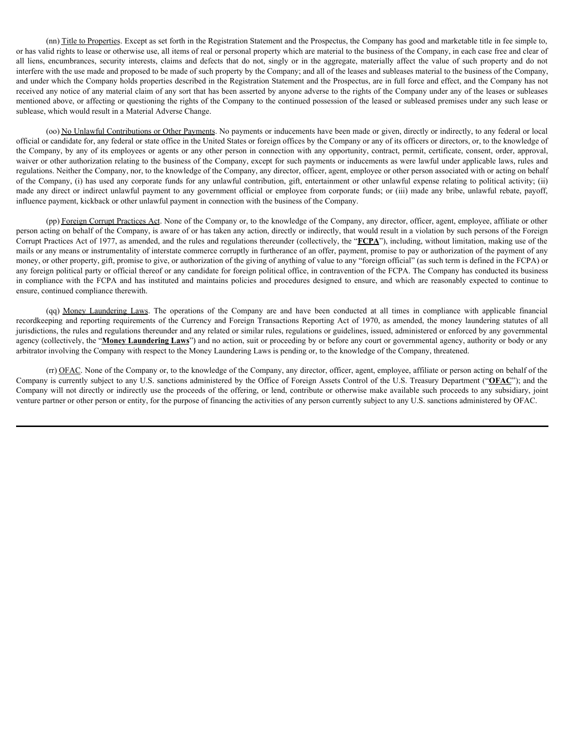(nn) Title to Properties. Except as set forth in the Registration Statement and the Prospectus, the Company has good and marketable title in fee simple to, or has valid rights to lease or otherwise use, all items of real or personal property which are material to the business of the Company, in each case free and clear of all liens, encumbrances, security interests, claims and defects that do not, singly or in the aggregate, materially affect the value of such property and do not interfere with the use made and proposed to be made of such property by the Company; and all of the leases and subleases material to the business of the Company, and under which the Company holds properties described in the Registration Statement and the Prospectus, are in full force and effect, and the Company has not received any notice of any material claim of any sort that has been asserted by anyone adverse to the rights of the Company under any of the leases or subleases mentioned above, or affecting or questioning the rights of the Company to the continued possession of the leased or subleased premises under any such lease or sublease, which would result in a Material Adverse Change.

(oo) No Unlawful Contributions or Other Payments. No payments or inducements have been made or given, directly or indirectly, to any federal or local official or candidate for, any federal or state office in the United States or foreign offices by the Company or any of its officers or directors, or, to the knowledge of the Company, by any of its employees or agents or any other person in connection with any opportunity, contract, permit, certificate, consent, order, approval, waiver or other authorization relating to the business of the Company, except for such payments or inducements as were lawful under applicable laws, rules and regulations. Neither the Company, nor, to the knowledge of the Company, any director, officer, agent, employee or other person associated with or acting on behalf of the Company, (i) has used any corporate funds for any unlawful contribution, gift, entertainment or other unlawful expense relating to political activity; (ii) made any direct or indirect unlawful payment to any government official or employee from corporate funds; or (iii) made any bribe, unlawful rebate, payoff, influence payment, kickback or other unlawful payment in connection with the business of the Company.

(pp) Foreign Corrupt Practices Act. None of the Company or, to the knowledge of the Company, any director, officer, agent, employee, affiliate or other person acting on behalf of the Company, is aware of or has taken any action, directly or indirectly, that would result in a violation by such persons of the Foreign Corrupt Practices Act of 1977, as amended, and the rules and regulations thereunder (collectively, the "**FCPA**"), including, without limitation, making use of the mails or any means or instrumentality of interstate commerce corruptly in furtherance of an offer, payment, promise to pay or authorization of the payment of any money, or other property, gift, promise to give, or authorization of the giving of anything of value to any "foreign official" (as such term is defined in the FCPA) or any foreign political party or official thereof or any candidate for foreign political office, in contravention of the FCPA. The Company has conducted its business in compliance with the FCPA and has instituted and maintains policies and procedures designed to ensure, and which are reasonably expected to continue to ensure, continued compliance therewith.

(qq) Money Laundering Laws. The operations of the Company are and have been conducted at all times in compliance with applicable financial recordkeeping and reporting requirements of the Currency and Foreign Transactions Reporting Act of 1970, as amended, the money laundering statutes of all jurisdictions, the rules and regulations thereunder and any related or similar rules, regulations or guidelines, issued, administered or enforced by any governmental agency (collectively, the "**Money Laundering Laws**") and no action, suit or proceeding by or before any court or governmental agency, authority or body or any arbitrator involving the Company with respect to the Money Laundering Laws is pending or, to the knowledge of the Company, threatened.

(rr) OFAC. None of the Company or, to the knowledge of the Company, any director, officer, agent, employee, affiliate or person acting on behalf of the Company is currently subject to any U.S. sanctions administered by the Office of Foreign Assets Control of the U.S. Treasury Department ("**OFAC**"); and the Company will not directly or indirectly use the proceeds of the offering, or lend, contribute or otherwise make available such proceeds to any subsidiary, joint venture partner or other person or entity, for the purpose of financing the activities of any person currently subject to any U.S. sanctions administered by OFAC.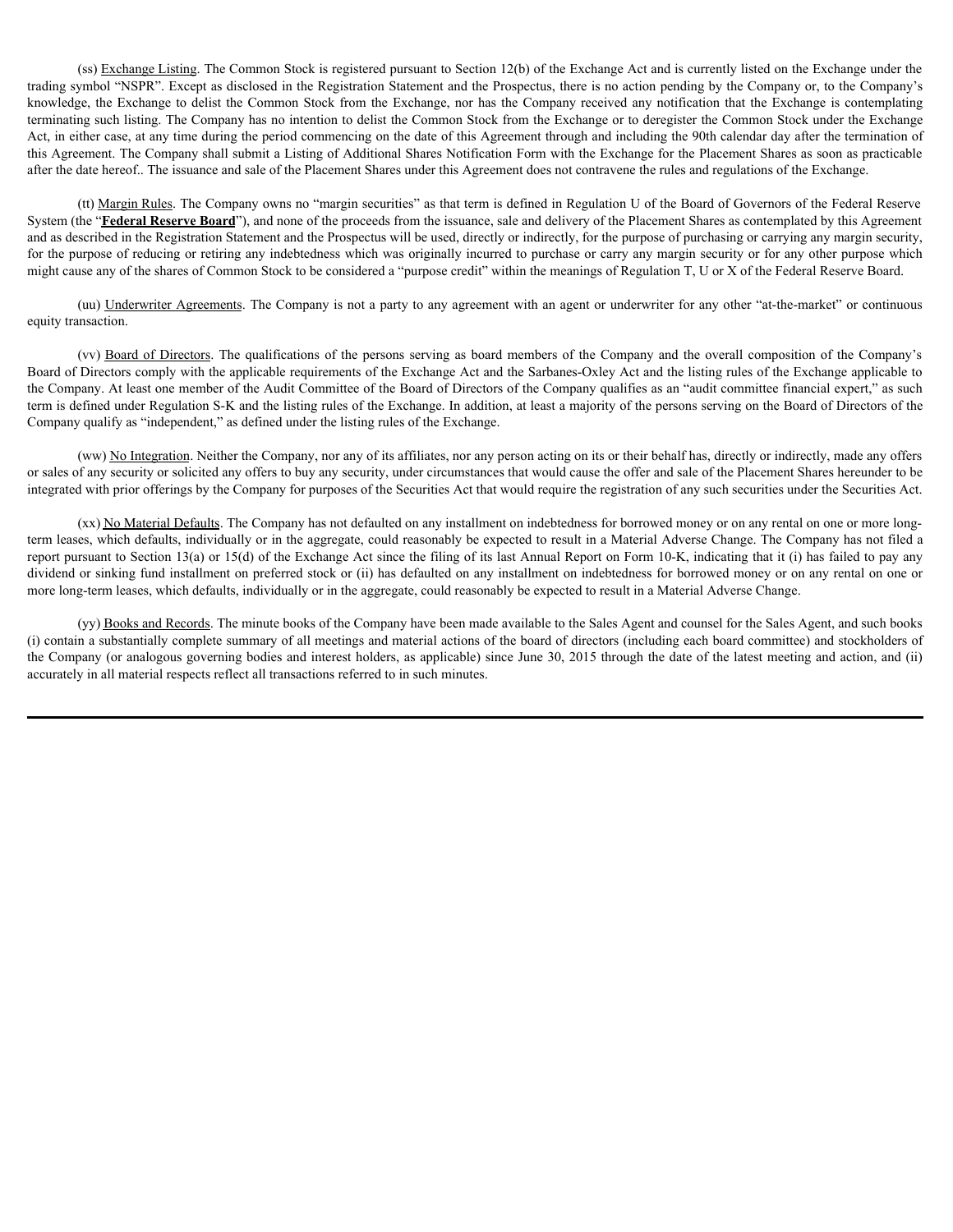(ss) Exchange Listing. The Common Stock is registered pursuant to Section 12(b) of the Exchange Act and is currently listed on the Exchange under the trading symbol "NSPR". Except as disclosed in the Registration Statement and the Prospectus, there is no action pending by the Company or, to the Company's knowledge, the Exchange to delist the Common Stock from the Exchange, nor has the Company received any notification that the Exchange is contemplating terminating such listing. The Company has no intention to delist the Common Stock from the Exchange or to deregister the Common Stock under the Exchange Act, in either case, at any time during the period commencing on the date of this Agreement through and including the 90th calendar day after the termination of this Agreement. The Company shall submit a Listing of Additional Shares Notification Form with the Exchange for the Placement Shares as soon as practicable after the date hereof.. The issuance and sale of the Placement Shares under this Agreement does not contravene the rules and regulations of the Exchange.

(tt) Margin Rules. The Company owns no "margin securities" as that term is defined in Regulation U of the Board of Governors of the Federal Reserve System (the "**Federal Reserve Board**"), and none of the proceeds from the issuance, sale and delivery of the Placement Shares as contemplated by this Agreement and as described in the Registration Statement and the Prospectus will be used, directly or indirectly, for the purpose of purchasing or carrying any margin security, for the purpose of reducing or retiring any indebtedness which was originally incurred to purchase or carry any margin security or for any other purpose which might cause any of the shares of Common Stock to be considered a "purpose credit" within the meanings of Regulation T, U or X of the Federal Reserve Board.

(uu) Underwriter Agreements. The Company is not a party to any agreement with an agent or underwriter for any other "at-the-market" or continuous equity transaction.

(vv) Board of Directors. The qualifications of the persons serving as board members of the Company and the overall composition of the Company's Board of Directors comply with the applicable requirements of the Exchange Act and the Sarbanes-Oxley Act and the listing rules of the Exchange applicable to the Company. At least one member of the Audit Committee of the Board of Directors of the Company qualifies as an "audit committee financial expert," as such term is defined under Regulation S-K and the listing rules of the Exchange. In addition, at least a majority of the persons serving on the Board of Directors of the Company qualify as "independent," as defined under the listing rules of the Exchange.

(ww) No Integration. Neither the Company, nor any of its affiliates, nor any person acting on its or their behalf has, directly or indirectly, made any offers or sales of any security or solicited any offers to buy any security, under circumstances that would cause the offer and sale of the Placement Shares hereunder to be integrated with prior offerings by the Company for purposes of the Securities Act that would require the registration of any such securities under the Securities Act.

(xx) No Material Defaults. The Company has not defaulted on any installment on indebtedness for borrowed money or on any rental on one or more long-term leases, which defaults, individually or in the aggregate, could reasonably be expected to result in a Material Adverse Change. The Company has not filed a report pursuant to Section 13(a) or 15(d) of the Exchange Act since the filing of its last Annual Report on Form 10-K, indicating that it (i) has failed to pay any dividend or sinking fund installment on preferred stock or (ii) has defaulted on any installment on indebtedness for borrowed money or on any rental on one or more long-term leases, which defaults, individually or in the aggregate, could reasonably be expected to result in a Material Adverse Change.

(yy) Books and Records. The minute books of the Company have been made available to the Sales Agent and counsel for the Sales Agent, and such books (i) contain a substantially complete summary of all meetings and material actions of the board of directors (including each board committee) and stockholders of the Company (or analogous governing bodies and interest holders, as applicable) since June 30, 2015 through the date of the latest meeting and action, and (ii) accurately in all material respects reflect all transactions referred to in such minutes.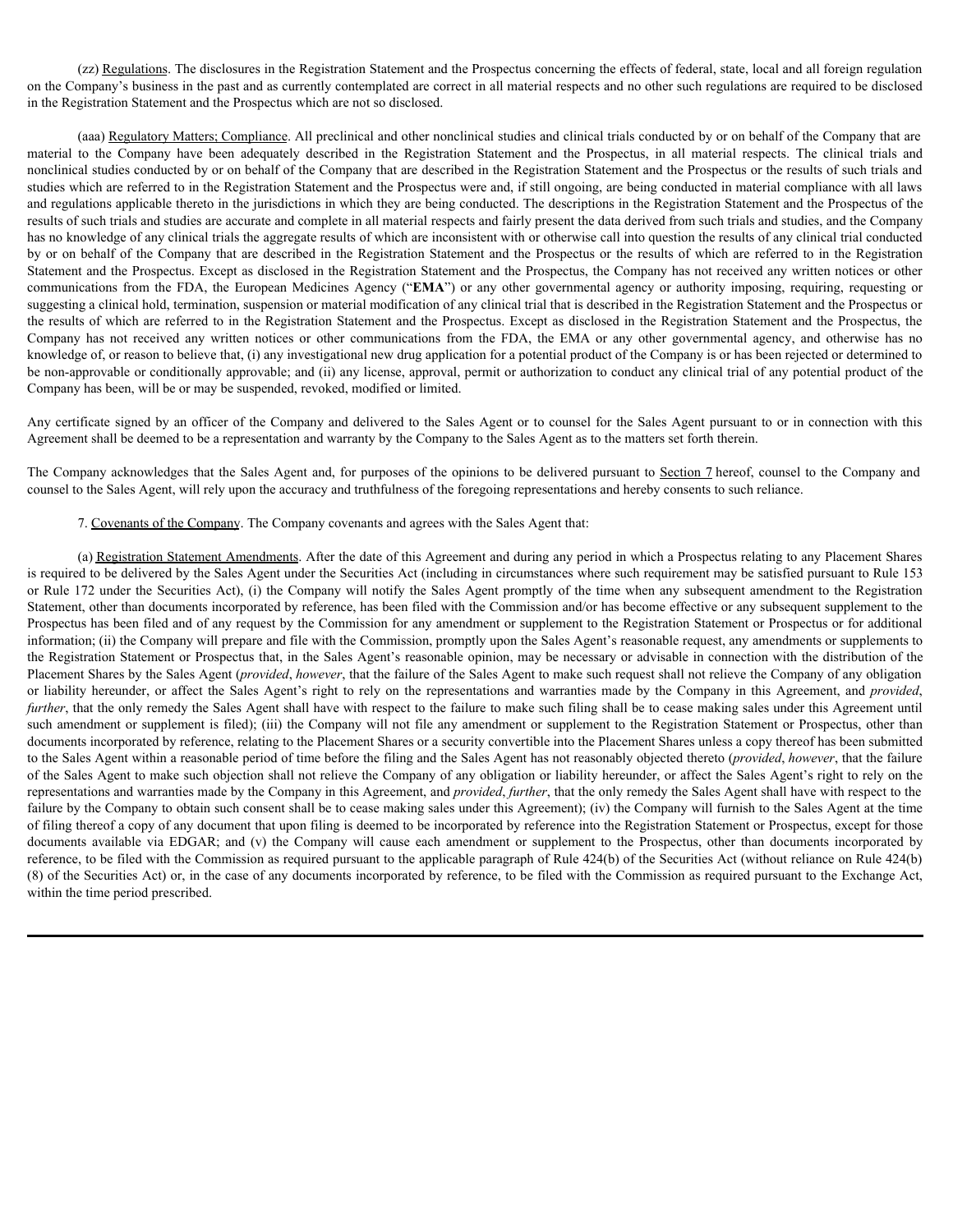(zz) Regulations. The disclosures in the Registration Statement and the Prospectus concerning the effects of federal, state, local and all foreign regulation on the Company's business in the past and as currently contemplated are correct in all material respects and no other such regulations are required to be disclosed in the Registration Statement and the Prospectus which are not so disclosed.

(aaa) Regulatory Matters; Compliance. All preclinical and other nonclinical studies and clinical trials conducted by or on behalf of the Company that are material to the Company have been adequately described in the Registration Statement and the Prospectus, in all material respects. The clinical trials and nonclinical studies conducted by or on behalf of the Company that are described in the Registration Statement and the Prospectus or the results of such trials and studies which are referred to in the Registration Statement and the Prospectus were and, if still ongoing, are being conducted in material compliance with all laws and regulations applicable thereto in the jurisdictions in which they are being conducted. The descriptions in the Registration Statement and the Prospectus of the results of such trials and studies are accurate and complete in all material respects and fairly present the data derived from such trials and studies, and the Company has no knowledge of any clinical trials the aggregate results of which are inconsistent with or otherwise call into question the results of any clinical trial conducted by or on behalf of the Company that are described in the Registration Statement and the Prospectus or the results of which are referred to in the Registration Statement and the Prospectus. Except as disclosed in the Registration Statement and the Prospectus, the Company has not received any written notices or other communications from the FDA, the European Medicines Agency ("**EMA**") or any other governmental agency or authority imposing, requiring, requesting or suggesting a clinical hold, termination, suspension or material modification of any clinical trial that is described in the Registration Statement and the Prospectus or the results of which are referred to in the Registration Statement and the Prospectus. Except as disclosed in the Registration Statement and the Prospectus, the Company has not received any written notices or other communications from the FDA, the EMA or any other governmental agency, and otherwise has no knowledge of, or reason to believe that, (i) any investigational new drug application for a potential product of the Company is or has been rejected or determined to be non-approvable or conditionally approvable; and (ii) any license, approval, permit or authorization to conduct any clinical trial of any potential product of the Company has been, will be or may be suspended, revoked, modified or limited.

Any certificate signed by an officer of the Company and delivered to the Sales Agent or to counsel for the Sales Agent pursuant to or in connection with this Agreement shall be deemed to be a representation and warranty by the Company to the Sales Agent as to the matters set forth therein.

The Company acknowledges that the Sales Agent and, for purposes of the opinions to be delivered pursuant to Section 7 hereof, counsel to the Company and counsel to the Sales Agent, will rely upon the accuracy and truthfulness of the foregoing representations and hereby consents to such reliance.

7. Covenants of the Company. The Company covenants and agrees with the Sales Agent that:

(a) Registration Statement Amendments. After the date of this Agreement and during any period in which a Prospectus relating to any Placement Shares is required to be delivered by the Sales Agent under the Securities Act (including in circumstances where such requirement may be satisfied pursuant to Rule 153 or Rule 172 under the Securities Act), (i) the Company will notify the Sales Agent promptly of the time when any subsequent amendment to the Registration Statement, other than documents incorporated by reference, has been filed with the Commission and/or has become effective or any subsequent supplement to the Prospectus has been filed and of any request by the Commission for any amendment or supplement to the Registration Statement or Prospectus or for additional information; (ii) the Company will prepare and file with the Commission, promptly upon the Sales Agent's reasonable request, any amendments or supplements to the Registration Statement or Prospectus that, in the Sales Agent's reasonable opinion, may be necessary or advisable in connection with the distribution of the Placement Shares by the Sales Agent (*provided*, *however*, that the failure of the Sales Agent to make such request shall not relieve the Company of any obligation or liability hereunder, or affect the Sales Agent's right to rely on the representations and warranties made by the Company in this Agreement, and *provided*, *further*, that the only remedy the Sales Agent shall have with respect to the failure to make such filing shall be to cease making sales under this Agreement until such amendment or supplement is filed); (iii) the Company will not file any amendment or supplement to the Registration Statement or Prospectus, other than documents incorporated by reference, relating to the Placement Shares or a security convertible into the Placement Shares unless a copy thereof has been submitted to the Sales Agent within a reasonable period of time before the filing and the Sales Agent has not reasonably objected thereto (*provided*, *however*, that the failure of the Sales Agent to make such objection shall not relieve the Company of any obligation or liability hereunder, or affect the Sales Agent's right to rely on the representations and warranties made by the Company in this Agreement, and *provided*, *further*, that the only remedy the Sales Agent shall have with respect to the failure by the Company to obtain such consent shall be to cease making sales under this Agreement); (iv) the Company will furnish to the Sales Agent at the time of filing thereof a copy of any document that upon filing is deemed to be incorporated by reference into the Registration Statement or Prospectus, except for those documents available via EDGAR; and (v) the Company will cause each amendment or supplement to the Prospectus, other than documents incorporated by reference, to be filed with the Commission as required pursuant to the applicable paragraph of Rule 424(b) of the Securities Act (without reliance on Rule 424(b)(8) of the Securities Act) or, in the case of any documents incorporated by reference, to be filed with the Commission as required pursuant to the Exchange Act, within the time period prescribed.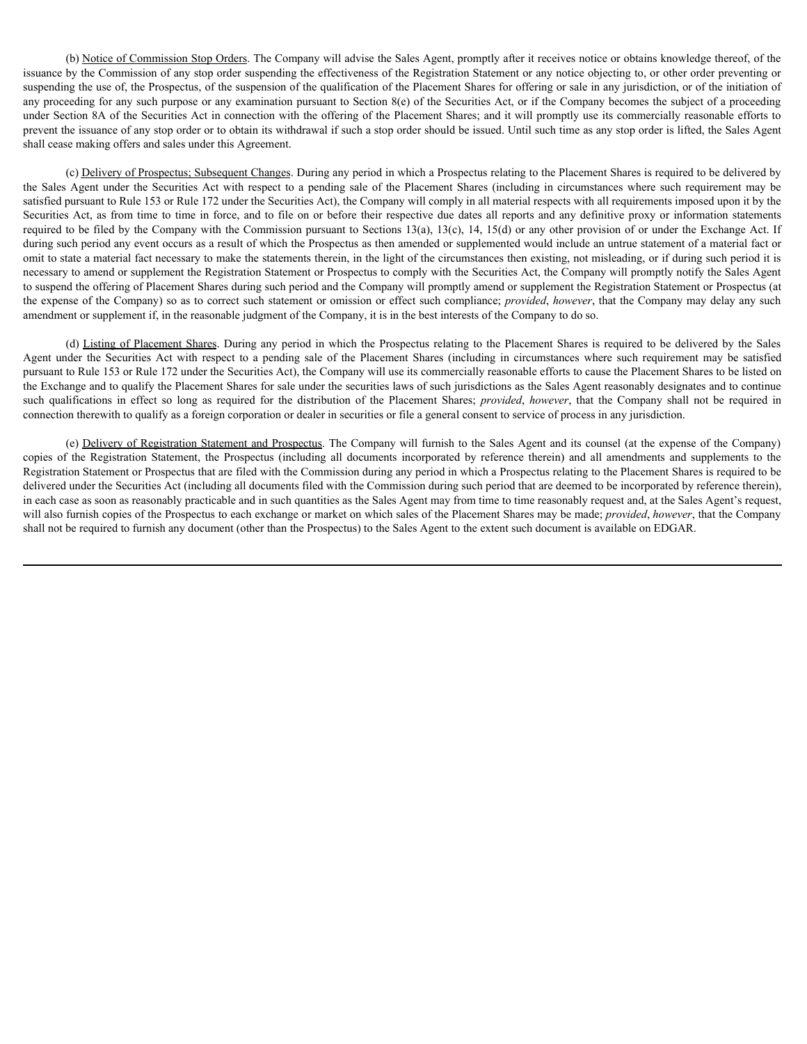(b) Notice of Commission Stop Orders. The Company will advise the Sales Agent, promptly after it receives notice or obtains knowledge thereof, of the issuance by the Commission of any stop order suspending the effectiveness of the Registration Statement or any notice objecting to, or other order preventing or suspending the use of, the Prospectus, of the suspension of the qualification of the Placement Shares for offering or sale in any jurisdiction, or of the initiation of any proceeding for any such purpose or any examination pursuant to Section 8(e) of the Securities Act, or if the Company becomes the subject of a proceeding under Section 8A of the Securities Act in connection with the offering of the Placement Shares; and it will promptly use its commercially reasonable efforts to prevent the issuance of any stop order or to obtain its withdrawal if such a stop order should be issued. Until such time as any stop order is lifted, the Sales Agent shall cease making offers and sales under this Agreement.

(c) Delivery of Prospectus; Subsequent Changes. During any period in which a Prospectus relating to the Placement Shares is required to be delivered by the Sales Agent under the Securities Act with respect to a pending sale of the Placement Shares (including in circumstances where such requirement may be satisfied pursuant to Rule 153 or Rule 172 under the Securities Act), the Company will comply in all material respects with all requirements imposed upon it by the Securities Act, as from time to time in force, and to file on or before their respective due dates all reports and any definitive proxy or information statements required to be filed by the Company with the Commission pursuant to Sections 13(a), 13(c), 14, 15(d) or any other provision of or under the Exchange Act. If during such period any event occurs as a result of which the Prospectus as then amended or supplemented would include an untrue statement of a material fact or omit to state a material fact necessary to make the statements therein, in the light of the circumstances then existing, not misleading, or if during such period it is necessary to amend or supplement the Registration Statement or Prospectus to comply with the Securities Act, the Company will promptly notify the Sales Agent to suspend the offering of Placement Shares during such period and the Company will promptly amend or supplement the Registration Statement or Prospectus (at the expense of the Company) so as to correct such statement or omission or effect such compliance; *provided*, *however*, that the Company may delay any such amendment or supplement if, in the reasonable judgment of the Company, it is in the best interests of the Company to do so.

(d) Listing of Placement Shares. During any period in which the Prospectus relating to the Placement Shares is required to be delivered by the Sales Agent under the Securities Act with respect to a pending sale of the Placement Shares (including in circumstances where such requirement may be satisfied pursuant to Rule 153 or Rule 172 under the Securities Act), the Company will use its commercially reasonable efforts to cause the Placement Shares to be listed on the Exchange and to qualify the Placement Shares for sale under the securities laws of such jurisdictions as the Sales Agent reasonably designates and to continue such qualifications in effect so long as required for the distribution of the Placement Shares; *provided*, *however*, that the Company shall not be required in connection therewith to qualify as a foreign corporation or dealer in securities or file a general consent to service of process in any jurisdiction.

(e) Delivery of Registration Statement and Prospectus. The Company will furnish to the Sales Agent and its counsel (at the expense of the Company) copies of the Registration Statement, the Prospectus (including all documents incorporated by reference therein) and all amendments and supplements to the Registration Statement or Prospectus that are filed with the Commission during any period in which a Prospectus relating to the Placement Shares is required to be delivered under the Securities Act (including all documents filed with the Commission during such period that are deemed to be incorporated by reference therein), in each case as soon as reasonably practicable and in such quantities as the Sales Agent may from time to time reasonably request and, at the Sales Agent's request, will also furnish copies of the Prospectus to each exchange or market on which sales of the Placement Shares may be made; *provided*, *however*, that the Company shall not be required to furnish any document (other than the Prospectus) to the Sales Agent to the extent such document is available on EDGAR.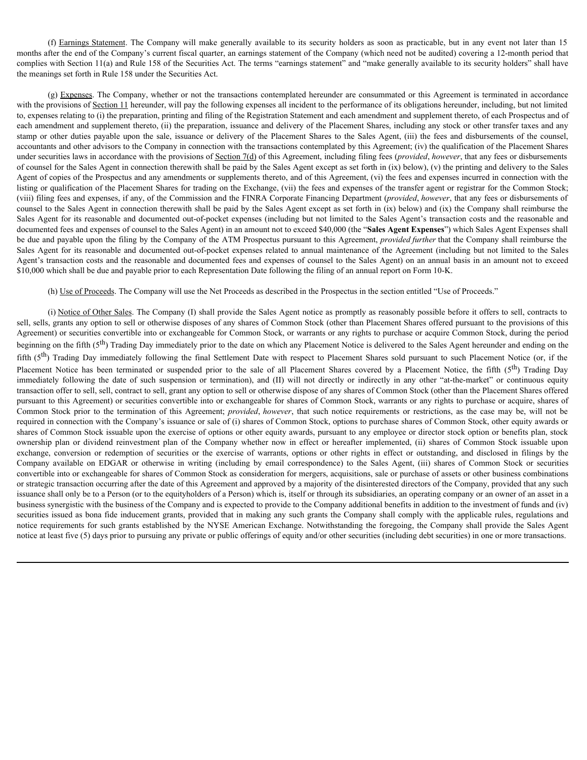(f) Earnings Statement. The Company will make generally available to its security holders as soon as practicable, but in any event not later than 15 months after the end of the Company's current fiscal quarter, an earnings statement of the Company (which need not be audited) covering a 12-month period that complies with Section 11(a) and Rule 158 of the Securities Act. The terms "earnings statement" and "make generally available to its security holders" shall have the meanings set forth in Rule 158 under the Securities Act.

(g) Expenses. The Company, whether or not the transactions contemplated hereunder are consummated or this Agreement is terminated in accordance with the provisions of Section 11 hereunder, will pay the following expenses all incident to the performance of its obligations hereunder, including, but not limited to, expenses relating to (i) the preparation, printing and filing of the Registration Statement and each amendment and supplement thereto, of each Prospectus and of each amendment and supplement thereto, (ii) the preparation, issuance and delivery of the Placement Shares, including any stock or other transfer taxes and any stamp or other duties payable upon the sale, issuance or delivery of the Placement Shares to the Sales Agent, (iii) the fees and disbursements of the counsel, accountants and other advisors to the Company in connection with the transactions contemplated by this Agreement; (iv) the qualification of the Placement Shares under securities laws in accordance with the provisions of Section 7(d) of this Agreement, including filing fees (*provided*, *however*, that any fees or disbursements of counsel for the Sales Agent in connection therewith shall be paid by the Sales Agent except as set forth in (ix) below), (v) the printing and delivery to the Sales Agent of copies of the Prospectus and any amendments or supplements thereto, and of this Agreement, (vi) the fees and expenses incurred in connection with the listing or qualification of the Placement Shares for trading on the Exchange, (vii) the fees and expenses of the transfer agent or registrar for the Common Stock; (viii) filing fees and expenses, if any, of the Commission and the FINRA Corporate Financing Department (*provided*, *however*, that any fees or disbursements of counsel to the Sales Agent in connection therewith shall be paid by the Sales Agent except as set forth in (ix) below) and (ix) the Company shall reimburse the Sales Agent for its reasonable and documented out-of-pocket expenses (including but not limited to the Sales Agent's transaction costs and the reasonable and documented fees and expenses of counsel to the Sales Agent) in an amount not to exceed $40,000 (the "**Sales Agent Expenses**") which Sales Agent Expenses shall be due and payable upon the filing by the Company of the ATM Prospectus pursuant to this Agreement, *provided further* that the Company shall reimburse the Sales Agent for its reasonable and documented out-of-pocket expenses related to annual maintenance of the Agreement (including but not limited to the Sales Agent's transaction costs and the reasonable and documented fees and expenses of counsel to the Sales Agent) on an annual basis in an amount not to exceed $10,000 which shall be due and payable prior to each Representation Date following the filing of an annual report on Form 10-K.

(h) Use of Proceeds. The Company will use the Net Proceeds as described in the Prospectus in the section entitled "Use of Proceeds."

(i) Notice of Other Sales. The Company (I) shall provide the Sales Agent notice as promptly as reasonably possible before it offers to sell, contracts to sell, sells, grants any option to sell or otherwise disposes of any shares of Common Stock (other than Placement Shares offered pursuant to the provisions of this Agreement) or securities convertible into or exchangeable for Common Stock, or warrants or any rights to purchase or acquire Common Stock, during the period beginning on the fifth (5th) Trading Day immediately prior to the date on which any Placement Notice is delivered to the Sales Agent hereunder and ending on the fifth (5th) Trading Day immediately following the final Settlement Date with respect to Placement Shares sold pursuant to such Placement Notice (or, if the Placement Notice has been terminated or suspended prior to the sale of all Placement Shares covered by a Placement Notice, the fifth (5th) Trading Day immediately following the date of such suspension or termination), and (II) will not directly or indirectly in any other "at-the-market" or continuous equity transaction offer to sell, sell, contract to sell, grant any option to sell or otherwise dispose of any shares of Common Stock (other than the Placement Shares offered pursuant to this Agreement) or securities convertible into or exchangeable for shares of Common Stock, warrants or any rights to purchase or acquire, shares of Common Stock prior to the termination of this Agreement; *provided*, *however*, that such notice requirements or restrictions, as the case may be, will not be required in connection with the Company's issuance or sale of (i) shares of Common Stock, options to purchase shares of Common Stock, other equity awards or shares of Common Stock issuable upon the exercise of options or other equity awards, pursuant to any employee or director stock option or benefits plan, stock ownership plan or dividend reinvestment plan of the Company whether now in effect or hereafter implemented, (ii) shares of Common Stock issuable upon exchange, conversion or redemption of securities or the exercise of warrants, options or other rights in effect or outstanding, and disclosed in filings by the Company available on EDGAR or otherwise in writing (including by email correspondence) to the Sales Agent, (iii) shares of Common Stock or securities convertible into or exchangeable for shares of Common Stock as consideration for mergers, acquisitions, sale or purchase of assets or other business combinations or strategic transaction occurring after the date of this Agreement and approved by a majority of the disinterested directors of the Company, provided that any such issuance shall only be to a Person (or to the equityholders of a Person) which is, itself or through its subsidiaries, an operating company or an owner of an asset in a business synergistic with the business of the Company and is expected to provide to the Company additional benefits in addition to the investment of funds and (iv) securities issued as bona fide inducement grants, provided that in making any such grants the Company shall comply with the applicable rules, regulations and notice requirements for such grants established by the NYSE American Exchange. Notwithstanding the foregoing, the Company shall provide the Sales Agent notice at least five (5) days prior to pursuing any private or public offerings of equity and/or other securities (including debt securities) in one or more transactions.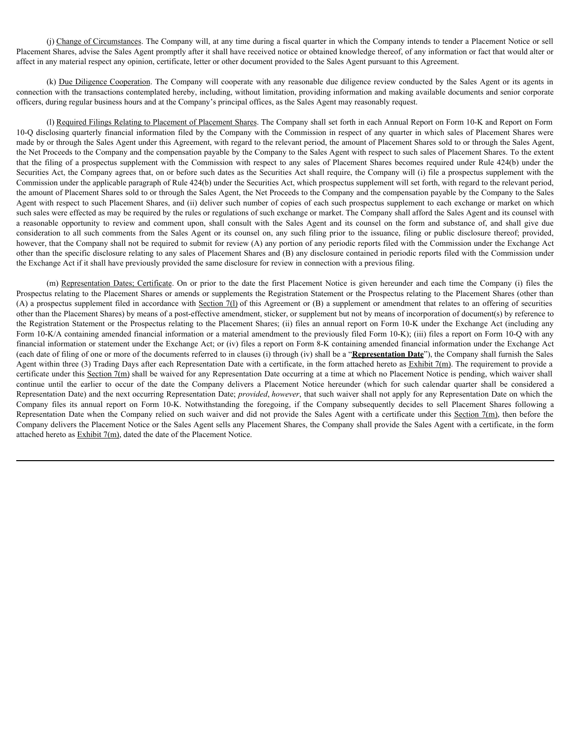(j) Change of Circumstances. The Company will, at any time during a fiscal quarter in which the Company intends to tender a Placement Notice or sell Placement Shares, advise the Sales Agent promptly after it shall have received notice or obtained knowledge thereof, of any information or fact that would alter or affect in any material respect any opinion, certificate, letter or other document provided to the Sales Agent pursuant to this Agreement.

(k) Due Diligence Cooperation. The Company will cooperate with any reasonable due diligence review conducted by the Sales Agent or its agents in connection with the transactions contemplated hereby, including, without limitation, providing information and making available documents and senior corporate officers, during regular business hours and at the Company's principal offices, as the Sales Agent may reasonably request.

(l) Required Filings Relating to Placement of Placement Shares. The Company shall set forth in each Annual Report on Form 10-K and Report on Form 10-Q disclosing quarterly financial information filed by the Company with the Commission in respect of any quarter in which sales of Placement Shares were made by or through the Sales Agent under this Agreement, with regard to the relevant period, the amount of Placement Shares sold to or through the Sales Agent, the Net Proceeds to the Company and the compensation payable by the Company to the Sales Agent with respect to such sales of Placement Shares. To the extent that the filing of a prospectus supplement with the Commission with respect to any sales of Placement Shares becomes required under Rule 424(b) under the Securities Act, the Company agrees that, on or before such dates as the Securities Act shall require, the Company will (i) file a prospectus supplement with the Commission under the applicable paragraph of Rule 424(b) under the Securities Act, which prospectus supplement will set forth, with regard to the relevant period, the amount of Placement Shares sold to or through the Sales Agent, the Net Proceeds to the Company and the compensation payable by the Company to the Sales Agent with respect to such Placement Shares, and (ii) deliver such number of copies of each such prospectus supplement to each exchange or market on which such sales were effected as may be required by the rules or regulations of such exchange or market. The Company shall afford the Sales Agent and its counsel with a reasonable opportunity to review and comment upon, shall consult with the Sales Agent and its counsel on the form and substance of, and shall give due consideration to all such comments from the Sales Agent or its counsel on, any such filing prior to the issuance, filing or public disclosure thereof; provided, however, that the Company shall not be required to submit for review (A) any portion of any periodic reports filed with the Commission under the Exchange Act other than the specific disclosure relating to any sales of Placement Shares and (B) any disclosure contained in periodic reports filed with the Commission under the Exchange Act if it shall have previously provided the same disclosure for review in connection with a previous filing.

(m) Representation Dates; Certificate. On or prior to the date the first Placement Notice is given hereunder and each time the Company (i) files the Prospectus relating to the Placement Shares or amends or supplements the Registration Statement or the Prospectus relating to the Placement Shares (other than (A) a prospectus supplement filed in accordance with Section 7(l) of this Agreement or (B) a supplement or amendment that relates to an offering of securities other than the Placement Shares) by means of a post-effective amendment, sticker, or supplement but not by means of incorporation of document(s) by reference to the Registration Statement or the Prospectus relating to the Placement Shares; (ii) files an annual report on Form 10-K under the Exchange Act (including any Form 10-K/A containing amended financial information or a material amendment to the previously filed Form 10-K); (iii) files a report on Form 10-Q with any financial information or statement under the Exchange Act; or (iv) files a report on Form 8-K containing amended financial information under the Exchange Act (each date of filing of one or more of the documents referred to in clauses (i) through (iv) shall be a "**Representation Date**"), the Company shall furnish the Sales Agent within three (3) Trading Days after each Representation Date with a certificate, in the form attached hereto as Exhibit 7(m). The requirement to provide a certificate under this Section 7(m) shall be waived for any Representation Date occurring at a time at which no Placement Notice is pending, which waiver shall continue until the earlier to occur of the date the Company delivers a Placement Notice hereunder (which for such calendar quarter shall be considered a Representation Date) and the next occurring Representation Date; *provided*, *however*, that such waiver shall not apply for any Representation Date on which the Company files its annual report on Form 10-K. Notwithstanding the foregoing, if the Company subsequently decides to sell Placement Shares following a Representation Date when the Company relied on such waiver and did not provide the Sales Agent with a certificate under this Section 7(m), then before the Company delivers the Placement Notice or the Sales Agent sells any Placement Shares, the Company shall provide the Sales Agent with a certificate, in the form attached hereto as Exhibit 7(m), dated the date of the Placement Notice.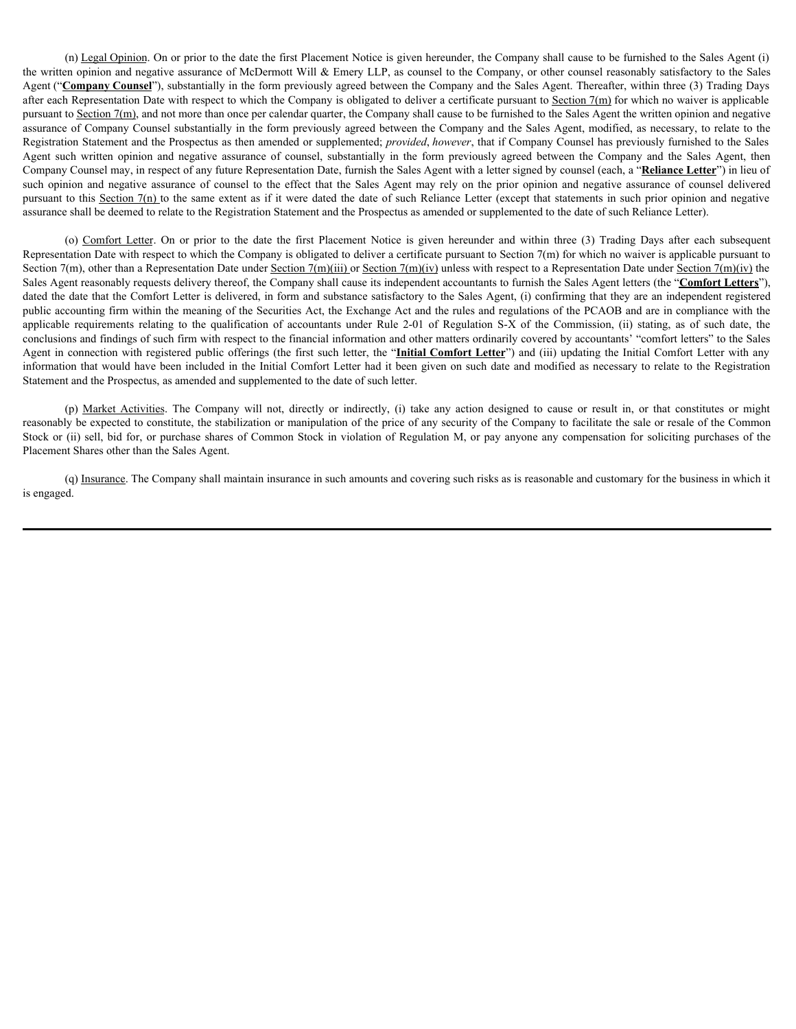(n) Legal Opinion. On or prior to the date the first Placement Notice is given hereunder, the Company shall cause to be furnished to the Sales Agent (i) the written opinion and negative assurance of McDermott Will & Emery LLP, as counsel to the Company, or other counsel reasonably satisfactory to the Sales Agent ("**Company Counsel**"), substantially in the form previously agreed between the Company and the Sales Agent. Thereafter, within three (3) Trading Days after each Representation Date with respect to which the Company is obligated to deliver a certificate pursuant to Section 7(m) for which no waiver is applicable pursuant to Section 7(m), and not more than once per calendar quarter, the Company shall cause to be furnished to the Sales Agent the written opinion and negative assurance of Company Counsel substantially in the form previously agreed between the Company and the Sales Agent, modified, as necessary, to relate to the Registration Statement and the Prospectus as then amended or supplemented; *provided*, *however*, that if Company Counsel has previously furnished to the Sales Agent such written opinion and negative assurance of counsel, substantially in the form previously agreed between the Company and the Sales Agent, then Company Counsel may, in respect of any future Representation Date, furnish the Sales Agent with a letter signed by counsel (each, a "**Reliance Letter**") in lieu of such opinion and negative assurance of counsel to the effect that the Sales Agent may rely on the prior opinion and negative assurance of counsel delivered pursuant to this Section 7(n) to the same extent as if it were dated the date of such Reliance Letter (except that statements in such prior opinion and negative assurance shall be deemed to relate to the Registration Statement and the Prospectus as amended or supplemented to the date of such Reliance Letter).

(o) Comfort Letter. On or prior to the date the first Placement Notice is given hereunder and within three (3) Trading Days after each subsequent Representation Date with respect to which the Company is obligated to deliver a certificate pursuant to Section 7(m) for which no waiver is applicable pursuant to Section 7(m), other than a Representation Date under Section 7(m)(iii) or Section 7(m)(iv) unless with respect to a Representation Date under Section 7(m)(iv) the Sales Agent reasonably requests delivery thereof, the Company shall cause its independent accountants to furnish the Sales Agent letters (the "**Comfort Letters**"), dated the date that the Comfort Letter is delivered, in form and substance satisfactory to the Sales Agent, (i) confirming that they are an independent registered public accounting firm within the meaning of the Securities Act, the Exchange Act and the rules and regulations of the PCAOB and are in compliance with the applicable requirements relating to the qualification of accountants under Rule 2-01 of Regulation S-X of the Commission, (ii) stating, as of such date, the conclusions and findings of such firm with respect to the financial information and other matters ordinarily covered by accountants' "comfort letters" to the Sales Agent in connection with registered public offerings (the first such letter, the "**Initial Comfort Letter**") and (iii) updating the Initial Comfort Letter with any information that would have been included in the Initial Comfort Letter had it been given on such date and modified as necessary to relate to the Registration Statement and the Prospectus, as amended and supplemented to the date of such letter.

(p) Market Activities. The Company will not, directly or indirectly, (i) take any action designed to cause or result in, or that constitutes or might reasonably be expected to constitute, the stabilization or manipulation of the price of any security of the Company to facilitate the sale or resale of the Common Stock or (ii) sell, bid for, or purchase shares of Common Stock in violation of Regulation M, or pay anyone any compensation for soliciting purchases of the Placement Shares other than the Sales Agent.

(q) Insurance. The Company shall maintain insurance in such amounts and covering such risks as is reasonable and customary for the business in which it is engaged.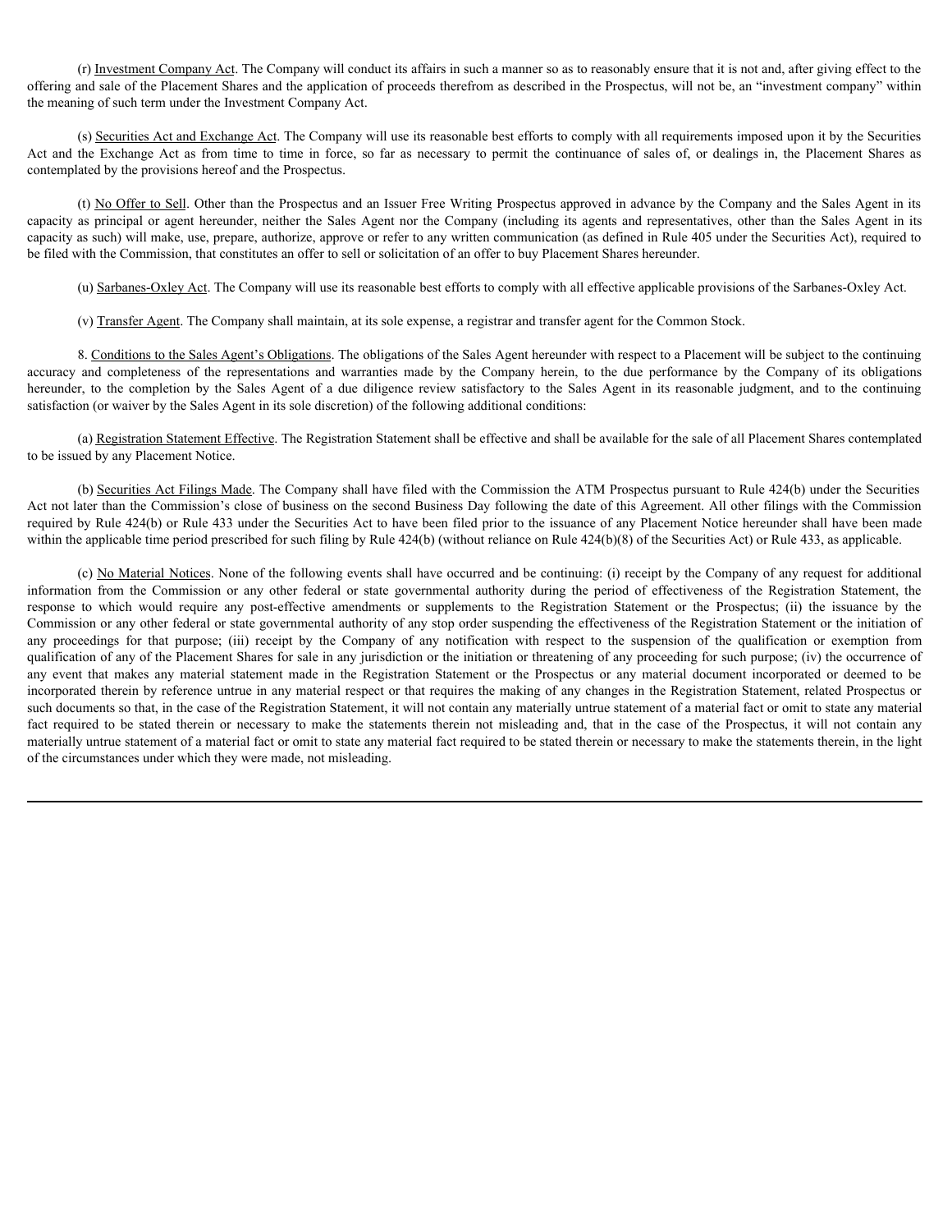(r) Investment Company Act. The Company will conduct its affairs in such a manner so as to reasonably ensure that it is not and, after giving effect to the offering and sale of the Placement Shares and the application of proceeds therefrom as described in the Prospectus, will not be, an "investment company" within the meaning of such term under the Investment Company Act.

(s) Securities Act and Exchange Act. The Company will use its reasonable best efforts to comply with all requirements imposed upon it by the Securities Act and the Exchange Act as from time to time in force, so far as necessary to permit the continuance of sales of, or dealings in, the Placement Shares as contemplated by the provisions hereof and the Prospectus.

(t) No Offer to Sell. Other than the Prospectus and an Issuer Free Writing Prospectus approved in advance by the Company and the Sales Agent in its capacity as principal or agent hereunder, neither the Sales Agent nor the Company (including its agents and representatives, other than the Sales Agent in its capacity as such) will make, use, prepare, authorize, approve or refer to any written communication (as defined in Rule 405 under the Securities Act), required to be filed with the Commission, that constitutes an offer to sell or solicitation of an offer to buy Placement Shares hereunder.

(u) Sarbanes-Oxley Act. The Company will use its reasonable best efforts to comply with all effective applicable provisions of the Sarbanes-Oxley Act.

(v) Transfer Agent. The Company shall maintain, at its sole expense, a registrar and transfer agent for the Common Stock.

8. Conditions to the Sales Agent's Obligations. The obligations of the Sales Agent hereunder with respect to a Placement will be subject to the continuing accuracy and completeness of the representations and warranties made by the Company herein, to the due performance by the Company of its obligations hereunder, to the completion by the Sales Agent of a due diligence review satisfactory to the Sales Agent in its reasonable judgment, and to the continuing satisfaction (or waiver by the Sales Agent in its sole discretion) of the following additional conditions:

(a) Registration Statement Effective. The Registration Statement shall be effective and shall be available for the sale of all Placement Shares contemplated to be issued by any Placement Notice.

(b) Securities Act Filings Made. The Company shall have filed with the Commission the ATM Prospectus pursuant to Rule 424(b) under the Securities Act not later than the Commission's close of business on the second Business Day following the date of this Agreement. All other filings with the Commission required by Rule 424(b) or Rule 433 under the Securities Act to have been filed prior to the issuance of any Placement Notice hereunder shall have been made within the applicable time period prescribed for such filing by Rule 424(b) (without reliance on Rule 424(b)(8) of the Securities Act) or Rule 433, as applicable.

(c) No Material Notices. None of the following events shall have occurred and be continuing: (i) receipt by the Company of any request for additional information from the Commission or any other federal or state governmental authority during the period of effectiveness of the Registration Statement, the response to which would require any post-effective amendments or supplements to the Registration Statement or the Prospectus; (ii) the issuance by the Commission or any other federal or state governmental authority of any stop order suspending the effectiveness of the Registration Statement or the initiation of any proceedings for that purpose; (iii) receipt by the Company of any notification with respect to the suspension of the qualification or exemption from qualification of any of the Placement Shares for sale in any jurisdiction or the initiation or threatening of any proceeding for such purpose; (iv) the occurrence of any event that makes any material statement made in the Registration Statement or the Prospectus or any material document incorporated or deemed to be incorporated therein by reference untrue in any material respect or that requires the making of any changes in the Registration Statement, related Prospectus or such documents so that, in the case of the Registration Statement, it will not contain any materially untrue statement of a material fact or omit to state any material fact required to be stated therein or necessary to make the statements therein not misleading and, that in the case of the Prospectus, it will not contain any materially untrue statement of a material fact or omit to state any material fact required to be stated therein or necessary to make the statements therein, in the light of the circumstances under which they were made, not misleading.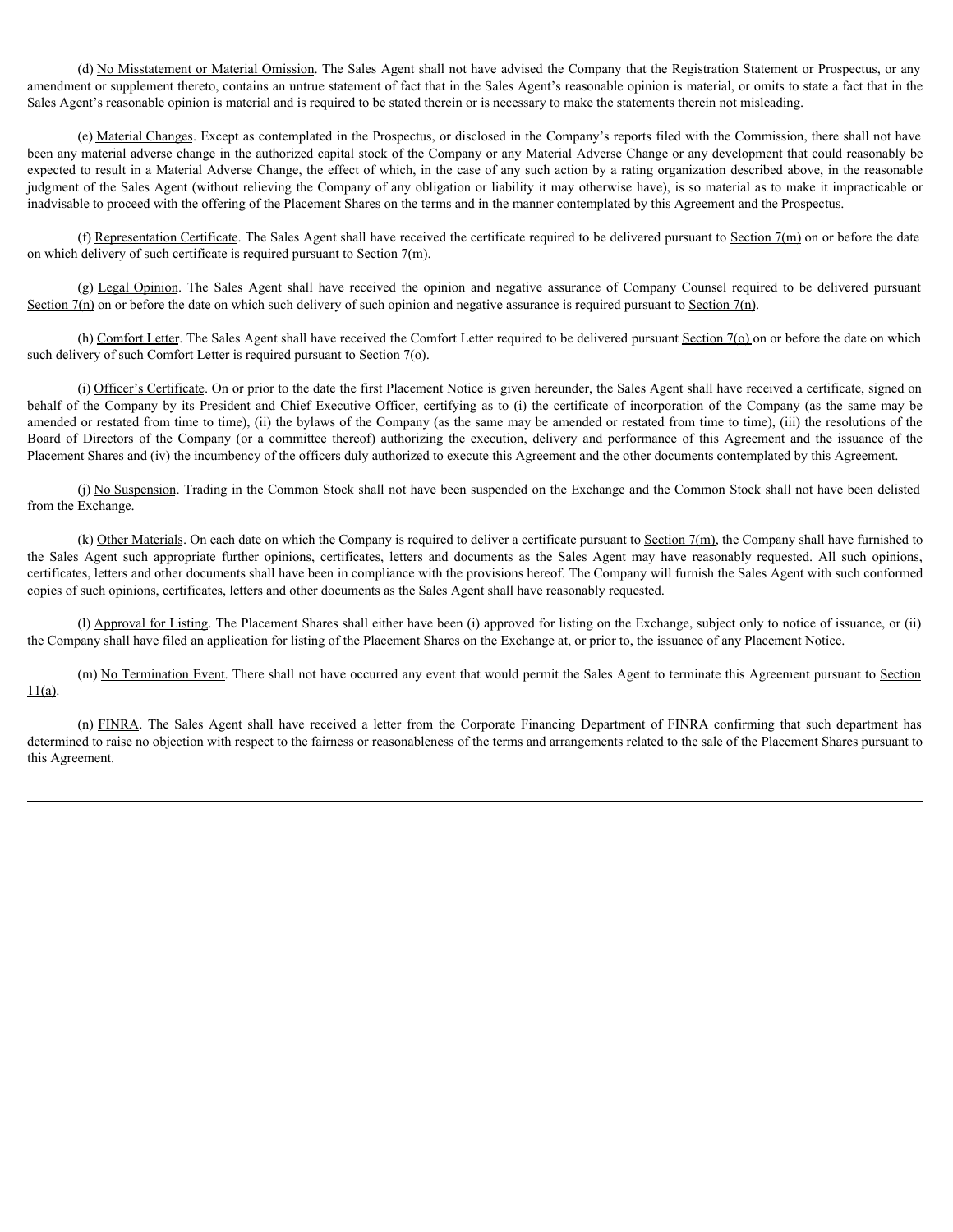(d) No Misstatement or Material Omission. The Sales Agent shall not have advised the Company that the Registration Statement or Prospectus, or any amendment or supplement thereto, contains an untrue statement of fact that in the Sales Agent's reasonable opinion is material, or omits to state a fact that in the Sales Agent's reasonable opinion is material and is required to be stated therein or is necessary to make the statements therein not misleading.

(e) Material Changes. Except as contemplated in the Prospectus, or disclosed in the Company's reports filed with the Commission, there shall not have been any material adverse change in the authorized capital stock of the Company or any Material Adverse Change or any development that could reasonably be expected to result in a Material Adverse Change, the effect of which, in the case of any such action by a rating organization described above, in the reasonable judgment of the Sales Agent (without relieving the Company of any obligation or liability it may otherwise have), is so material as to make it impracticable or inadvisable to proceed with the offering of the Placement Shares on the terms and in the manner contemplated by this Agreement and the Prospectus.

(f) Representation Certificate. The Sales Agent shall have received the certificate required to be delivered pursuant to Section 7(m) on or before the date on which delivery of such certificate is required pursuant to Section 7(m).

(g) Legal Opinion. The Sales Agent shall have received the opinion and negative assurance of Company Counsel required to be delivered pursuant Section 7(n) on or before the date on which such delivery of such opinion and negative assurance is required pursuant to Section 7(n).

(h) Comfort Letter. The Sales Agent shall have received the Comfort Letter required to be delivered pursuant Section 7(o) on or before the date on which such delivery of such Comfort Letter is required pursuant to Section 7(o).

(i) Officer's Certificate. On or prior to the date the first Placement Notice is given hereunder, the Sales Agent shall have received a certificate, signed on behalf of the Company by its President and Chief Executive Officer, certifying as to (i) the certificate of incorporation of the Company (as the same may be amended or restated from time to time), (ii) the bylaws of the Company (as the same may be amended or restated from time to time), (iii) the resolutions of the Board of Directors of the Company (or a committee thereof) authorizing the execution, delivery and performance of this Agreement and the issuance of the Placement Shares and (iv) the incumbency of the officers duly authorized to execute this Agreement and the other documents contemplated by this Agreement.

(j) No Suspension. Trading in the Common Stock shall not have been suspended on the Exchange and the Common Stock shall not have been delisted from the Exchange.

(k) Other Materials. On each date on which the Company is required to deliver a certificate pursuant to Section 7(m), the Company shall have furnished to the Sales Agent such appropriate further opinions, certificates, letters and documents as the Sales Agent may have reasonably requested. All such opinions, certificates, letters and other documents shall have been in compliance with the provisions hereof. The Company will furnish the Sales Agent with such conformed copies of such opinions, certificates, letters and other documents as the Sales Agent shall have reasonably requested.

(l) Approval for Listing. The Placement Shares shall either have been (i) approved for listing on the Exchange, subject only to notice of issuance, or (ii) the Company shall have filed an application for listing of the Placement Shares on the Exchange at, or prior to, the issuance of any Placement Notice.

(m) No Termination Event. There shall not have occurred any event that would permit the Sales Agent to terminate this Agreement pursuant to Section 11(a).

(n) FINRA. The Sales Agent shall have received a letter from the Corporate Financing Department of FINRA confirming that such department has determined to raise no objection with respect to the fairness or reasonableness of the terms and arrangements related to the sale of the Placement Shares pursuant to this Agreement.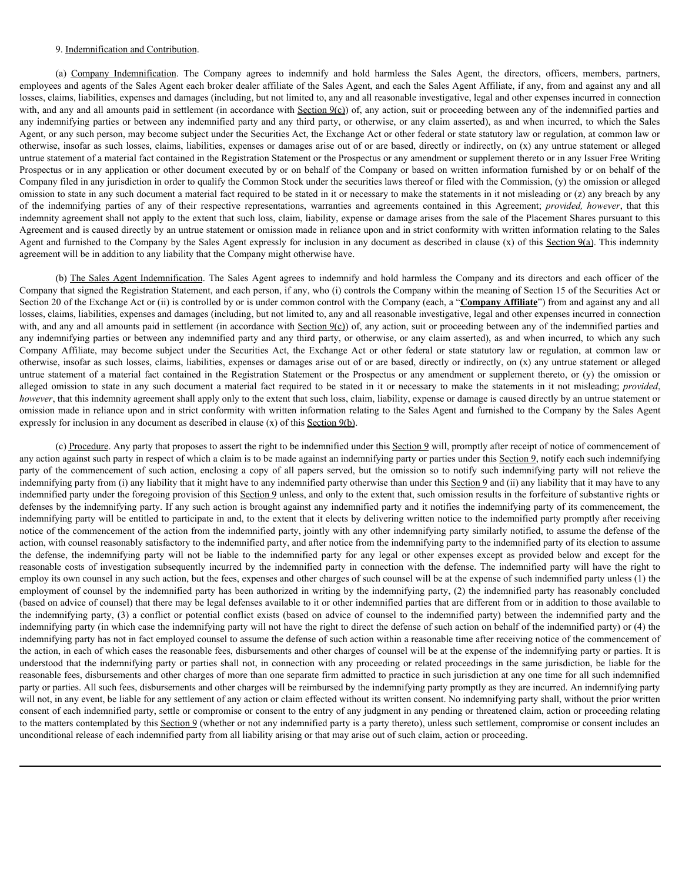9. Indemnification and Contribution.

(a) Company Indemnification. The Company agrees to indemnify and hold harmless the Sales Agent, the directors, officers, members, partners, employees and agents of the Sales Agent each broker dealer affiliate of the Sales Agent, and each the Sales Agent Affiliate, if any, from and against any and all losses, claims, liabilities, expenses and damages (including, but not limited to, any and all reasonable investigative, legal and other expenses incurred in connection with, and any and all amounts paid in settlement (in accordance with Section 9(c)) of, any action, suit or proceeding between any of the indemnified parties and any indemnifying parties or between any indemnified party and any third party, or otherwise, or any claim asserted), as and when incurred, to which the Sales Agent, or any such person, may become subject under the Securities Act, the Exchange Act or other federal or state statutory law or regulation, at common law or otherwise, insofar as such losses, claims, liabilities, expenses or damages arise out of or are based, directly or indirectly, on (x) any untrue statement or alleged untrue statement of a material fact contained in the Registration Statement or the Prospectus or any amendment or supplement thereto or in any Issuer Free Writing Prospectus or in any application or other document executed by or on behalf of the Company or based on written information furnished by or on behalf of the Company filed in any jurisdiction in order to qualify the Common Stock under the securities laws thereof or filed with the Commission, (y) the omission or alleged omission to state in any such document a material fact required to be stated in it or necessary to make the statements in it not misleading or (z) any breach by any of the indemnifying parties of any of their respective representations, warranties and agreements contained in this Agreement; *provided, however*, that this indemnity agreement shall not apply to the extent that such loss, claim, liability, expense or damage arises from the sale of the Placement Shares pursuant to this Agreement and is caused directly by an untrue statement or omission made in reliance upon and in strict conformity with written information relating to the Sales Agent and furnished to the Company by the Sales Agent expressly for inclusion in any document as described in clause (x) of this Section 9(a). This indemnity agreement will be in addition to any liability that the Company might otherwise have.

(b) The Sales Agent Indemnification. The Sales Agent agrees to indemnify and hold harmless the Company and its directors and each officer of the Company that signed the Registration Statement, and each person, if any, who (i) controls the Company within the meaning of Section 15 of the Securities Act or Section 20 of the Exchange Act or (ii) is controlled by or is under common control with the Company (each, a "**Company Affiliate**") from and against any and all losses, claims, liabilities, expenses and damages (including, but not limited to, any and all reasonable investigative, legal and other expenses incurred in connection with, and any and all amounts paid in settlement (in accordance with Section 9(c)) of, any action, suit or proceeding between any of the indemnified parties and any indemnifying parties or between any indemnified party and any third party, or otherwise, or any claim asserted), as and when incurred, to which any such Company Affiliate, may become subject under the Securities Act, the Exchange Act or other federal or state statutory law or regulation, at common law or otherwise, insofar as such losses, claims, liabilities, expenses or damages arise out of or are based, directly or indirectly, on (x) any untrue statement or alleged untrue statement of a material fact contained in the Registration Statement or the Prospectus or any amendment or supplement thereto, or (y) the omission or alleged omission to state in any such document a material fact required to be stated in it or necessary to make the statements in it not misleading; *provided*, *however*, that this indemnity agreement shall apply only to the extent that such loss, claim, liability, expense or damage is caused directly by an untrue statement or omission made in reliance upon and in strict conformity with written information relating to the Sales Agent and furnished to the Company by the Sales Agent expressly for inclusion in any document as described in clause (x) of this Section 9(b).

(c) Procedure. Any party that proposes to assert the right to be indemnified under this Section 9 will, promptly after receipt of notice of commencement of any action against such party in respect of which a claim is to be made against an indemnifying party or parties under this Section 9, notify each such indemnifying party of the commencement of such action, enclosing a copy of all papers served, but the omission so to notify such indemnifying party will not relieve the indemnifying party from (i) any liability that it might have to any indemnified party otherwise than under this Section 9 and (ii) any liability that it may have to any indemnified party under the foregoing provision of this Section 9 unless, and only to the extent that, such omission results in the forfeiture of substantive rights or defenses by the indemnifying party. If any such action is brought against any indemnified party and it notifies the indemnifying party of its commencement, the indemnifying party will be entitled to participate in and, to the extent that it elects by delivering written notice to the indemnified party promptly after receiving notice of the commencement of the action from the indemnified party, jointly with any other indemnifying party similarly notified, to assume the defense of the action, with counsel reasonably satisfactory to the indemnified party, and after notice from the indemnifying party to the indemnified party of its election to assume the defense, the indemnifying party will not be liable to the indemnified party for any legal or other expenses except as provided below and except for the reasonable costs of investigation subsequently incurred by the indemnified party in connection with the defense. The indemnified party will have the right to employ its own counsel in any such action, but the fees, expenses and other charges of such counsel will be at the expense of such indemnified party unless (1) the employment of counsel by the indemnified party has been authorized in writing by the indemnifying party, (2) the indemnified party has reasonably concluded (based on advice of counsel) that there may be legal defenses available to it or other indemnified parties that are different from or in addition to those available to the indemnifying party, (3) a conflict or potential conflict exists (based on advice of counsel to the indemnified party) between the indemnified party and the indemnifying party (in which case the indemnifying party will not have the right to direct the defense of such action on behalf of the indemnified party) or (4) the indemnifying party has not in fact employed counsel to assume the defense of such action within a reasonable time after receiving notice of the commencement of the action, in each of which cases the reasonable fees, disbursements and other charges of counsel will be at the expense of the indemnifying party or parties. It is understood that the indemnifying party or parties shall not, in connection with any proceeding or related proceedings in the same jurisdiction, be liable for the reasonable fees, disbursements and other charges of more than one separate firm admitted to practice in such jurisdiction at any one time for all such indemnified party or parties. All such fees, disbursements and other charges will be reimbursed by the indemnifying party promptly as they are incurred. An indemnifying party will not, in any event, be liable for any settlement of any action or claim effected without its written consent. No indemnifying party shall, without the prior written consent of each indemnified party, settle or compromise or consent to the entry of any judgment in any pending or threatened claim, action or proceeding relating to the matters contemplated by this Section 9 (whether or not any indemnified party is a party thereto), unless such settlement, compromise or consent includes an unconditional release of each indemnified party from all liability arising or that may arise out of such claim, action or proceeding.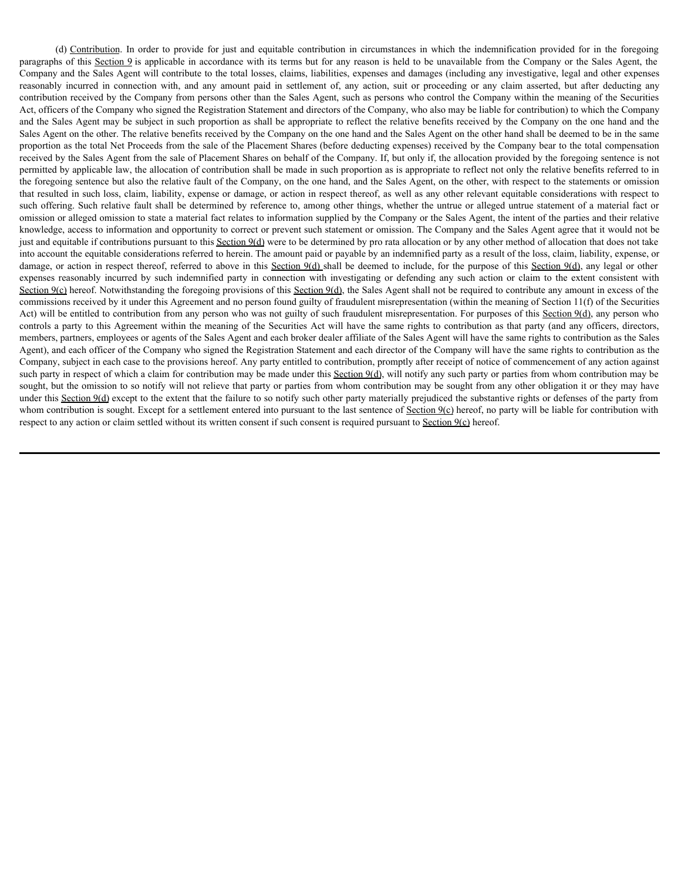(d) Contribution. In order to provide for just and equitable contribution in circumstances in which the indemnification provided for in the foregoing paragraphs of this Section 9 is applicable in accordance with its terms but for any reason is held to be unavailable from the Company or the Sales Agent, the Company and the Sales Agent will contribute to the total losses, claims, liabilities, expenses and damages (including any investigative, legal and other expenses reasonably incurred in connection with, and any amount paid in settlement of, any action, suit or proceeding or any claim asserted, but after deducting any contribution received by the Company from persons other than the Sales Agent, such as persons who control the Company within the meaning of the Securities Act, officers of the Company who signed the Registration Statement and directors of the Company, who also may be liable for contribution) to which the Company and the Sales Agent may be subject in such proportion as shall be appropriate to reflect the relative benefits received by the Company on the one hand and the Sales Agent on the other. The relative benefits received by the Company on the one hand and the Sales Agent on the other hand shall be deemed to be in the same proportion as the total Net Proceeds from the sale of the Placement Shares (before deducting expenses) received by the Company bear to the total compensation received by the Sales Agent from the sale of Placement Shares on behalf of the Company. If, but only if, the allocation provided by the foregoing sentence is not permitted by applicable law, the allocation of contribution shall be made in such proportion as is appropriate to reflect not only the relative benefits referred to in the foregoing sentence but also the relative fault of the Company, on the one hand, and the Sales Agent, on the other, with respect to the statements or omission that resulted in such loss, claim, liability, expense or damage, or action in respect thereof, as well as any other relevant equitable considerations with respect to such offering. Such relative fault shall be determined by reference to, among other things, whether the untrue or alleged untrue statement of a material fact or omission or alleged omission to state a material fact relates to information supplied by the Company or the Sales Agent, the intent of the parties and their relative knowledge, access to information and opportunity to correct or prevent such statement or omission. The Company and the Sales Agent agree that it would not be just and equitable if contributions pursuant to this Section 9(d) were to be determined by pro rata allocation or by any other method of allocation that does not take into account the equitable considerations referred to herein. The amount paid or payable by an indemnified party as a result of the loss, claim, liability, expense, or damage, or action in respect thereof, referred to above in this Section 9(d) shall be deemed to include, for the purpose of this Section 9(d), any legal or other expenses reasonably incurred by such indemnified party in connection with investigating or defending any such action or claim to the extent consistent with Section 9(c) hereof. Notwithstanding the foregoing provisions of this Section 9(d), the Sales Agent shall not be required to contribute any amount in excess of the commissions received by it under this Agreement and no person found guilty of fraudulent misrepresentation (within the meaning of Section 11(f) of the Securities Act) will be entitled to contribution from any person who was not guilty of such fraudulent misrepresentation. For purposes of this Section 9(d), any person who controls a party to this Agreement within the meaning of the Securities Act will have the same rights to contribution as that party (and any officers, directors, members, partners, employees or agents of the Sales Agent and each broker dealer affiliate of the Sales Agent will have the same rights to contribution as the Sales Agent), and each officer of the Company who signed the Registration Statement and each director of the Company will have the same rights to contribution as the Company, subject in each case to the provisions hereof. Any party entitled to contribution, promptly after receipt of notice of commencement of any action against such party in respect of which a claim for contribution may be made under this Section 9(d), will notify any such party or parties from whom contribution may be sought, but the omission to so notify will not relieve that party or parties from whom contribution may be sought from any other obligation it or they may have under this Section 9(d) except to the extent that the failure to so notify such other party materially prejudiced the substantive rights or defenses of the party from whom contribution is sought. Except for a settlement entered into pursuant to the last sentence of Section 9(c) hereof, no party will be liable for contribution with respect to any action or claim settled without its written consent if such consent is required pursuant to Section 9(c) hereof.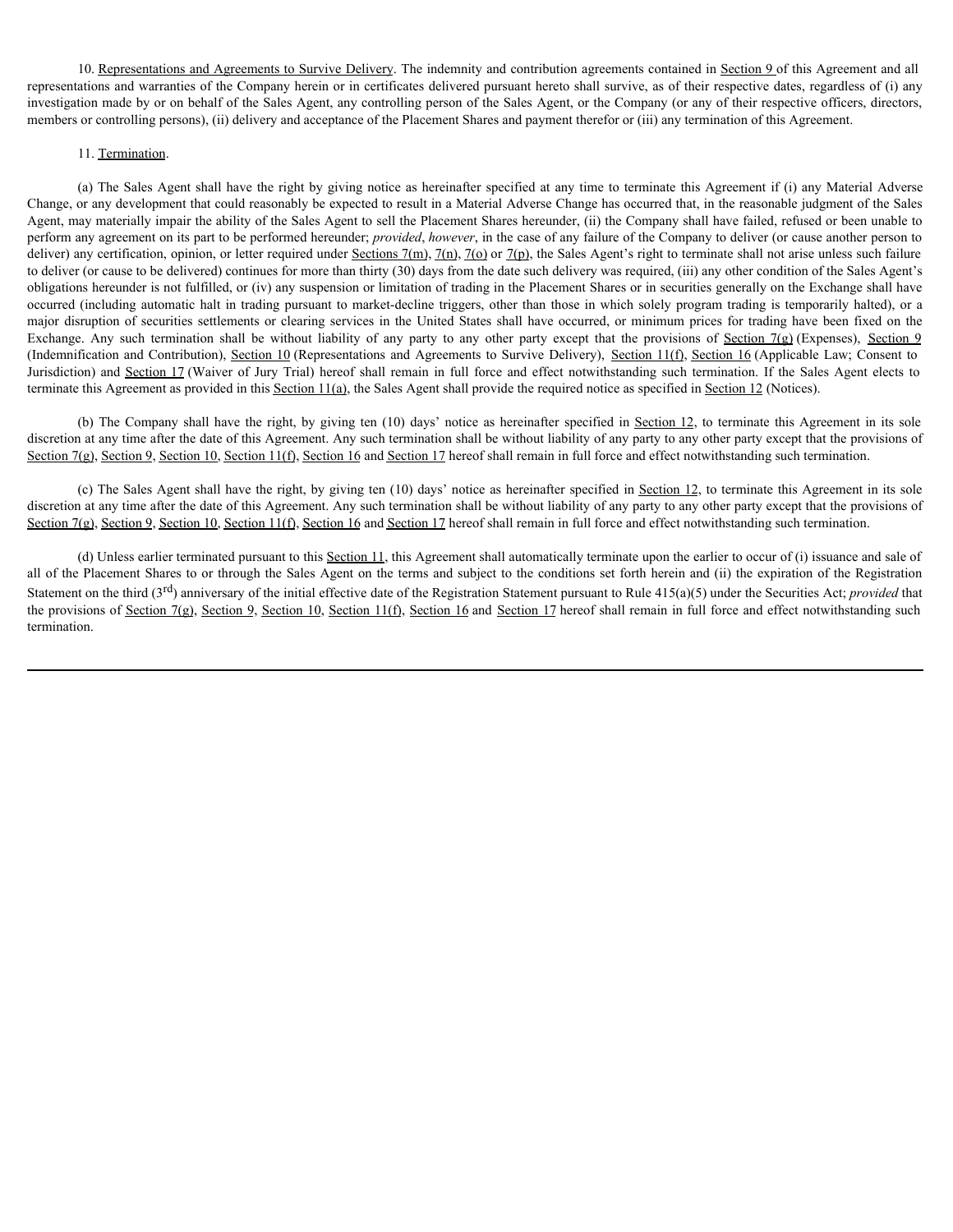10. Representations and Agreements to Survive Delivery. The indemnity and contribution agreements contained in Section 9 of this Agreement and all representations and warranties of the Company herein or in certificates delivered pursuant hereto shall survive, as of their respective dates, regardless of (i) any investigation made by or on behalf of the Sales Agent, any controlling person of the Sales Agent, or the Company (or any of their respective officers, directors, members or controlling persons), (ii) delivery and acceptance of the Placement Shares and payment therefor or (iii) any termination of this Agreement.

11. Termination.

(a) The Sales Agent shall have the right by giving notice as hereinafter specified at any time to terminate this Agreement if (i) any Material Adverse Change, or any development that could reasonably be expected to result in a Material Adverse Change has occurred that, in the reasonable judgment of the Sales Agent, may materially impair the ability of the Sales Agent to sell the Placement Shares hereunder, (ii) the Company shall have failed, refused or been unable to perform any agreement on its part to be performed hereunder; *provided*, *however*, in the case of any failure of the Company to deliver (or cause another person to deliver) any certification, opinion, or letter required under Sections 7(m), 7(n), 7(o) or 7(p), the Sales Agent's right to terminate shall not arise unless such failure to deliver (or cause to be delivered) continues for more than thirty (30) days from the date such delivery was required, (iii) any other condition of the Sales Agent's obligations hereunder is not fulfilled, or (iv) any suspension or limitation of trading in the Placement Shares or in securities generally on the Exchange shall have occurred (including automatic halt in trading pursuant to market-decline triggers, other than those in which solely program trading is temporarily halted), or a major disruption of securities settlements or clearing services in the United States shall have occurred, or minimum prices for trading have been fixed on the Exchange. Any such termination shall be without liability of any party to any other party except that the provisions of Section 7(g) (Expenses), Section 9 (Indemnification and Contribution), Section 10 (Representations and Agreements to Survive Delivery), Section 11(f), Section 16 (Applicable Law; Consent to Jurisdiction) and Section 17 (Waiver of Jury Trial) hereof shall remain in full force and effect notwithstanding such termination. If the Sales Agent elects to terminate this Agreement as provided in this Section 11(a), the Sales Agent shall provide the required notice as specified in Section 12 (Notices).

(b) The Company shall have the right, by giving ten (10) days' notice as hereinafter specified in Section 12, to terminate this Agreement in its sole discretion at any time after the date of this Agreement. Any such termination shall be without liability of any party to any other party except that the provisions of Section 7(g), Section 9, Section 10, Section 11(f), Section 16 and Section 17 hereof shall remain in full force and effect notwithstanding such termination.

(c) The Sales Agent shall have the right, by giving ten (10) days' notice as hereinafter specified in Section 12, to terminate this Agreement in its sole discretion at any time after the date of this Agreement. Any such termination shall be without liability of any party to any other party except that the provisions of Section 7(g), Section 9, Section 10, Section 11(f), Section 16 and Section 17 hereof shall remain in full force and effect notwithstanding such termination.

(d) Unless earlier terminated pursuant to this Section 11, this Agreement shall automatically terminate upon the earlier to occur of (i) issuance and sale of all of the Placement Shares to or through the Sales Agent on the terms and subject to the conditions set forth herein and (ii) the expiration of the Registration Statement on the third (3rd) anniversary of the initial effective date of the Registration Statement pursuant to Rule 415(a)(5) under the Securities Act; *provided* that the provisions of Section 7(g), Section 9, Section 10, Section 11(f), Section 16 and Section 17 hereof shall remain in full force and effect notwithstanding such termination.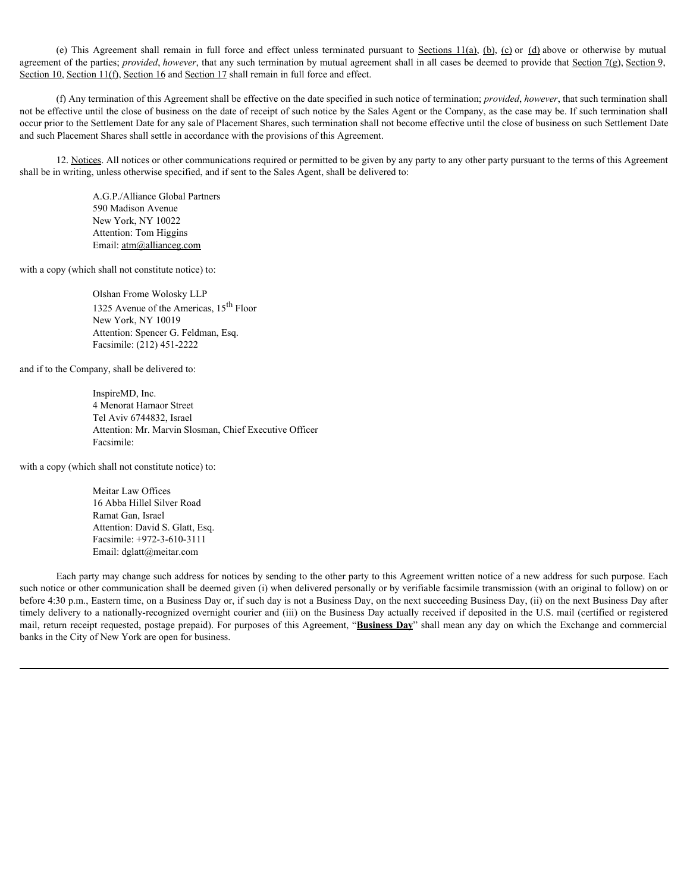(e) This Agreement shall remain in full force and effect unless terminated pursuant to Sections 11(a), (b), (c) or (d) above or otherwise by mutual agreement of the parties; *provided*, *however*, that any such termination by mutual agreement shall in all cases be deemed to provide that Section 7(g), Section 9, Section 10, Section 11(f), Section 16 and Section 17 shall remain in full force and effect.

(f) Any termination of this Agreement shall be effective on the date specified in such notice of termination; *provided*, *however*, that such termination shall not be effective until the close of business on the date of receipt of such notice by the Sales Agent or the Company, as the case may be. If such termination shall occur prior to the Settlement Date for any sale of Placement Shares, such termination shall not become effective until the close of business on such Settlement Date and such Placement Shares shall settle in accordance with the provisions of this Agreement.

12. Notices. All notices or other communications required or permitted to be given by any party to any other party pursuant to the terms of this Agreement shall be in writing, unless otherwise specified, and if sent to the Sales Agent, shall be delivered to:

A.G.P./Alliance Global Partners
590 Madison Avenue
New York, NY 10022
Attention: Tom Higgins
Email: atm@allianceg.com

with a copy (which shall not constitute notice) to:

Olshan Frome Wolosky LLP
1325 Avenue of the Americas, 15th Floor
New York, NY 10019
Attention: Spencer G. Feldman, Esq.
Facsimile: (212) 451-2222

and if to the Company, shall be delivered to:

InspireMD, Inc.
4 Menorat Hamaor Street
Tel Aviv 6744832, Israel
Attention: Mr. Marvin Slosman, Chief Executive Officer
Facsimile:

with a copy (which shall not constitute notice) to:

Meitar Law Offices
16 Abba Hillel Silver Road
Ramat Gan, Israel
Attention: David S. Glatt, Esq.
Facsimile: +972-3-610-3111
Email: dglatt@meitar.com

Each party may change such address for notices by sending to the other party to this Agreement written notice of a new address for such purpose. Each such notice or other communication shall be deemed given (i) when delivered personally or by verifiable facsimile transmission (with an original to follow) on or before 4:30 p.m., Eastern time, on a Business Day or, if such day is not a Business Day, on the next succeeding Business Day, (ii) on the next Business Day after timely delivery to a nationally-recognized overnight courier and (iii) on the Business Day actually received if deposited in the U.S. mail (certified or registered mail, return receipt requested, postage prepaid). For purposes of this Agreement, "**Business Day**" shall mean any day on which the Exchange and commercial banks in the City of New York are open for business.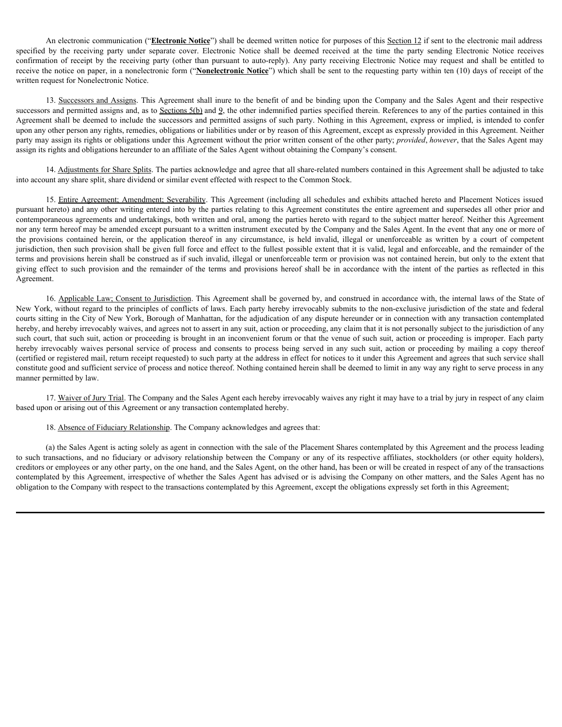An electronic communication ("**Electronic Notice**") shall be deemed written notice for purposes of this Section 12 if sent to the electronic mail address specified by the receiving party under separate cover. Electronic Notice shall be deemed received at the time the party sending Electronic Notice receives confirmation of receipt by the receiving party (other than pursuant to auto-reply). Any party receiving Electronic Notice may request and shall be entitled to receive the notice on paper, in a nonelectronic form ("**Nonelectronic Notice**") which shall be sent to the requesting party within ten (10) days of receipt of the written request for Nonelectronic Notice.

13. Successors and Assigns. This Agreement shall inure to the benefit of and be binding upon the Company and the Sales Agent and their respective successors and permitted assigns and, as to Sections 5(b) and 9, the other indemnified parties specified therein. References to any of the parties contained in this Agreement shall be deemed to include the successors and permitted assigns of such party. Nothing in this Agreement, express or implied, is intended to confer upon any other person any rights, remedies, obligations or liabilities under or by reason of this Agreement, except as expressly provided in this Agreement. Neither party may assign its rights or obligations under this Agreement without the prior written consent of the other party; *provided*, *however*, that the Sales Agent may assign its rights and obligations hereunder to an affiliate of the Sales Agent without obtaining the Company's consent.

14. Adjustments for Share Splits. The parties acknowledge and agree that all share-related numbers contained in this Agreement shall be adjusted to take into account any share split, share dividend or similar event effected with respect to the Common Stock.

15. Entire Agreement; Amendment; Severability. This Agreement (including all schedules and exhibits attached hereto and Placement Notices issued pursuant hereto) and any other writing entered into by the parties relating to this Agreement constitutes the entire agreement and supersedes all other prior and contemporaneous agreements and undertakings, both written and oral, among the parties hereto with regard to the subject matter hereof. Neither this Agreement nor any term hereof may be amended except pursuant to a written instrument executed by the Company and the Sales Agent. In the event that any one or more of the provisions contained herein, or the application thereof in any circumstance, is held invalid, illegal or unenforceable as written by a court of competent jurisdiction, then such provision shall be given full force and effect to the fullest possible extent that it is valid, legal and enforceable, and the remainder of the terms and provisions herein shall be construed as if such invalid, illegal or unenforceable term or provision was not contained herein, but only to the extent that giving effect to such provision and the remainder of the terms and provisions hereof shall be in accordance with the intent of the parties as reflected in this Agreement.

16. Applicable Law; Consent to Jurisdiction. This Agreement shall be governed by, and construed in accordance with, the internal laws of the State of New York, without regard to the principles of conflicts of laws. Each party hereby irrevocably submits to the non-exclusive jurisdiction of the state and federal courts sitting in the City of New York, Borough of Manhattan, for the adjudication of any dispute hereunder or in connection with any transaction contemplated hereby, and hereby irrevocably waives, and agrees not to assert in any suit, action or proceeding, any claim that it is not personally subject to the jurisdiction of any such court, that such suit, action or proceeding is brought in an inconvenient forum or that the venue of such suit, action or proceeding is improper. Each party hereby irrevocably waives personal service of process and consents to process being served in any such suit, action or proceeding by mailing a copy thereof (certified or registered mail, return receipt requested) to such party at the address in effect for notices to it under this Agreement and agrees that such service shall constitute good and sufficient service of process and notice thereof. Nothing contained herein shall be deemed to limit in any way any right to serve process in any manner permitted by law.

17. Waiver of Jury Trial. The Company and the Sales Agent each hereby irrevocably waives any right it may have to a trial by jury in respect of any claim based upon or arising out of this Agreement or any transaction contemplated hereby.

18. Absence of Fiduciary Relationship. The Company acknowledges and agrees that:

(a) the Sales Agent is acting solely as agent in connection with the sale of the Placement Shares contemplated by this Agreement and the process leading to such transactions, and no fiduciary or advisory relationship between the Company or any of its respective affiliates, stockholders (or other equity holders), creditors or employees or any other party, on the one hand, and the Sales Agent, on the other hand, has been or will be created in respect of any of the transactions contemplated by this Agreement, irrespective of whether the Sales Agent has advised or is advising the Company on other matters, and the Sales Agent has no obligation to the Company with respect to the transactions contemplated by this Agreement, except the obligations expressly set forth in this Agreement;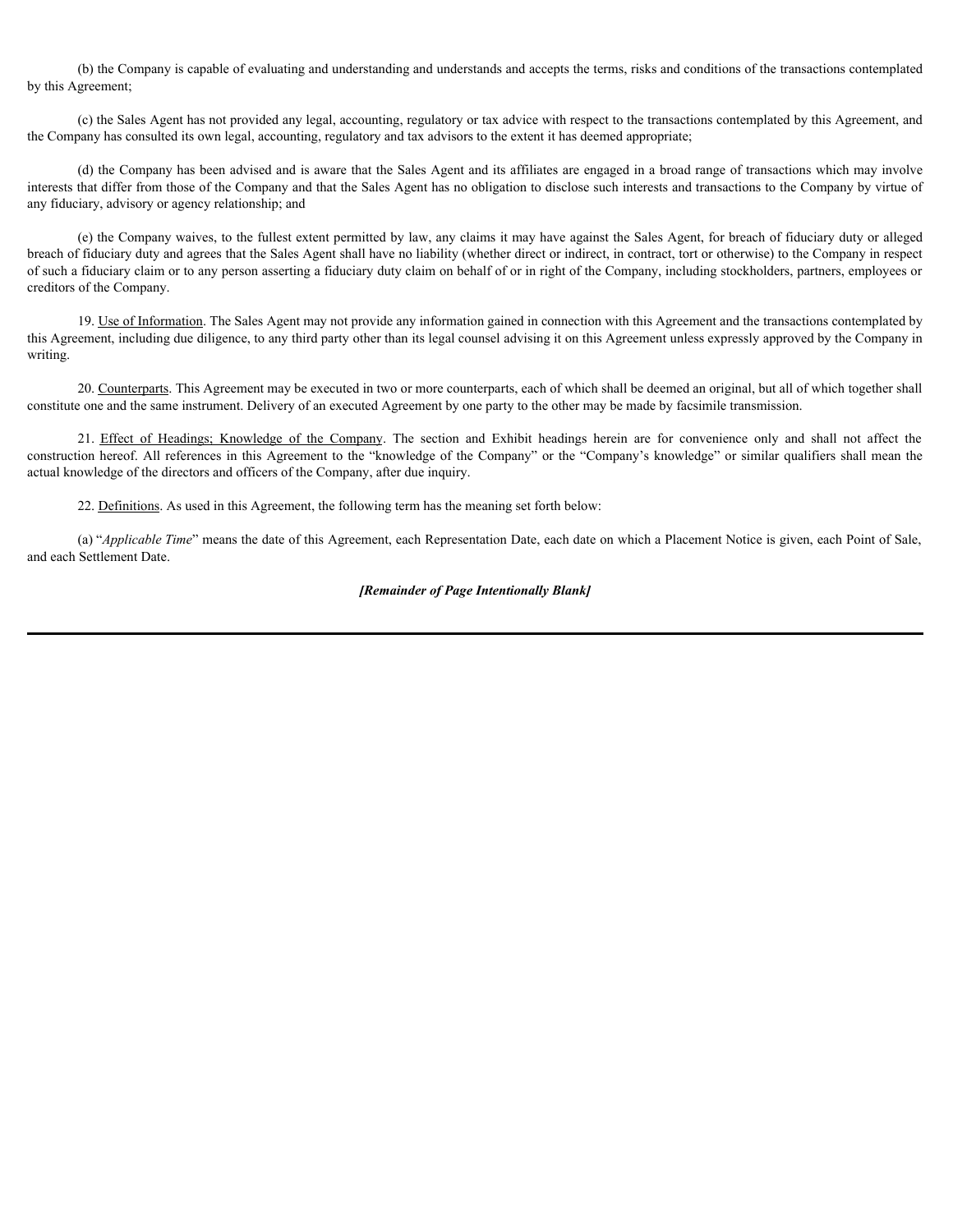(b) the Company is capable of evaluating and understanding and understands and accepts the terms, risks and conditions of the transactions contemplated by this Agreement;

(c) the Sales Agent has not provided any legal, accounting, regulatory or tax advice with respect to the transactions contemplated by this Agreement, and the Company has consulted its own legal, accounting, regulatory and tax advisors to the extent it has deemed appropriate;

(d) the Company has been advised and is aware that the Sales Agent and its affiliates are engaged in a broad range of transactions which may involve interests that differ from those of the Company and that the Sales Agent has no obligation to disclose such interests and transactions to the Company by virtue of any fiduciary, advisory or agency relationship; and

(e) the Company waives, to the fullest extent permitted by law, any claims it may have against the Sales Agent, for breach of fiduciary duty or alleged breach of fiduciary duty and agrees that the Sales Agent shall have no liability (whether direct or indirect, in contract, tort or otherwise) to the Company in respect of such a fiduciary claim or to any person asserting a fiduciary duty claim on behalf of or in right of the Company, including stockholders, partners, employees or creditors of the Company.

19. Use of Information. The Sales Agent may not provide any information gained in connection with this Agreement and the transactions contemplated by this Agreement, including due diligence, to any third party other than its legal counsel advising it on this Agreement unless expressly approved by the Company in writing.

20. Counterparts. This Agreement may be executed in two or more counterparts, each of which shall be deemed an original, but all of which together shall constitute one and the same instrument. Delivery of an executed Agreement by one party to the other may be made by facsimile transmission.

21. Effect of Headings; Knowledge of the Company. The section and Exhibit headings herein are for convenience only and shall not affect the construction hereof. All references in this Agreement to the "knowledge of the Company" or the "Company's knowledge" or similar qualifiers shall mean the actual knowledge of the directors and officers of the Company, after due inquiry.

22. Definitions. As used in this Agreement, the following term has the meaning set forth below:

(a) "*Applicable Time*" means the date of this Agreement, each Representation Date, each date on which a Placement Notice is given, each Point of Sale, and each Settlement Date.

***[Remainder of Page Intentionally Blank]***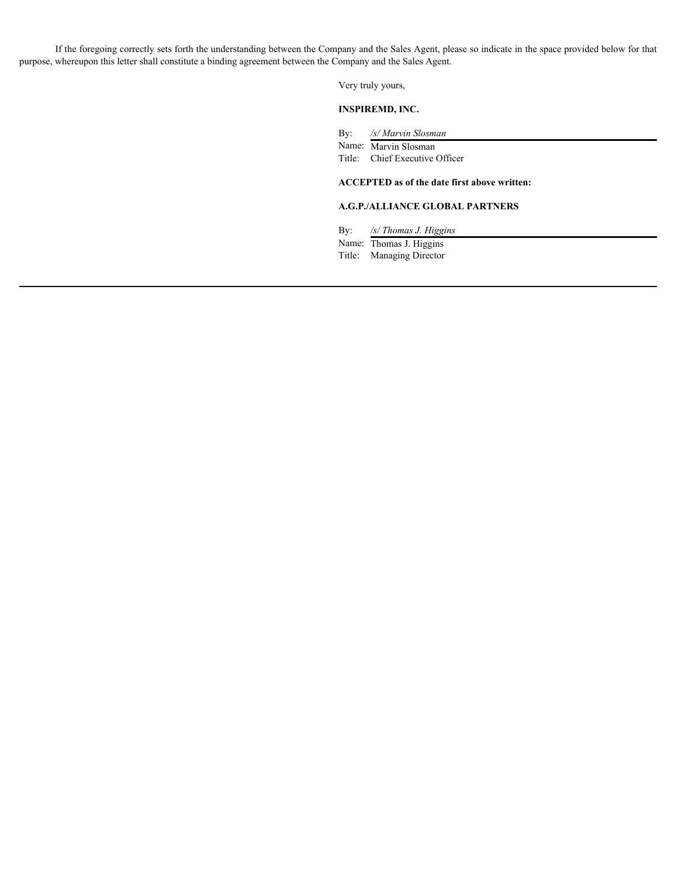If the foregoing correctly sets forth the understanding between the Company and the Sales Agent, please so indicate in the space provided below for that purpose, whereupon this letter shall constitute a binding agreement between the Company and the Sales Agent.

Very truly yours,

**INSPIREMD, INC.**

By: */s/ Marvin Slosman*
Name: Marvin Slosman
Title: Chief Executive Officer

**ACCEPTED as of the date first above written:**

**A.G.P./ALLIANCE GLOBAL PARTNERS**

By: */s/ Thomas J. Higgins*
Name: Thomas J. Higgins
Title: Managing Director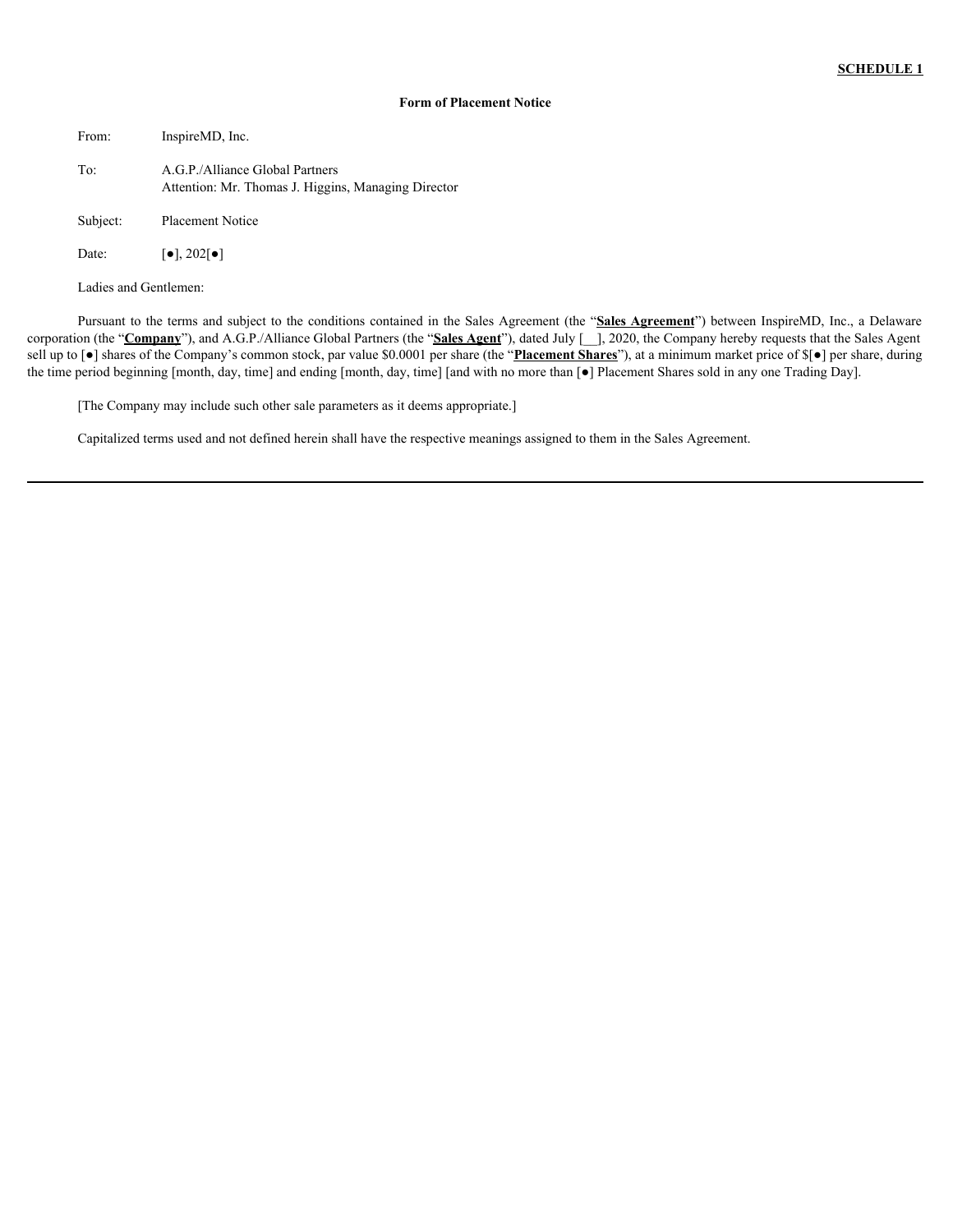**SCHEDULE 1**

**Form of Placement Notice**

From: InspireMD, Inc.

To: A.G.P./Alliance Global Partners
Attention: Mr. Thomas J. Higgins, Managing Director

Subject: Placement Notice

Date: [●], 202[●]

Ladies and Gentlemen:

Pursuant to the terms and subject to the conditions contained in the Sales Agreement (the "**Sales Agreement**") between InspireMD, Inc., a Delaware corporation (the "**Company**"), and A.G.P./Alliance Global Partners (the "**Sales Agent**"), dated July [__], 2020, the Company hereby requests that the Sales Agent sell up to [●] shares of the Company's common stock, par value $0.0001 per share (the "**Placement Shares**"), at a minimum market price of $[●] per share, during the time period beginning [month, day, time] and ending [month, day, time] [and with no more than [●] Placement Shares sold in any one Trading Day].

[The Company may include such other sale parameters as it deems appropriate.]

Capitalized terms used and not defined herein shall have the respective meanings assigned to them in the Sales Agreement.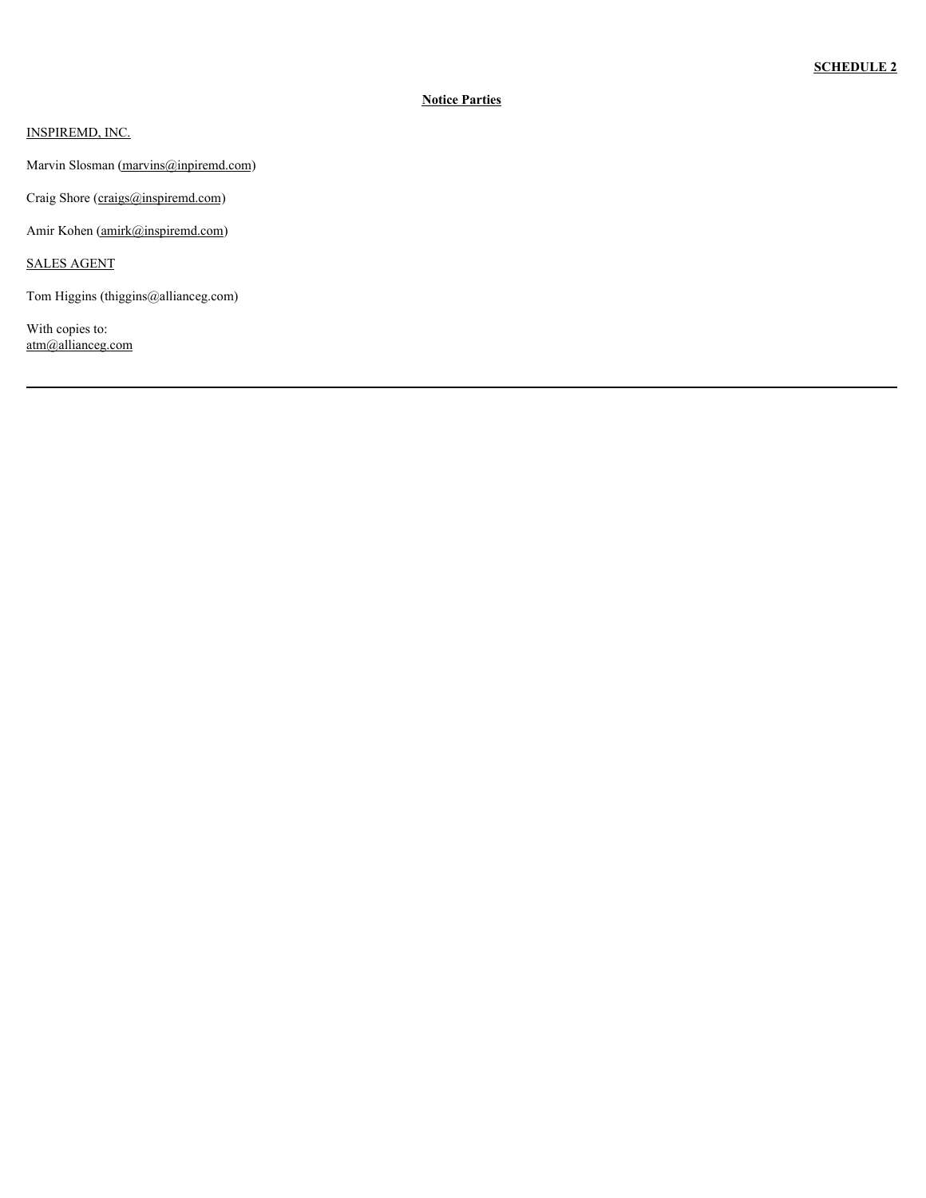**SCHEDULE 2**

**Notice Parties**

INSPIREMD, INC.

Marvin Slosman (marvins@inpiremd.com)

Craig Shore (craigs@inspiremd.com)

Amir Kohen (amirk@inspiremd.com)

SALES AGENT

Tom Higgins (thiggins@allianceg.com)

With copies to:
atm@allianceg.com

---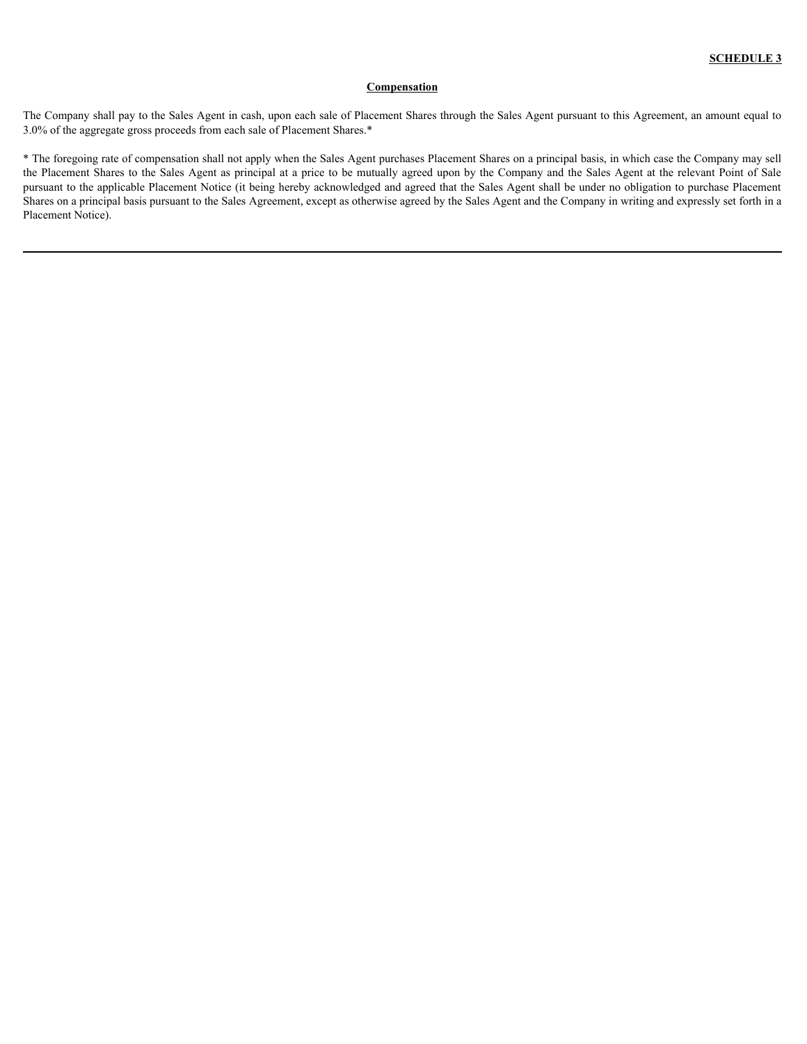**SCHEDULE 3**

**Compensation**

The Company shall pay to the Sales Agent in cash, upon each sale of Placement Shares through the Sales Agent pursuant to this Agreement, an amount equal to 3.0% of the aggregate gross proceeds from each sale of Placement Shares.*

* The foregoing rate of compensation shall not apply when the Sales Agent purchases Placement Shares on a principal basis, in which case the Company may sell the Placement Shares to the Sales Agent as principal at a price to be mutually agreed upon by the Company and the Sales Agent at the relevant Point of Sale pursuant to the applicable Placement Notice (it being hereby acknowledged and agreed that the Sales Agent shall be under no obligation to purchase Placement Shares on a principal basis pursuant to the Sales Agreement, except as otherwise agreed by the Sales Agent and the Company in writing and expressly set forth in a Placement Notice).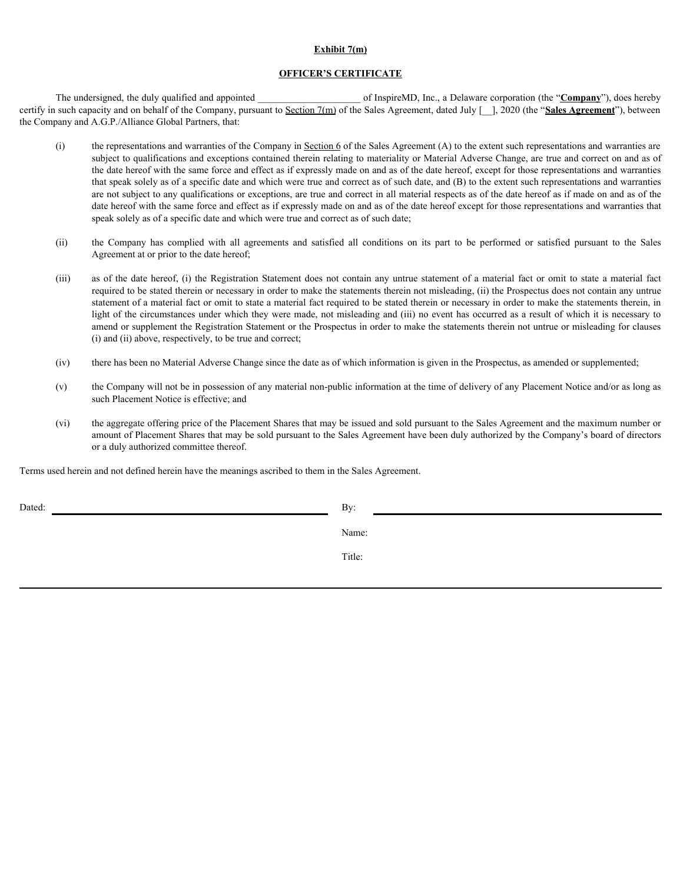**Exhibit 7(m)**

**OFFICER'S CERTIFICATE**

The undersigned, the duly qualified and appointed \_\_\_\_\_\_\_\_\_\_\_\_\_\_\_\_\_\_\_\_\_ of InspireMD, Inc., a Delaware corporation (the "**Company**"), does hereby certify in such capacity and on behalf of the Company, pursuant to Section 7(m) of the Sales Agreement, dated July [\_\_], 2020 (the "**Sales Agreement**"), between the Company and A.G.P./Alliance Global Partners, that:

(i) the representations and warranties of the Company in Section 6 of the Sales Agreement (A) to the extent such representations and warranties are subject to qualifications and exceptions contained therein relating to materiality or Material Adverse Change, are true and correct on and as of the date hereof with the same force and effect as if expressly made on and as of the date hereof, except for those representations and warranties that speak solely as of a specific date and which were true and correct as of such date, and (B) to the extent such representations and warranties are not subject to any qualifications or exceptions, are true and correct in all material respects as of the date hereof as if made on and as of the date hereof with the same force and effect as if expressly made on and as of the date hereof except for those representations and warranties that speak solely as of a specific date and which were true and correct as of such date;

(ii) the Company has complied with all agreements and satisfied all conditions on its part to be performed or satisfied pursuant to the Sales Agreement at or prior to the date hereof;

(iii) as of the date hereof, (i) the Registration Statement does not contain any untrue statement of a material fact or omit to state a material fact required to be stated therein or necessary in order to make the statements therein not misleading, (ii) the Prospectus does not contain any untrue statement of a material fact or omit to state a material fact required to be stated therein or necessary in order to make the statements therein, in light of the circumstances under which they were made, not misleading and (iii) no event has occurred as a result of which it is necessary to amend or supplement the Registration Statement or the Prospectus in order to make the statements therein not untrue or misleading for clauses (i) and (ii) above, respectively, to be true and correct;

(iv) there has been no Material Adverse Change since the date as of which information is given in the Prospectus, as amended or supplemented;

(v) the Company will not be in possession of any material non-public information at the time of delivery of any Placement Notice and/or as long as such Placement Notice is effective; and

(vi) the aggregate offering price of the Placement Shares that may be issued and sold pursuant to the Sales Agreement and the maximum number or amount of Placement Shares that may be sold pursuant to the Sales Agreement have been duly authorized by the Company's board of directors or a duly authorized committee thereof.

Terms used herein and not defined herein have the meanings ascribed to them in the Sales Agreement.

Dated: \_\_\_\_\_\_\_\_\_\_\_\_\_\_\_\_\_\_\_\_\_\_\_\_\_\_\_\_\_\_

By: \_\_\_\_\_\_\_\_\_\_\_\_\_\_\_\_\_\_\_\_\_\_\_\_\_\_\_\_\_\_

Name:

Title: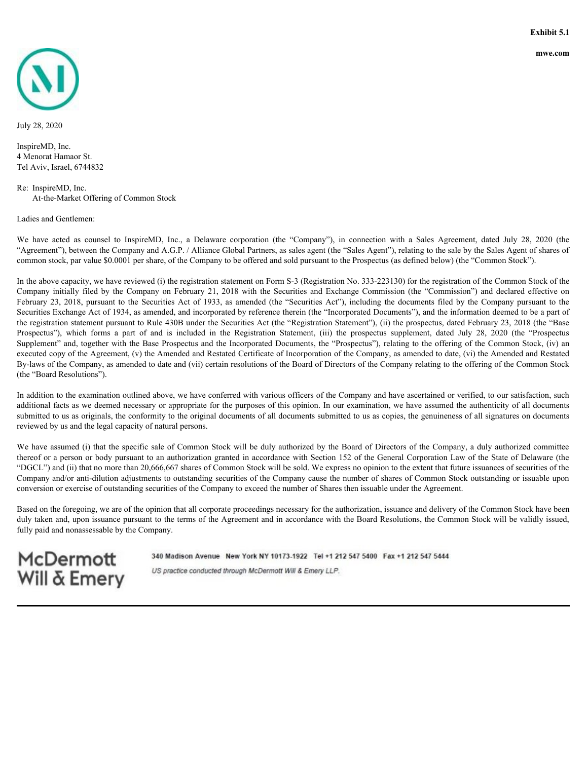**Exhibit 5.1**

**mwe.com**

July 28, 2020

InspireMD, Inc.
4 Menorat Hamaor St.
Tel Aviv, Israel, 6744832

Re: InspireMD, Inc.
At-the-Market Offering of Common Stock

Ladies and Gentlemen:

We have acted as counsel to InspireMD, Inc., a Delaware corporation (the "Company"), in connection with a Sales Agreement, dated July 28, 2020 (the "Agreement"), between the Company and A.G.P. / Alliance Global Partners, as sales agent (the "Sales Agent"), relating to the sale by the Sales Agent of shares of common stock, par value $0.0001 per share, of the Company to be offered and sold pursuant to the Prospectus (as defined below) (the "Common Stock").

In the above capacity, we have reviewed (i) the registration statement on Form S-3 (Registration No. 333-223130) for the registration of the Common Stock of the Company initially filed by the Company on February 21, 2018 with the Securities and Exchange Commission (the "Commission") and declared effective on February 23, 2018, pursuant to the Securities Act of 1933, as amended (the "Securities Act"), including the documents filed by the Company pursuant to the Securities Exchange Act of 1934, as amended, and incorporated by reference therein (the "Incorporated Documents"), and the information deemed to be a part of the registration statement pursuant to Rule 430B under the Securities Act (the "Registration Statement"), (ii) the prospectus, dated February 23, 2018 (the "Base Prospectus"), which forms a part of and is included in the Registration Statement, (iii) the prospectus supplement, dated July 28, 2020 (the "Prospectus Supplement" and, together with the Base Prospectus and the Incorporated Documents, the "Prospectus"), relating to the offering of the Common Stock, (iv) an executed copy of the Agreement, (v) the Amended and Restated Certificate of Incorporation of the Company, as amended to date, (vi) the Amended and Restated By-laws of the Company, as amended to date and (vii) certain resolutions of the Board of Directors of the Company relating to the offering of the Common Stock (the "Board Resolutions").

In addition to the examination outlined above, we have conferred with various officers of the Company and have ascertained or verified, to our satisfaction, such additional facts as we deemed necessary or appropriate for the purposes of this opinion. In our examination, we have assumed the authenticity of all documents submitted to us as originals, the conformity to the original documents of all documents submitted to us as copies, the genuineness of all signatures on documents reviewed by us and the legal capacity of natural persons.

We have assumed (i) that the specific sale of Common Stock will be duly authorized by the Board of Directors of the Company, a duly authorized committee thereof or a person or body pursuant to an authorization granted in accordance with Section 152 of the General Corporation Law of the State of Delaware (the "DGCL") and (ii) that no more than 20,666,667 shares of Common Stock will be sold. We express no opinion to the extent that future issuances of securities of the Company and/or anti-dilution adjustments to outstanding securities of the Company cause the number of shares of Common Stock outstanding or issuable upon conversion or exercise of outstanding securities of the Company to exceed the number of Shares then issuable under the Agreement.

Based on the foregoing, we are of the opinion that all corporate proceedings necessary for the authorization, issuance and delivery of the Common Stock have been duly taken and, upon issuance pursuant to the terms of the Agreement and in accordance with the Board Resolutions, the Common Stock will be validly issued, fully paid and nonassessable by the Company.

McDermott Will & Emery

340 Madison Avenue New York NY 10173-1922 Tel +1 212 547 5400 Fax +1 212 547 5444

*US practice conducted through McDermott Will & Emery LLP.*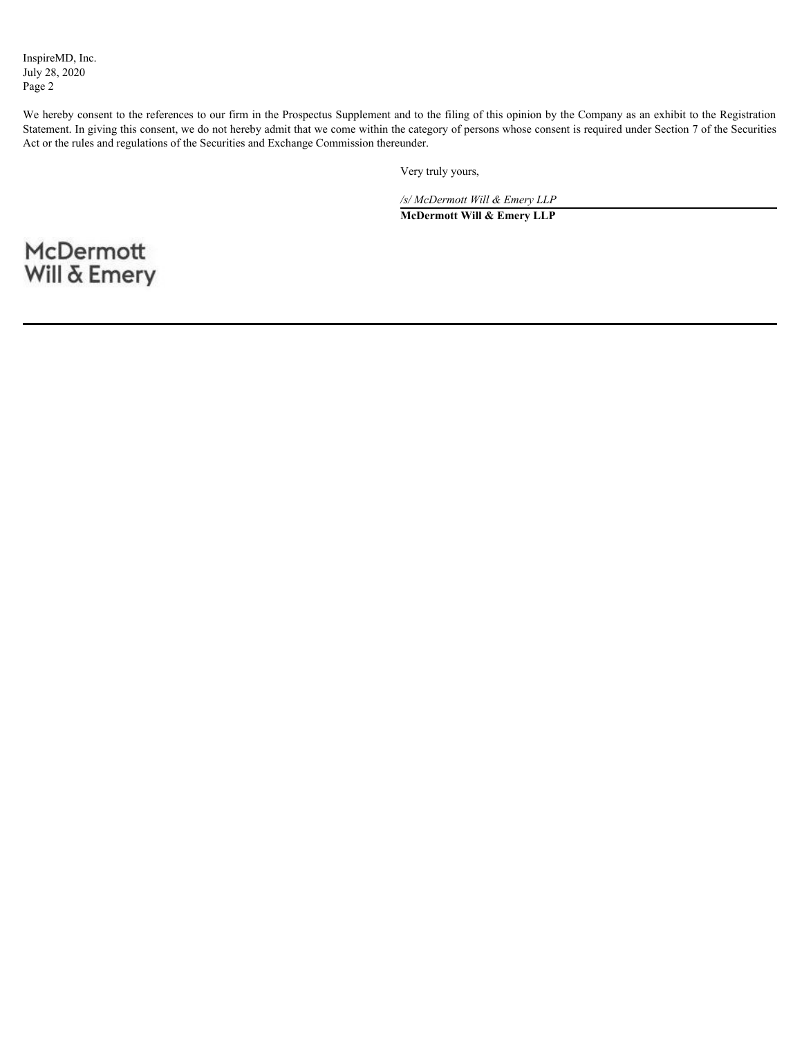InspireMD, Inc.
July 28, 2020
Page 2

We hereby consent to the references to our firm in the Prospectus Supplement and to the filing of this opinion by the Company as an exhibit to the Registration Statement. In giving this consent, we do not hereby admit that we come within the category of persons whose consent is required under Section 7 of the Securities Act or the rules and regulations of the Securities and Exchange Commission thereunder.

Very truly yours,

*/s/ McDermott Will & Emery LLP*

**McDermott Will & Emery LLP**

McDermott
Will & Emery